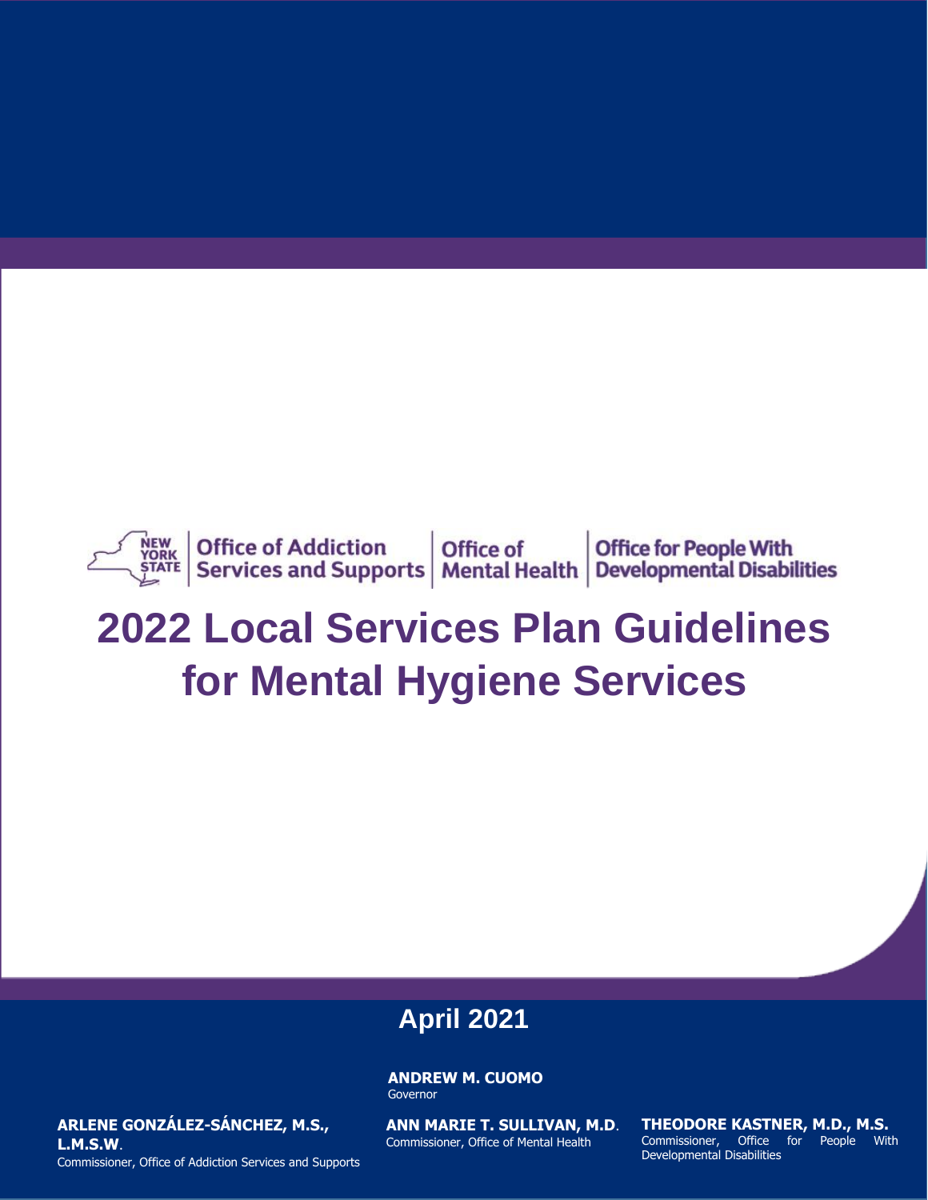Office of Addiction Services and Supports | Office of Mental Health | Office for People With Developmental Disabilities

# 2022 Local Services Plan Guidelines for Mental Hygiene Services

## April 2021

**ANDREW M. CUOMO**
Governor

**ARLENE GONZÁLEZ-SÁNCHEZ, M.S., L.M.S.W**.
Commissioner, Office of Addiction Services and Supports

**ANN MARIE T. SULLIVAN, M.D**.
Commissioner, Office of Mental Health

**THEODORE KASTNER, M.D., M.S.**
Commissioner, Office for People With Developmental Disabilities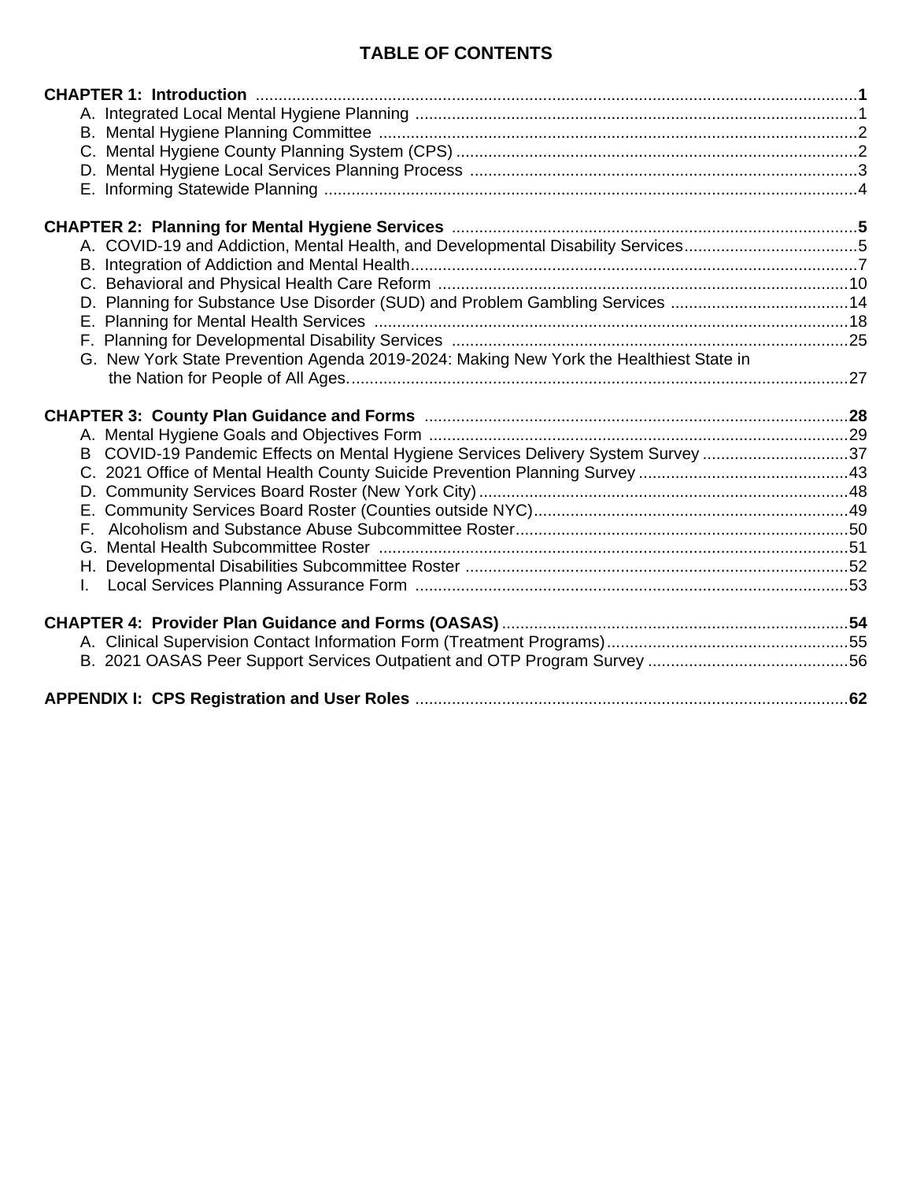# TABLE OF CONTENTS

**CHAPTER 1: Introduction** ..................................................... **1**

- A. Integrated Local Mental Hygiene Planning ..................................................... 1
- B. Mental Hygiene Planning Committee ..................................................... 2
- C. Mental Hygiene County Planning System (CPS) ..................................................... 2
- D. Mental Hygiene Local Services Planning Process ..................................................... 3
- E. Informing Statewide Planning ..................................................... 4

**CHAPTER 2: Planning for Mental Hygiene Services** ..................................................... **5**

- A. COVID-19 and Addiction, Mental Health, and Developmental Disability Services ..................................................... 5
- B. Integration of Addiction and Mental Health ..................................................... 7
- C. Behavioral and Physical Health Care Reform ..................................................... 10
- D. Planning for Substance Use Disorder (SUD) and Problem Gambling Services ..................................................... 14
- E. Planning for Mental Health Services ..................................................... 18
- F. Planning for Developmental Disability Services ..................................................... 25
- G. New York State Prevention Agenda 2019-2024: Making New York the Healthiest State in the Nation for People of All Ages. ..................................................... 27

**CHAPTER 3: County Plan Guidance and Forms** ..................................................... **28**

- A. Mental Hygiene Goals and Objectives Form ..................................................... 29
- B COVID-19 Pandemic Effects on Mental Hygiene Services Delivery System Survey ..................................................... 37
- C. 2021 Office of Mental Health County Suicide Prevention Planning Survey ..................................................... 43
- D. Community Services Board Roster (New York City) ..................................................... 48
- E. Community Services Board Roster (Counties outside NYC) ..................................................... 49
- F. Alcoholism and Substance Abuse Subcommittee Roster ..................................................... 50
- G. Mental Health Subcommittee Roster ..................................................... 51
- H. Developmental Disabilities Subcommittee Roster ..................................................... 52
- I. Local Services Planning Assurance Form ..................................................... 53

**CHAPTER 4: Provider Plan Guidance and Forms (OASAS)** ..................................................... **54**

- A. Clinical Supervision Contact Information Form (Treatment Programs) ..................................................... 55
- B. 2021 OASAS Peer Support Services Outpatient and OTP Program Survey ..................................................... 56

**APPENDIX I: CPS Registration and User Roles** ..................................................... **62**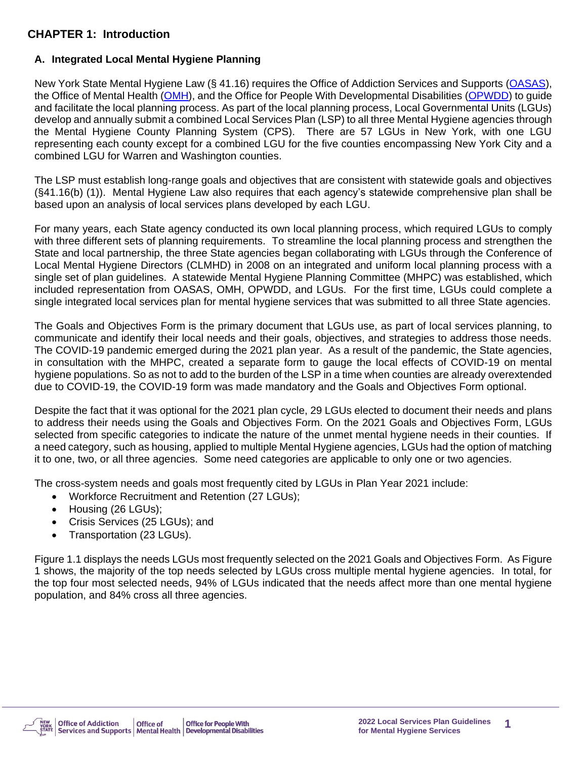# CHAPTER 1: Introduction

## A. Integrated Local Mental Hygiene Planning

New York State Mental Hygiene Law (§ 41.16) requires the Office of Addiction Services and Supports (OASAS), the Office of Mental Health (OMH), and the Office for People With Developmental Disabilities (OPWDD) to guide and facilitate the local planning process. As part of the local planning process, Local Governmental Units (LGUs) develop and annually submit a combined Local Services Plan (LSP) to all three Mental Hygiene agencies through the Mental Hygiene County Planning System (CPS). There are 57 LGUs in New York, with one LGU representing each county except for a combined LGU for the five counties encompassing New York City and a combined LGU for Warren and Washington counties.

The LSP must establish long-range goals and objectives that are consistent with statewide goals and objectives (§41.16(b) (1)). Mental Hygiene Law also requires that each agency's statewide comprehensive plan shall be based upon an analysis of local services plans developed by each LGU.

For many years, each State agency conducted its own local planning process, which required LGUs to comply with three different sets of planning requirements. To streamline the local planning process and strengthen the State and local partnership, the three State agencies began collaborating with LGUs through the Conference of Local Mental Hygiene Directors (CLMHD) in 2008 on an integrated and uniform local planning process with a single set of plan guidelines. A statewide Mental Hygiene Planning Committee (MHPC) was established, which included representation from OASAS, OMH, OPWDD, and LGUs. For the first time, LGUs could complete a single integrated local services plan for mental hygiene services that was submitted to all three State agencies.

The Goals and Objectives Form is the primary document that LGUs use, as part of local services planning, to communicate and identify their local needs and their goals, objectives, and strategies to address those needs. The COVID-19 pandemic emerged during the 2021 plan year. As a result of the pandemic, the State agencies, in consultation with the MHPC, created a separate form to gauge the local effects of COVID-19 on mental hygiene populations. So as not to add to the burden of the LSP in a time when counties are already overextended due to COVID-19, the COVID-19 form was made mandatory and the Goals and Objectives Form optional.

Despite the fact that it was optional for the 2021 plan cycle, 29 LGUs elected to document their needs and plans to address their needs using the Goals and Objectives Form. On the 2021 Goals and Objectives Form, LGUs selected from specific categories to indicate the nature of the unmet mental hygiene needs in their counties. If a need category, such as housing, applied to multiple Mental Hygiene agencies, LGUs had the option of matching it to one, two, or all three agencies. Some need categories are applicable to only one or two agencies.

The cross-system needs and goals most frequently cited by LGUs in Plan Year 2021 include:

- Workforce Recruitment and Retention (27 LGUs);
- Housing (26 LGUs);
- Crisis Services (25 LGUs); and
- Transportation (23 LGUs).

Figure 1.1 displays the needs LGUs most frequently selected on the 2021 Goals and Objectives Form. As Figure 1 shows, the majority of the top needs selected by LGUs cross multiple mental hygiene agencies. In total, for the top four most selected needs, 94% of LGUs indicated that the needs affect more than one mental hygiene population, and 84% cross all three agencies.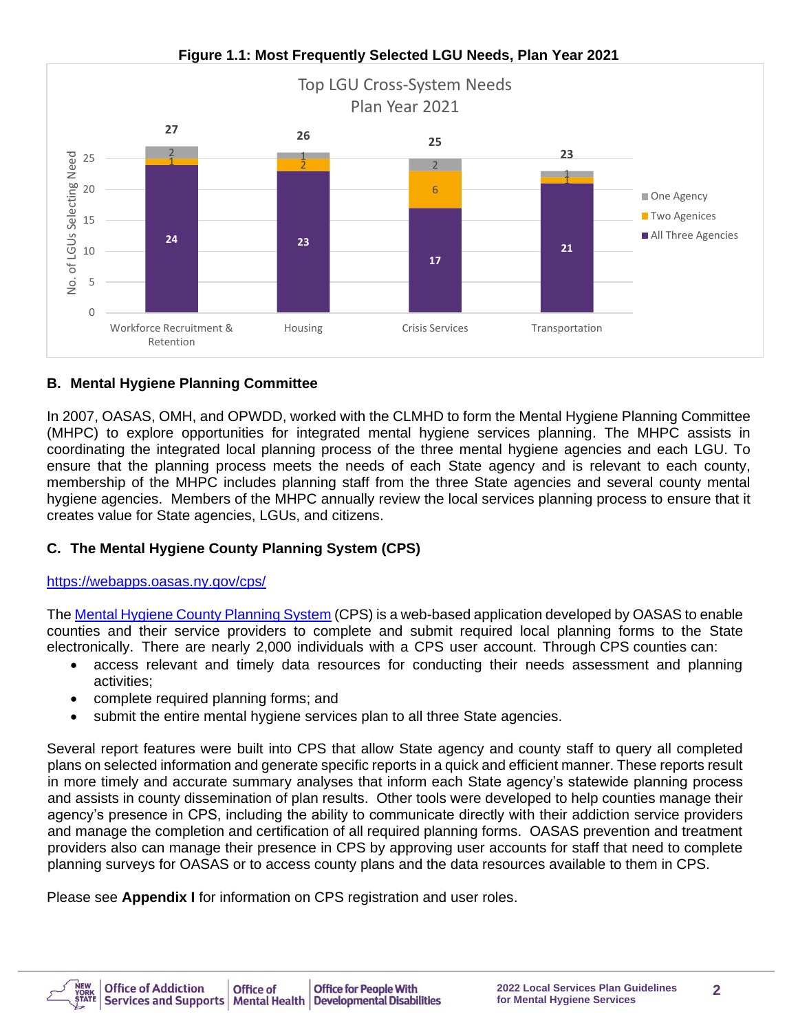**Figure 1.1: Most Frequently Selected LGU Needs, Plan Year 2021**

| Top LGU Cross-System Needs Plan Year 2021 | All Three Agencies | Two Agenices | One Agency | Total |
|---|---|---|---|---|
| Workforce Recruitment & Retention | 24 | 1 | 2 | 27 |
| Housing | 23 | 2 | 1 | 26 |
| Crisis Services | 17 | 6 | 2 | 25 |
| Transportation | 21 | 1 | 1 | 23 |

## B. Mental Hygiene Planning Committee

In 2007, OASAS, OMH, and OPWDD, worked with the CLMHD to form the Mental Hygiene Planning Committee (MHPC) to explore opportunities for integrated mental hygiene services planning. The MHPC assists in coordinating the integrated local planning process of the three mental hygiene agencies and each LGU. To ensure that the planning process meets the needs of each State agency and is relevant to each county, membership of the MHPC includes planning staff from the three State agencies and several county mental hygiene agencies. Members of the MHPC annually review the local services planning process to ensure that it creates value for State agencies, LGUs, and citizens.

## C. The Mental Hygiene County Planning System (CPS)

https://webapps.oasas.ny.gov/cps/

The Mental Hygiene County Planning System (CPS) is a web-based application developed by OASAS to enable counties and their service providers to complete and submit required local planning forms to the State electronically. There are nearly 2,000 individuals with a CPS user account. Through CPS counties can:

- access relevant and timely data resources for conducting their needs assessment and planning activities;
- complete required planning forms; and
- submit the entire mental hygiene services plan to all three State agencies.

Several report features were built into CPS that allow State agency and county staff to query all completed plans on selected information and generate specific reports in a quick and efficient manner. These reports result in more timely and accurate summary analyses that inform each State agency's statewide planning process and assists in county dissemination of plan results. Other tools were developed to help counties manage their agency's presence in CPS, including the ability to communicate directly with their addiction service providers and manage the completion and certification of all required planning forms. OASAS prevention and treatment providers also can manage their presence in CPS by approving user accounts for staff that need to complete planning surveys for OASAS or to access county plans and the data resources available to them in CPS.

Please see **Appendix I** for information on CPS registration and user roles.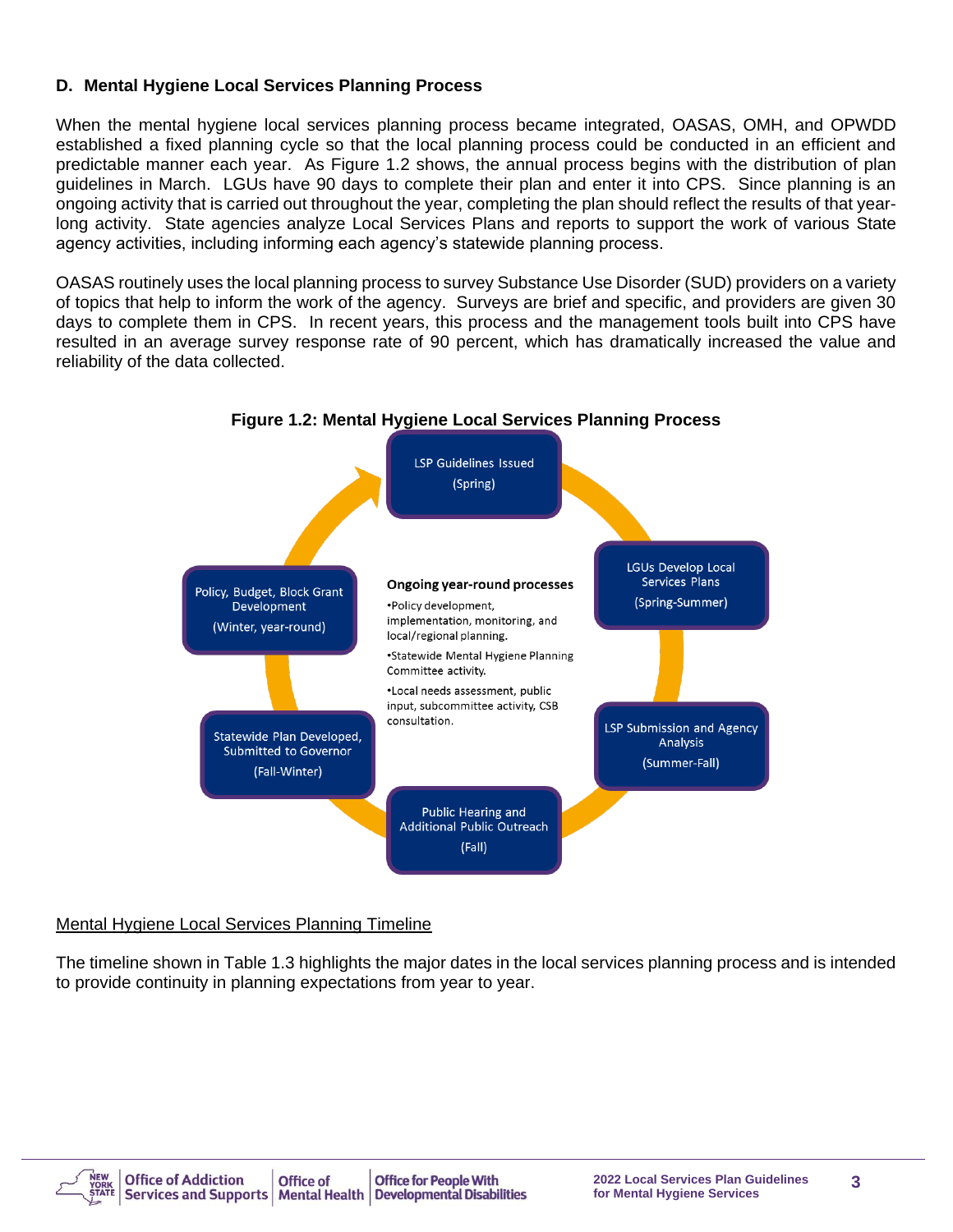### D. Mental Hygiene Local Services Planning Process

When the mental hygiene local services planning process became integrated, OASAS, OMH, and OPWDD established a fixed planning cycle so that the local planning process could be conducted in an efficient and predictable manner each year. As Figure 1.2 shows, the annual process begins with the distribution of plan guidelines in March. LGUs have 90 days to complete their plan and enter it into CPS. Since planning is an ongoing activity that is carried out throughout the year, completing the plan should reflect the results of that year-long activity. State agencies analyze Local Services Plans and reports to support the work of various State agency activities, including informing each agency's statewide planning process.

OASAS routinely uses the local planning process to survey Substance Use Disorder (SUD) providers on a variety of topics that help to inform the work of the agency. Surveys are brief and specific, and providers are given 30 days to complete them in CPS. In recent years, this process and the management tools built into CPS have resulted in an average survey response rate of 90 percent, which has dramatically increased the value and reliability of the data collected.

**Figure 1.2: Mental Hygiene Local Services Planning Process**

LSP Guidelines Issued (Spring)

LGUs Develop Local Services Plans (Spring-Summer)

LSP Submission and Agency Analysis (Summer-Fall)

Public Hearing and Additional Public Outreach (Fall)

Statewide Plan Developed, Submitted to Governor (Fall-Winter)

Policy, Budget, Block Grant Development (Winter, year-round)

**Ongoing year-round processes**
- Policy development, implementation, monitoring, and local/regional planning.
- Statewide Mental Hygiene Planning Committee activity.
- Local needs assessment, public input, subcommittee activity, CSB consultation.

<u>Mental Hygiene Local Services Planning Timeline</u>

The timeline shown in Table 1.3 highlights the major dates in the local services planning process and is intended to provide continuity in planning expectations from year to year.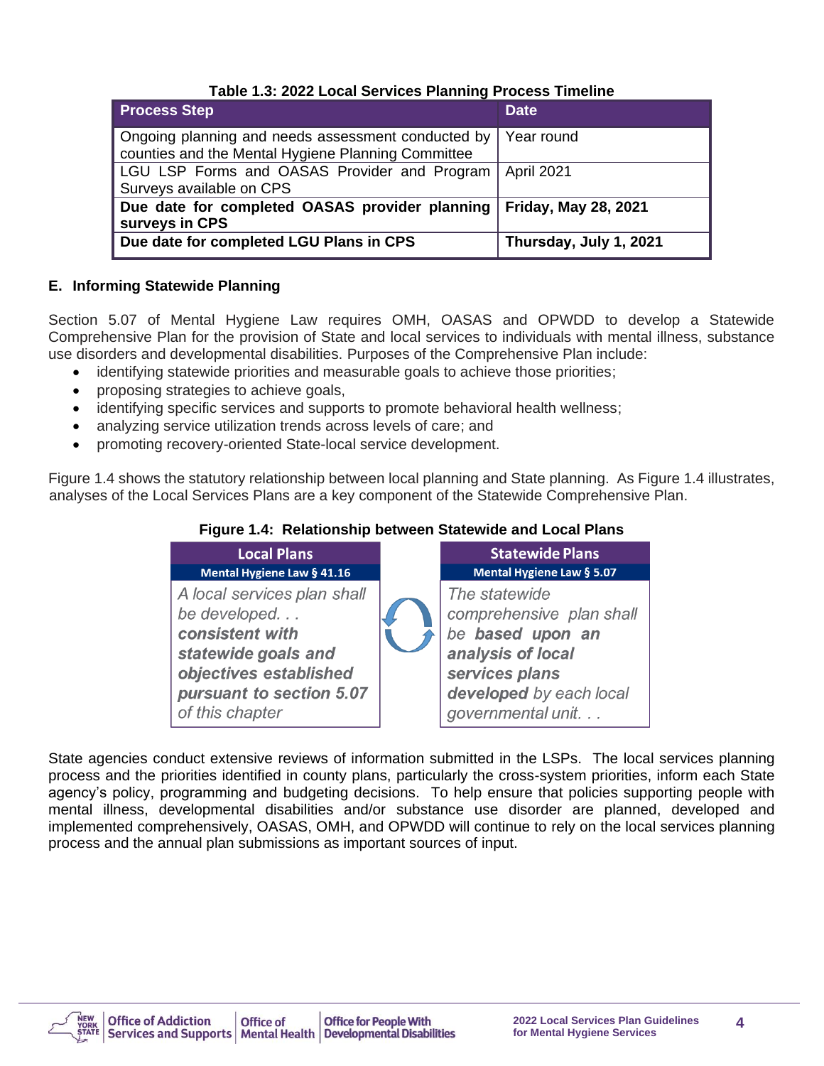**Table 1.3: 2022 Local Services Planning Process Timeline**

| Process Step | Date |
|---|---|
| Ongoing planning and needs assessment conducted by counties and the Mental Hygiene Planning Committee | Year round |
| LGU LSP Forms and OASAS Provider and Program Surveys available on CPS | April 2021 |
| **Due date for completed OASAS provider planning surveys in CPS** | **Friday, May 28, 2021** |
| **Due date for completed LGU Plans in CPS** | **Thursday, July 1, 2021** |

### E. Informing Statewide Planning

Section 5.07 of Mental Hygiene Law requires OMH, OASAS and OPWDD to develop a Statewide Comprehensive Plan for the provision of State and local services to individuals with mental illness, substance use disorders and developmental disabilities. Purposes of the Comprehensive Plan include:

- identifying statewide priorities and measurable goals to achieve those priorities;
- proposing strategies to achieve goals,
- identifying specific services and supports to promote behavioral health wellness;
- analyzing service utilization trends across levels of care; and
- promoting recovery-oriented State-local service development.

Figure 1.4 shows the statutory relationship between local planning and State planning. As Figure 1.4 illustrates, analyses of the Local Services Plans are a key component of the Statewide Comprehensive Plan.

**Figure 1.4: Relationship between Statewide and Local Plans**

| Local Plans | Statewide Plans |
|---|---|
| **Mental Hygiene Law § 41.16** | **Mental Hygiene Law § 5.07** |
| *A local services plan shall be developed. . . **consistent with statewide goals and objectives established pursuant to section 5.07** of this chapter* | *The statewide comprehensive plan shall be **based upon an analysis of local services plans developed** by each local governmental unit. . .* |

State agencies conduct extensive reviews of information submitted in the LSPs. The local services planning process and the priorities identified in county plans, particularly the cross-system priorities, inform each State agency's policy, programming and budgeting decisions. To help ensure that policies supporting people with mental illness, developmental disabilities and/or substance use disorder are planned, developed and implemented comprehensively, OASAS, OMH, and OPWDD will continue to rely on the local services planning process and the annual plan submissions as important sources of input.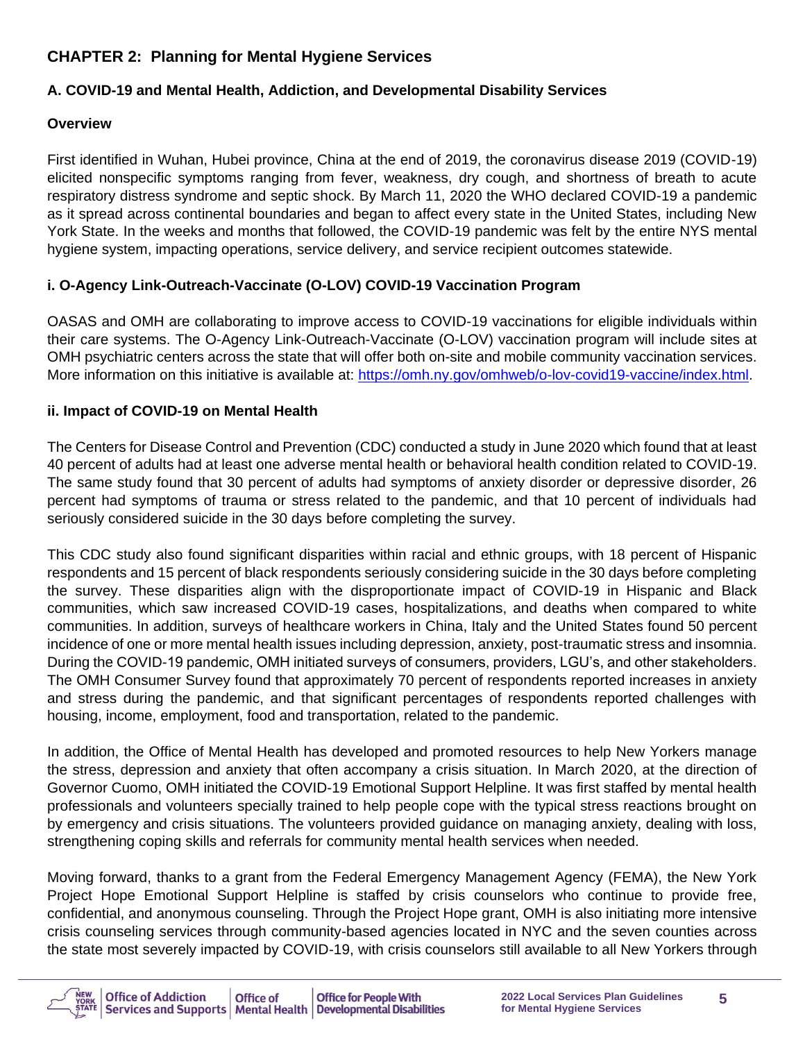# CHAPTER 2: Planning for Mental Hygiene Services

## A. COVID-19 and Mental Health, Addiction, and Developmental Disability Services

### Overview

First identified in Wuhan, Hubei province, China at the end of 2019, the coronavirus disease 2019 (COVID-19) elicited nonspecific symptoms ranging from fever, weakness, dry cough, and shortness of breath to acute respiratory distress syndrome and septic shock. By March 11, 2020 the WHO declared COVID-19 a pandemic as it spread across continental boundaries and began to affect every state in the United States, including New York State. In the weeks and months that followed, the COVID-19 pandemic was felt by the entire NYS mental hygiene system, impacting operations, service delivery, and service recipient outcomes statewide.

### i. O-Agency Link-Outreach-Vaccinate (O-LOV) COVID-19 Vaccination Program

OASAS and OMH are collaborating to improve access to COVID-19 vaccinations for eligible individuals within their care systems. The O-Agency Link-Outreach-Vaccinate (O-LOV) vaccination program will include sites at OMH psychiatric centers across the state that will offer both on-site and mobile community vaccination services. More information on this initiative is available at: [https://omh.ny.gov/omhweb/o-lov-covid19-vaccine/index.html](https://omh.ny.gov/omhweb/o-lov-covid19-vaccine/index.html).

### ii. Impact of COVID-19 on Mental Health

The Centers for Disease Control and Prevention (CDC) conducted a study in June 2020 which found that at least 40 percent of adults had at least one adverse mental health or behavioral health condition related to COVID-19. The same study found that 30 percent of adults had symptoms of anxiety disorder or depressive disorder, 26 percent had symptoms of trauma or stress related to the pandemic, and that 10 percent of individuals had seriously considered suicide in the 30 days before completing the survey.

This CDC study also found significant disparities within racial and ethnic groups, with 18 percent of Hispanic respondents and 15 percent of black respondents seriously considering suicide in the 30 days before completing the survey. These disparities align with the disproportionate impact of COVID-19 in Hispanic and Black communities, which saw increased COVID-19 cases, hospitalizations, and deaths when compared to white communities. In addition, surveys of healthcare workers in China, Italy and the United States found 50 percent incidence of one or more mental health issues including depression, anxiety, post-traumatic stress and insomnia. During the COVID-19 pandemic, OMH initiated surveys of consumers, providers, LGU's, and other stakeholders. The OMH Consumer Survey found that approximately 70 percent of respondents reported increases in anxiety and stress during the pandemic, and that significant percentages of respondents reported challenges with housing, income, employment, food and transportation, related to the pandemic.

In addition, the Office of Mental Health has developed and promoted resources to help New Yorkers manage the stress, depression and anxiety that often accompany a crisis situation. In March 2020, at the direction of Governor Cuomo, OMH initiated the COVID-19 Emotional Support Helpline. It was first staffed by mental health professionals and volunteers specially trained to help people cope with the typical stress reactions brought on by emergency and crisis situations. The volunteers provided guidance on managing anxiety, dealing with loss, strengthening coping skills and referrals for community mental health services when needed.

Moving forward, thanks to a grant from the Federal Emergency Management Agency (FEMA), the New York Project Hope Emotional Support Helpline is staffed by crisis counselors who continue to provide free, confidential, and anonymous counseling. Through the Project Hope grant, OMH is also initiating more intensive crisis counseling services through community-based agencies located in NYC and the seven counties across the state most severely impacted by COVID-19, with crisis counselors still available to all New Yorkers through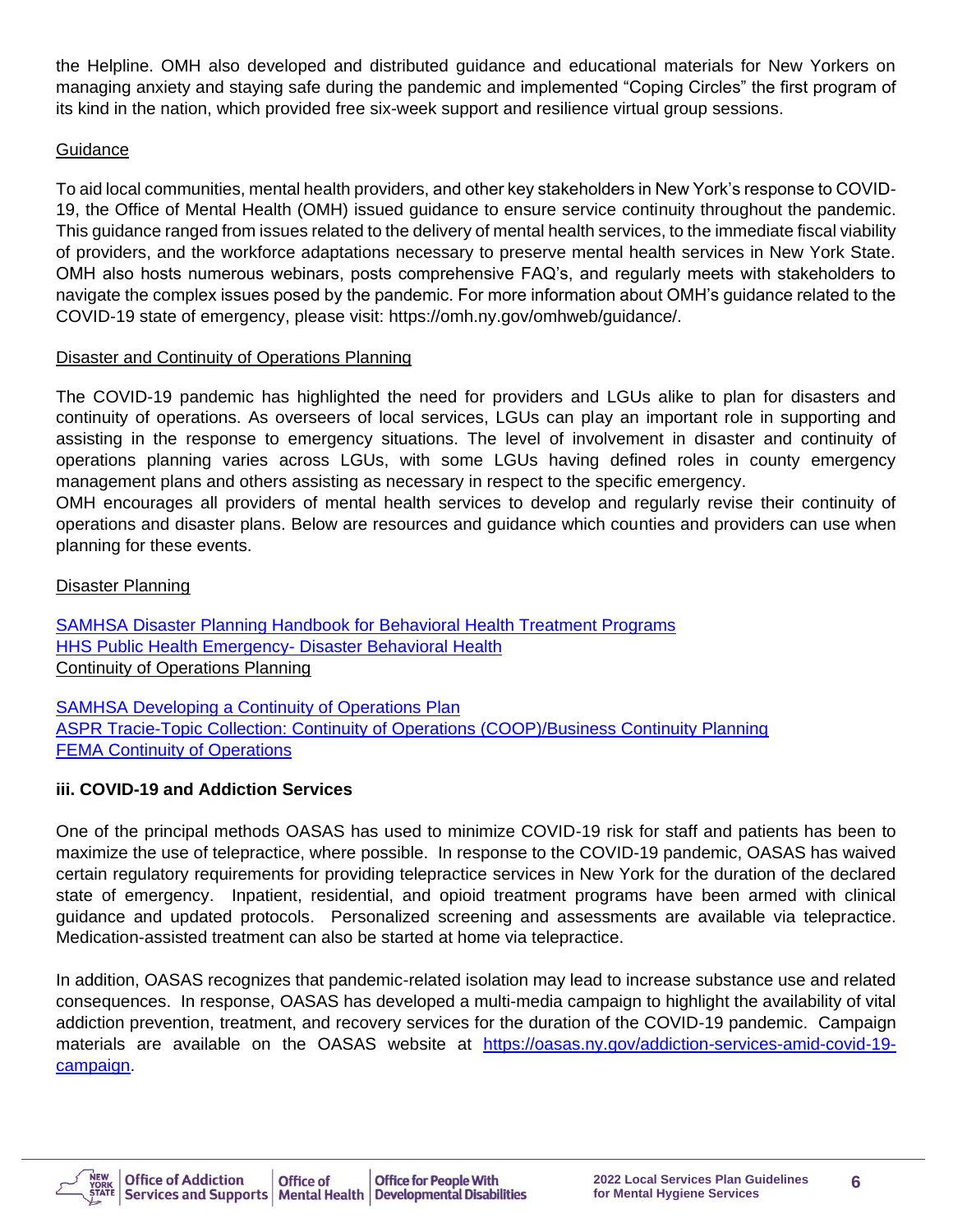the Helpline. OMH also developed and distributed guidance and educational materials for New Yorkers on managing anxiety and staying safe during the pandemic and implemented "Coping Circles" the first program of its kind in the nation, which provided free six-week support and resilience virtual group sessions.

Guidance

To aid local communities, mental health providers, and other key stakeholders in New York's response to COVID-19, the Office of Mental Health (OMH) issued guidance to ensure service continuity throughout the pandemic. This guidance ranged from issues related to the delivery of mental health services, to the immediate fiscal viability of providers, and the workforce adaptations necessary to preserve mental health services in New York State. OMH also hosts numerous webinars, posts comprehensive FAQ's, and regularly meets with stakeholders to navigate the complex issues posed by the pandemic. For more information about OMH's guidance related to the COVID-19 state of emergency, please visit: https://omh.ny.gov/omhweb/guidance/.

Disaster and Continuity of Operations Planning

The COVID-19 pandemic has highlighted the need for providers and LGUs alike to plan for disasters and continuity of operations. As overseers of local services, LGUs can play an important role in supporting and assisting in the response to emergency situations. The level of involvement in disaster and continuity of operations planning varies across LGUs, with some LGUs having defined roles in county emergency management plans and others assisting as necessary in respect to the specific emergency.
OMH encourages all providers of mental health services to develop and regularly revise their continuity of operations and disaster plans. Below are resources and guidance which counties and providers can use when planning for these events.

Disaster Planning

SAMHSA Disaster Planning Handbook for Behavioral Health Treatment Programs
HHS Public Health Emergency- Disaster Behavioral Health
Continuity of Operations Planning

SAMHSA Developing a Continuity of Operations Plan
ASPR Tracie-Topic Collection: Continuity of Operations (COOP)/Business Continuity Planning
FEMA Continuity of Operations

### iii. COVID-19 and Addiction Services

One of the principal methods OASAS has used to minimize COVID-19 risk for staff and patients has been to maximize the use of telepractice, where possible. In response to the COVID-19 pandemic, OASAS has waived certain regulatory requirements for providing telepractice services in New York for the duration of the declared state of emergency. Inpatient, residential, and opioid treatment programs have been armed with clinical guidance and updated protocols. Personalized screening and assessments are available via telepractice. Medication-assisted treatment can also be started at home via telepractice.

In addition, OASAS recognizes that pandemic-related isolation may lead to increase substance use and related consequences. In response, OASAS has developed a multi-media campaign to highlight the availability of vital addiction prevention, treatment, and recovery services for the duration of the COVID-19 pandemic. Campaign materials are available on the OASAS website at https://oasas.ny.gov/addiction-services-amid-covid-19-campaign.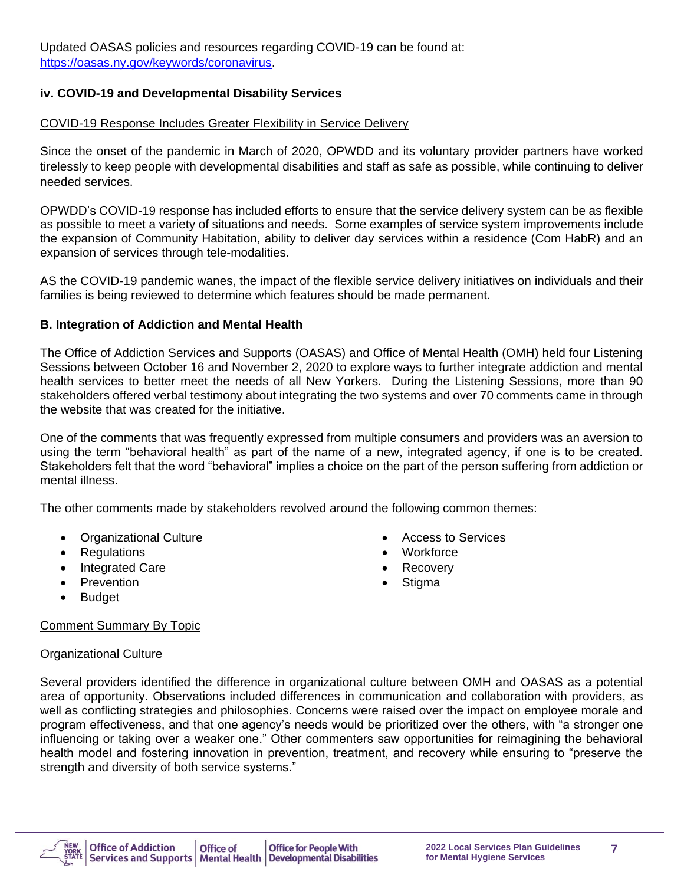Updated OASAS policies and resources regarding COVID-19 can be found at: https://oasas.ny.gov/keywords/coronavirus.

### iv. COVID-19 and Developmental Disability Services

COVID-19 Response Includes Greater Flexibility in Service Delivery

Since the onset of the pandemic in March of 2020, OPWDD and its voluntary provider partners have worked tirelessly to keep people with developmental disabilities and staff as safe as possible, while continuing to deliver needed services.

OPWDD's COVID-19 response has included efforts to ensure that the service delivery system can be as flexible as possible to meet a variety of situations and needs. Some examples of service system improvements include the expansion of Community Habitation, ability to deliver day services within a residence (Com HabR) and an expansion of services through tele-modalities.

AS the COVID-19 pandemic wanes, the impact of the flexible service delivery initiatives on individuals and their families is being reviewed to determine which features should be made permanent.

## B. Integration of Addiction and Mental Health

The Office of Addiction Services and Supports (OASAS) and Office of Mental Health (OMH) held four Listening Sessions between October 16 and November 2, 2020 to explore ways to further integrate addiction and mental health services to better meet the needs of all New Yorkers. During the Listening Sessions, more than 90 stakeholders offered verbal testimony about integrating the two systems and over 70 comments came in through the website that was created for the initiative.

One of the comments that was frequently expressed from multiple consumers and providers was an aversion to using the term "behavioral health" as part of the name of a new, integrated agency, if one is to be created. Stakeholders felt that the word "behavioral" implies a choice on the part of the person suffering from addiction or mental illness.

The other comments made by stakeholders revolved around the following common themes:

- Organizational Culture
- Regulations
- Integrated Care
- Prevention
- Budget
- Access to Services
- Workforce
- Recovery
- Stigma

Comment Summary By Topic

Organizational Culture

Several providers identified the difference in organizational culture between OMH and OASAS as a potential area of opportunity. Observations included differences in communication and collaboration with providers, as well as conflicting strategies and philosophies. Concerns were raised over the impact on employee morale and program effectiveness, and that one agency's needs would be prioritized over the others, with "a stronger one influencing or taking over a weaker one." Other commenters saw opportunities for reimagining the behavioral health model and fostering innovation in prevention, treatment, and recovery while ensuring to "preserve the strength and diversity of both service systems."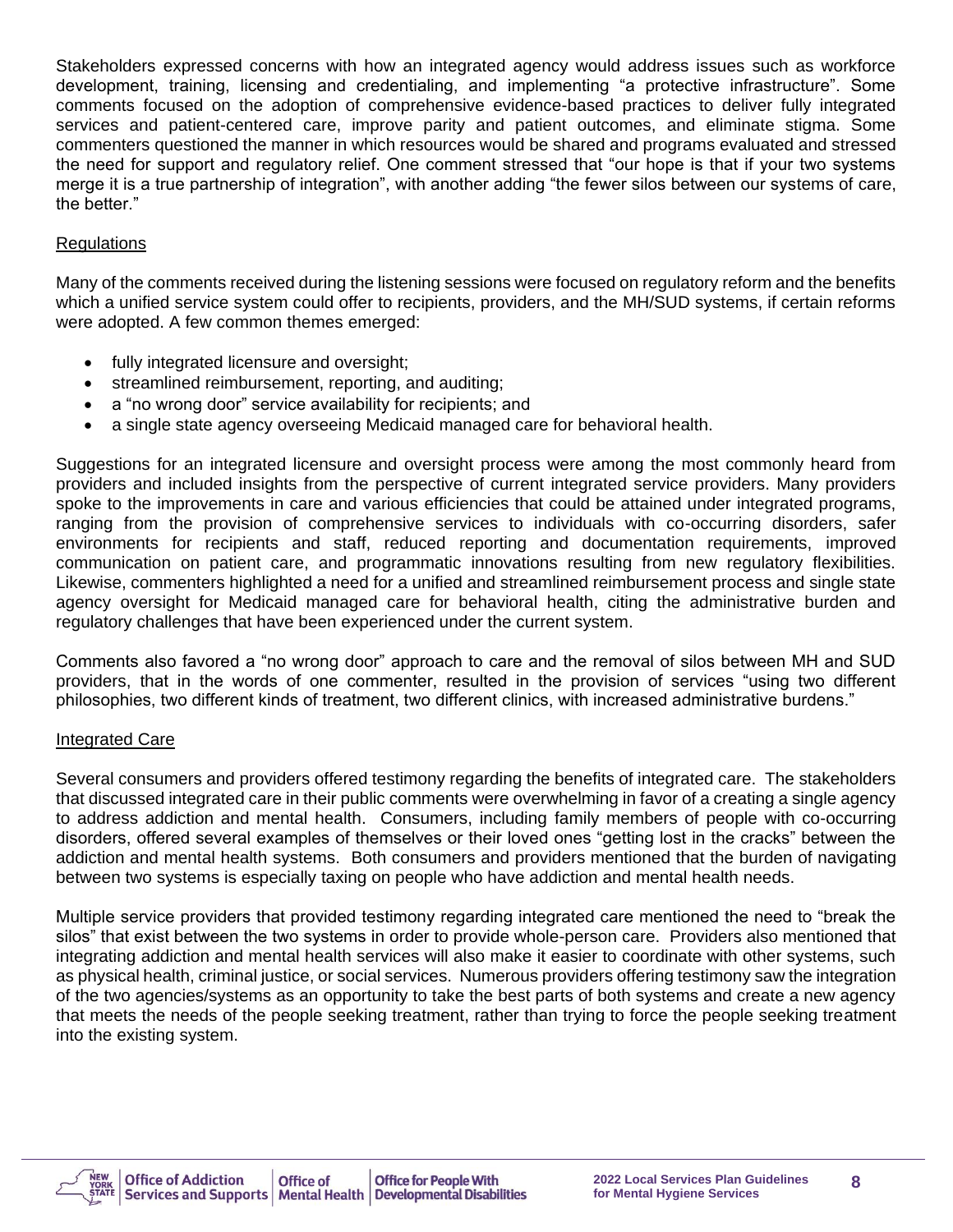Stakeholders expressed concerns with how an integrated agency would address issues such as workforce development, training, licensing and credentialing, and implementing "a protective infrastructure". Some comments focused on the adoption of comprehensive evidence-based practices to deliver fully integrated services and patient-centered care, improve parity and patient outcomes, and eliminate stigma. Some commenters questioned the manner in which resources would be shared and programs evaluated and stressed the need for support and regulatory relief. One comment stressed that "our hope is that if your two systems merge it is a true partnership of integration", with another adding "the fewer silos between our systems of care, the better."

### Regulations

Many of the comments received during the listening sessions were focused on regulatory reform and the benefits which a unified service system could offer to recipients, providers, and the MH/SUD systems, if certain reforms were adopted. A few common themes emerged:

- fully integrated licensure and oversight;
- streamlined reimbursement, reporting, and auditing;
- a "no wrong door" service availability for recipients; and
- a single state agency overseeing Medicaid managed care for behavioral health.

Suggestions for an integrated licensure and oversight process were among the most commonly heard from providers and included insights from the perspective of current integrated service providers. Many providers spoke to the improvements in care and various efficiencies that could be attained under integrated programs, ranging from the provision of comprehensive services to individuals with co-occurring disorders, safer environments for recipients and staff, reduced reporting and documentation requirements, improved communication on patient care, and programmatic innovations resulting from new regulatory flexibilities. Likewise, commenters highlighted a need for a unified and streamlined reimbursement process and single state agency oversight for Medicaid managed care for behavioral health, citing the administrative burden and regulatory challenges that have been experienced under the current system.

Comments also favored a "no wrong door" approach to care and the removal of silos between MH and SUD providers, that in the words of one commenter, resulted in the provision of services "using two different philosophies, two different kinds of treatment, two different clinics, with increased administrative burdens."

### Integrated Care

Several consumers and providers offered testimony regarding the benefits of integrated care. The stakeholders that discussed integrated care in their public comments were overwhelming in favor of a creating a single agency to address addiction and mental health. Consumers, including family members of people with co-occurring disorders, offered several examples of themselves or their loved ones "getting lost in the cracks" between the addiction and mental health systems. Both consumers and providers mentioned that the burden of navigating between two systems is especially taxing on people who have addiction and mental health needs.

Multiple service providers that provided testimony regarding integrated care mentioned the need to "break the silos" that exist between the two systems in order to provide whole-person care. Providers also mentioned that integrating addiction and mental health services will also make it easier to coordinate with other systems, such as physical health, criminal justice, or social services. Numerous providers offering testimony saw the integration of the two agencies/systems as an opportunity to take the best parts of both systems and create a new agency that meets the needs of the people seeking treatment, rather than trying to force the people seeking treatment into the existing system.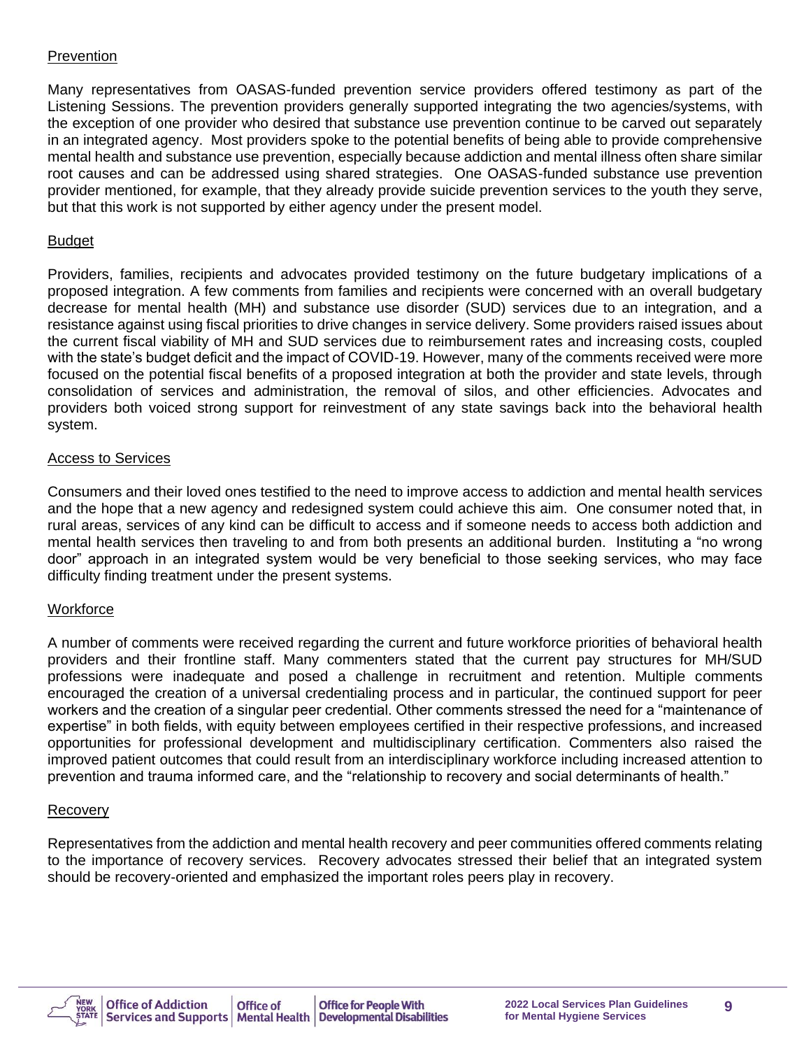Prevention

Many representatives from OASAS-funded prevention service providers offered testimony as part of the Listening Sessions. The prevention providers generally supported integrating the two agencies/systems, with the exception of one provider who desired that substance use prevention continue to be carved out separately in an integrated agency. Most providers spoke to the potential benefits of being able to provide comprehensive mental health and substance use prevention, especially because addiction and mental illness often share similar root causes and can be addressed using shared strategies. One OASAS-funded substance use prevention provider mentioned, for example, that they already provide suicide prevention services to the youth they serve, but that this work is not supported by either agency under the present model.

Budget

Providers, families, recipients and advocates provided testimony on the future budgetary implications of a proposed integration. A few comments from families and recipients were concerned with an overall budgetary decrease for mental health (MH) and substance use disorder (SUD) services due to an integration, and a resistance against using fiscal priorities to drive changes in service delivery. Some providers raised issues about the current fiscal viability of MH and SUD services due to reimbursement rates and increasing costs, coupled with the state's budget deficit and the impact of COVID-19. However, many of the comments received were more focused on the potential fiscal benefits of a proposed integration at both the provider and state levels, through consolidation of services and administration, the removal of silos, and other efficiencies. Advocates and providers both voiced strong support for reinvestment of any state savings back into the behavioral health system.

Access to Services

Consumers and their loved ones testified to the need to improve access to addiction and mental health services and the hope that a new agency and redesigned system could achieve this aim. One consumer noted that, in rural areas, services of any kind can be difficult to access and if someone needs to access both addiction and mental health services then traveling to and from both presents an additional burden. Instituting a "no wrong door" approach in an integrated system would be very beneficial to those seeking services, who may face difficulty finding treatment under the present systems.

Workforce

A number of comments were received regarding the current and future workforce priorities of behavioral health providers and their frontline staff. Many commenters stated that the current pay structures for MH/SUD professions were inadequate and posed a challenge in recruitment and retention. Multiple comments encouraged the creation of a universal credentialing process and in particular, the continued support for peer workers and the creation of a singular peer credential. Other comments stressed the need for a "maintenance of expertise" in both fields, with equity between employees certified in their respective professions, and increased opportunities for professional development and multidisciplinary certification. Commenters also raised the improved patient outcomes that could result from an interdisciplinary workforce including increased attention to prevention and trauma informed care, and the "relationship to recovery and social determinants of health."

Recovery

Representatives from the addiction and mental health recovery and peer communities offered comments relating to the importance of recovery services. Recovery advocates stressed their belief that an integrated system should be recovery-oriented and emphasized the important roles peers play in recovery.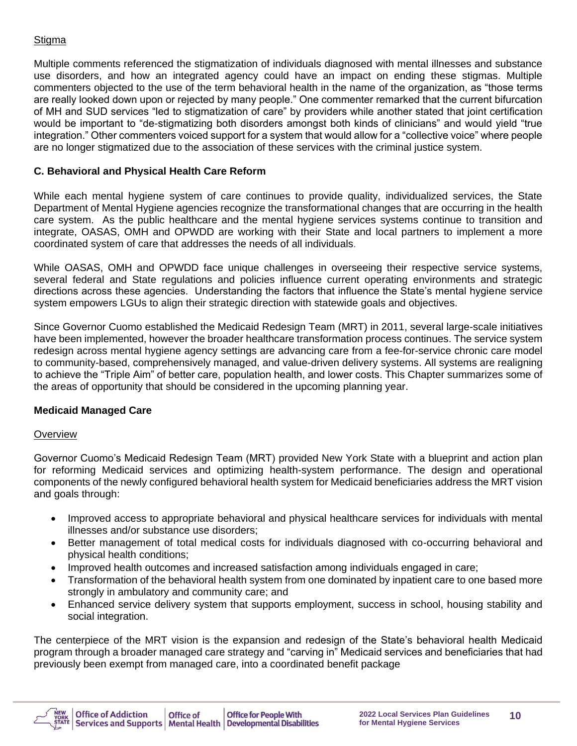Stigma

Multiple comments referenced the stigmatization of individuals diagnosed with mental illnesses and substance use disorders, and how an integrated agency could have an impact on ending these stigmas. Multiple commenters objected to the use of the term behavioral health in the name of the organization, as "those terms are really looked down upon or rejected by many people." One commenter remarked that the current bifurcation of MH and SUD services "led to stigmatization of care" by providers while another stated that joint certification would be important to "de-stigmatizing both disorders amongst both kinds of clinicians" and would yield "true integration." Other commenters voiced support for a system that would allow for a "collective voice" where people are no longer stigmatized due to the association of these services with the criminal justice system.

### C. Behavioral and Physical Health Care Reform

While each mental hygiene system of care continues to provide quality, individualized services, the State Department of Mental Hygiene agencies recognize the transformational changes that are occurring in the health care system. As the public healthcare and the mental hygiene services systems continue to transition and integrate, OASAS, OMH and OPWDD are working with their State and local partners to implement a more coordinated system of care that addresses the needs of all individuals.

While OASAS, OMH and OPWDD face unique challenges in overseeing their respective service systems, several federal and State regulations and policies influence current operating environments and strategic directions across these agencies. Understanding the factors that influence the State's mental hygiene service system empowers LGUs to align their strategic direction with statewide goals and objectives.

Since Governor Cuomo established the Medicaid Redesign Team (MRT) in 2011, several large-scale initiatives have been implemented, however the broader healthcare transformation process continues. The service system redesign across mental hygiene agency settings are advancing care from a fee-for-service chronic care model to community-based, comprehensively managed, and value-driven delivery systems. All systems are realigning to achieve the "Triple Aim" of better care, population health, and lower costs. This Chapter summarizes some of the areas of opportunity that should be considered in the upcoming planning year.

### Medicaid Managed Care

Overview

Governor Cuomo's Medicaid Redesign Team (MRT) provided New York State with a blueprint and action plan for reforming Medicaid services and optimizing health-system performance. The design and operational components of the newly configured behavioral health system for Medicaid beneficiaries address the MRT vision and goals through:

- Improved access to appropriate behavioral and physical healthcare services for individuals with mental illnesses and/or substance use disorders;
- Better management of total medical costs for individuals diagnosed with co-occurring behavioral and physical health conditions;
- Improved health outcomes and increased satisfaction among individuals engaged in care;
- Transformation of the behavioral health system from one dominated by inpatient care to one based more strongly in ambulatory and community care; and
- Enhanced service delivery system that supports employment, success in school, housing stability and social integration.

The centerpiece of the MRT vision is the expansion and redesign of the State's behavioral health Medicaid program through a broader managed care strategy and "carving in" Medicaid services and beneficiaries that had previously been exempt from managed care, into a coordinated benefit package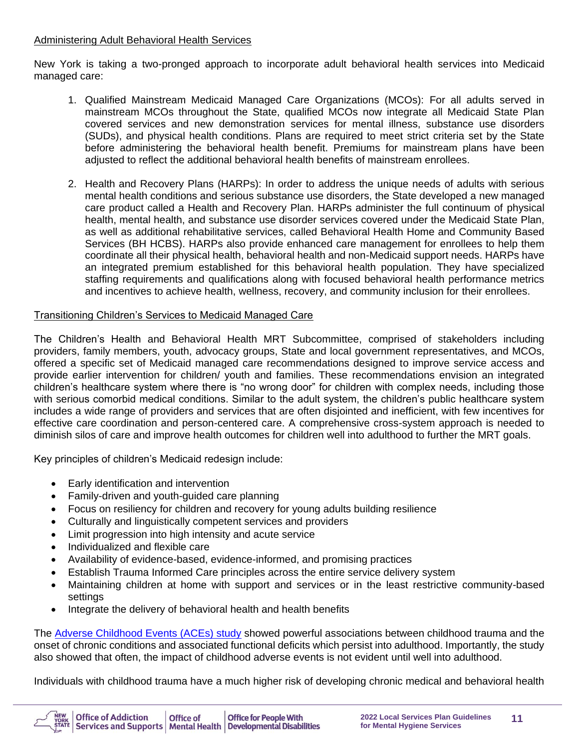Administering Adult Behavioral Health Services

New York is taking a two-pronged approach to incorporate adult behavioral health services into Medicaid managed care:

1. Qualified Mainstream Medicaid Managed Care Organizations (MCOs): For all adults served in mainstream MCOs throughout the State, qualified MCOs now integrate all Medicaid State Plan covered services and new demonstration services for mental illness, substance use disorders (SUDs), and physical health conditions. Plans are required to meet strict criteria set by the State before administering the behavioral health benefit. Premiums for mainstream plans have been adjusted to reflect the additional behavioral health benefits of mainstream enrollees.

2. Health and Recovery Plans (HARPs): In order to address the unique needs of adults with serious mental health conditions and serious substance use disorders, the State developed a new managed care product called a Health and Recovery Plan. HARPs administer the full continuum of physical health, mental health, and substance use disorder services covered under the Medicaid State Plan, as well as additional rehabilitative services, called Behavioral Health Home and Community Based Services (BH HCBS). HARPs also provide enhanced care management for enrollees to help them coordinate all their physical health, behavioral health and non-Medicaid support needs. HARPs have an integrated premium established for this behavioral health population. They have specialized staffing requirements and qualifications along with focused behavioral health performance metrics and incentives to achieve health, wellness, recovery, and community inclusion for their enrollees.

Transitioning Children's Services to Medicaid Managed Care

The Children's Health and Behavioral Health MRT Subcommittee, comprised of stakeholders including providers, family members, youth, advocacy groups, State and local government representatives, and MCOs, offered a specific set of Medicaid managed care recommendations designed to improve service access and provide earlier intervention for children/ youth and families. These recommendations envision an integrated children's healthcare system where there is "no wrong door" for children with complex needs, including those with serious comorbid medical conditions. Similar to the adult system, the children's public healthcare system includes a wide range of providers and services that are often disjointed and inefficient, with few incentives for effective care coordination and person-centered care. A comprehensive cross-system approach is needed to diminish silos of care and improve health outcomes for children well into adulthood to further the MRT goals.

Key principles of children's Medicaid redesign include:

- Early identification and intervention
- Family-driven and youth-guided care planning
- Focus on resiliency for children and recovery for young adults building resilience
- Culturally and linguistically competent services and providers
- Limit progression into high intensity and acute service
- Individualized and flexible care
- Availability of evidence-based, evidence-informed, and promising practices
- Establish Trauma Informed Care principles across the entire service delivery system
- Maintaining children at home with support and services or in the least restrictive community-based settings
- Integrate the delivery of behavioral health and health benefits

The Adverse Childhood Events (ACEs) study showed powerful associations between childhood trauma and the onset of chronic conditions and associated functional deficits which persist into adulthood. Importantly, the study also showed that often, the impact of childhood adverse events is not evident until well into adulthood.

Individuals with childhood trauma have a much higher risk of developing chronic medical and behavioral health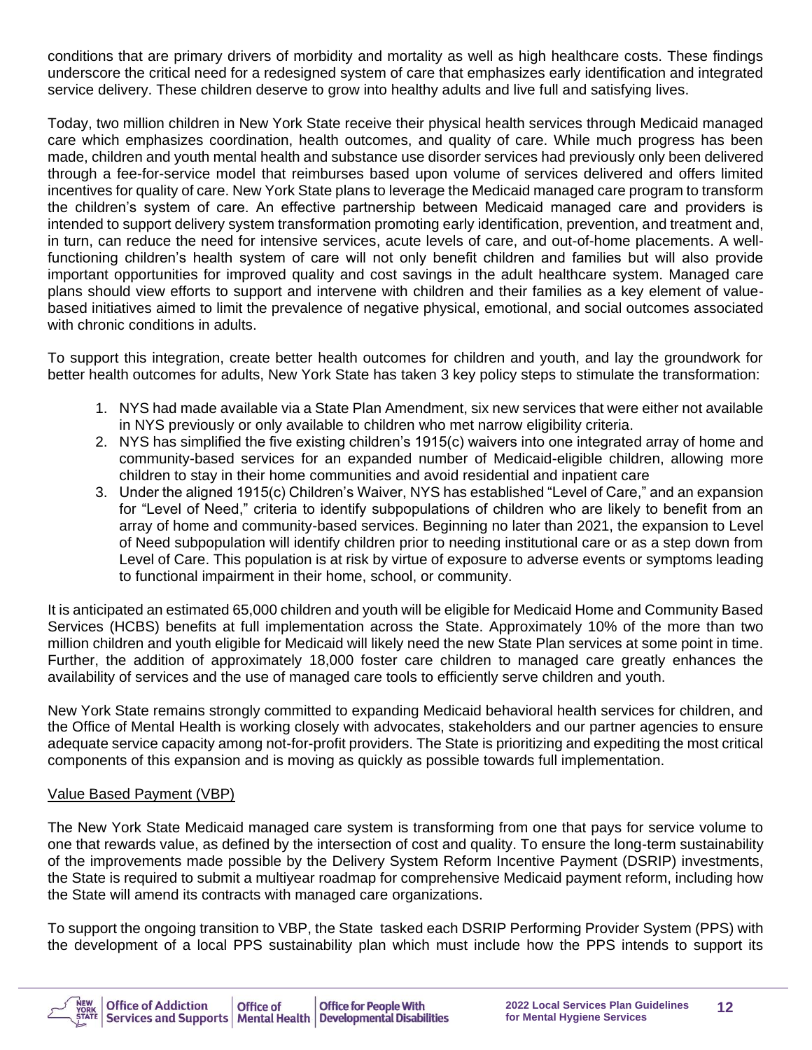conditions that are primary drivers of morbidity and mortality as well as high healthcare costs. These findings underscore the critical need for a redesigned system of care that emphasizes early identification and integrated service delivery. These children deserve to grow into healthy adults and live full and satisfying lives.

Today, two million children in New York State receive their physical health services through Medicaid managed care which emphasizes coordination, health outcomes, and quality of care. While much progress has been made, children and youth mental health and substance use disorder services had previously only been delivered through a fee-for-service model that reimburses based upon volume of services delivered and offers limited incentives for quality of care. New York State plans to leverage the Medicaid managed care program to transform the children's system of care. An effective partnership between Medicaid managed care and providers is intended to support delivery system transformation promoting early identification, prevention, and treatment and, in turn, can reduce the need for intensive services, acute levels of care, and out-of-home placements. A well-functioning children's health system of care will not only benefit children and families but will also provide important opportunities for improved quality and cost savings in the adult healthcare system. Managed care plans should view efforts to support and intervene with children and their families as a key element of value-based initiatives aimed to limit the prevalence of negative physical, emotional, and social outcomes associated with chronic conditions in adults.

To support this integration, create better health outcomes for children and youth, and lay the groundwork for better health outcomes for adults, New York State has taken 3 key policy steps to stimulate the transformation:

1. NYS had made available via a State Plan Amendment, six new services that were either not available in NYS previously or only available to children who met narrow eligibility criteria.
2. NYS has simplified the five existing children's 1915(c) waivers into one integrated array of home and community-based services for an expanded number of Medicaid-eligible children, allowing more children to stay in their home communities and avoid residential and inpatient care
3. Under the aligned 1915(c) Children's Waiver, NYS has established "Level of Care," and an expansion for "Level of Need," criteria to identify subpopulations of children who are likely to benefit from an array of home and community-based services. Beginning no later than 2021, the expansion to Level of Need subpopulation will identify children prior to needing institutional care or as a step down from Level of Care. This population is at risk by virtue of exposure to adverse events or symptoms leading to functional impairment in their home, school, or community.

It is anticipated an estimated 65,000 children and youth will be eligible for Medicaid Home and Community Based Services (HCBS) benefits at full implementation across the State. Approximately 10% of the more than two million children and youth eligible for Medicaid will likely need the new State Plan services at some point in time. Further, the addition of approximately 18,000 foster care children to managed care greatly enhances the availability of services and the use of managed care tools to efficiently serve children and youth.

New York State remains strongly committed to expanding Medicaid behavioral health services for children, and the Office of Mental Health is working closely with advocates, stakeholders and our partner agencies to ensure adequate service capacity among not-for-profit providers. The State is prioritizing and expediting the most critical components of this expansion and is moving as quickly as possible towards full implementation.

### Value Based Payment (VBP)

The New York State Medicaid managed care system is transforming from one that pays for service volume to one that rewards value, as defined by the intersection of cost and quality. To ensure the long-term sustainability of the improvements made possible by the Delivery System Reform Incentive Payment (DSRIP) investments, the State is required to submit a multiyear roadmap for comprehensive Medicaid payment reform, including how the State will amend its contracts with managed care organizations.

To support the ongoing transition to VBP, the State tasked each DSRIP Performing Provider System (PPS) with the development of a local PPS sustainability plan which must include how the PPS intends to support its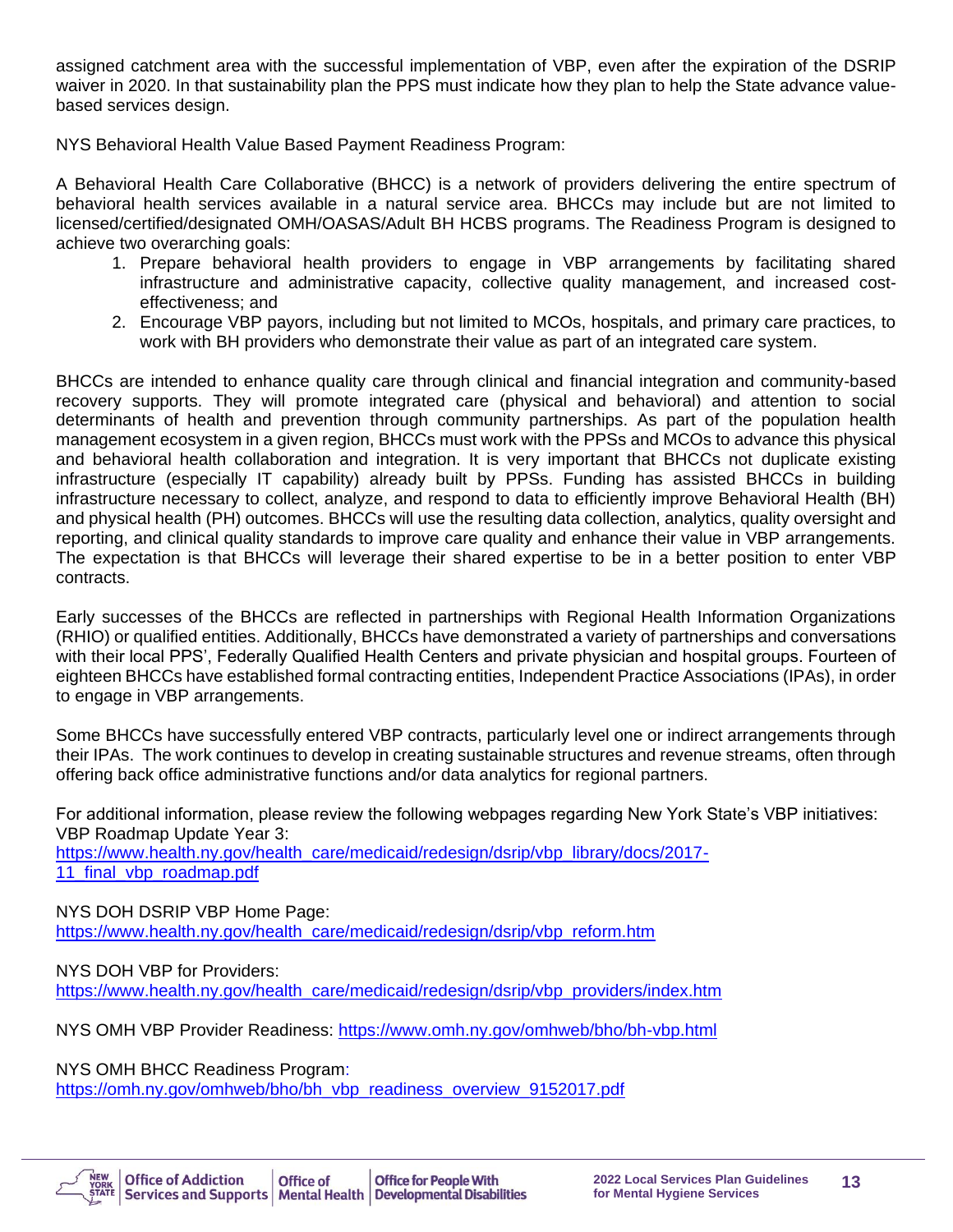assigned catchment area with the successful implementation of VBP, even after the expiration of the DSRIP waiver in 2020. In that sustainability plan the PPS must indicate how they plan to help the State advance value-based services design.

NYS Behavioral Health Value Based Payment Readiness Program:

A Behavioral Health Care Collaborative (BHCC) is a network of providers delivering the entire spectrum of behavioral health services available in a natural service area. BHCCs may include but are not limited to licensed/certified/designated OMH/OASAS/Adult BH HCBS programs. The Readiness Program is designed to achieve two overarching goals:

1. Prepare behavioral health providers to engage in VBP arrangements by facilitating shared infrastructure and administrative capacity, collective quality management, and increased cost-effectiveness; and
2. Encourage VBP payors, including but not limited to MCOs, hospitals, and primary care practices, to work with BH providers who demonstrate their value as part of an integrated care system.

BHCCs are intended to enhance quality care through clinical and financial integration and community-based recovery supports. They will promote integrated care (physical and behavioral) and attention to social determinants of health and prevention through community partnerships. As part of the population health management ecosystem in a given region, BHCCs must work with the PPSs and MCOs to advance this physical and behavioral health collaboration and integration. It is very important that BHCCs not duplicate existing infrastructure (especially IT capability) already built by PPSs. Funding has assisted BHCCs in building infrastructure necessary to collect, analyze, and respond to data to efficiently improve Behavioral Health (BH) and physical health (PH) outcomes. BHCCs will use the resulting data collection, analytics, quality oversight and reporting, and clinical quality standards to improve care quality and enhance their value in VBP arrangements. The expectation is that BHCCs will leverage their shared expertise to be in a better position to enter VBP contracts.

Early successes of the BHCCs are reflected in partnerships with Regional Health Information Organizations (RHIO) or qualified entities. Additionally, BHCCs have demonstrated a variety of partnerships and conversations with their local PPS', Federally Qualified Health Centers and private physician and hospital groups. Fourteen of eighteen BHCCs have established formal contracting entities, Independent Practice Associations (IPAs), in order to engage in VBP arrangements.

Some BHCCs have successfully entered VBP contracts, particularly level one or indirect arrangements through their IPAs. The work continues to develop in creating sustainable structures and revenue streams, often through offering back office administrative functions and/or data analytics for regional partners.

For additional information, please review the following webpages regarding New York State's VBP initiatives:
VBP Roadmap Update Year 3:
https://www.health.ny.gov/health_care/medicaid/redesign/dsrip/vbp_library/docs/2017-11_final_vbp_roadmap.pdf

NYS DOH DSRIP VBP Home Page:
https://www.health.ny.gov/health_care/medicaid/redesign/dsrip/vbp_reform.htm

NYS DOH VBP for Providers:
https://www.health.ny.gov/health_care/medicaid/redesign/dsrip/vbp_providers/index.htm

NYS OMH VBP Provider Readiness: https://www.omh.ny.gov/omhweb/bho/bh-vbp.html

NYS OMH BHCC Readiness Program:
https://omh.ny.gov/omhweb/bho/bh_vbp_readiness_overview_9152017.pdf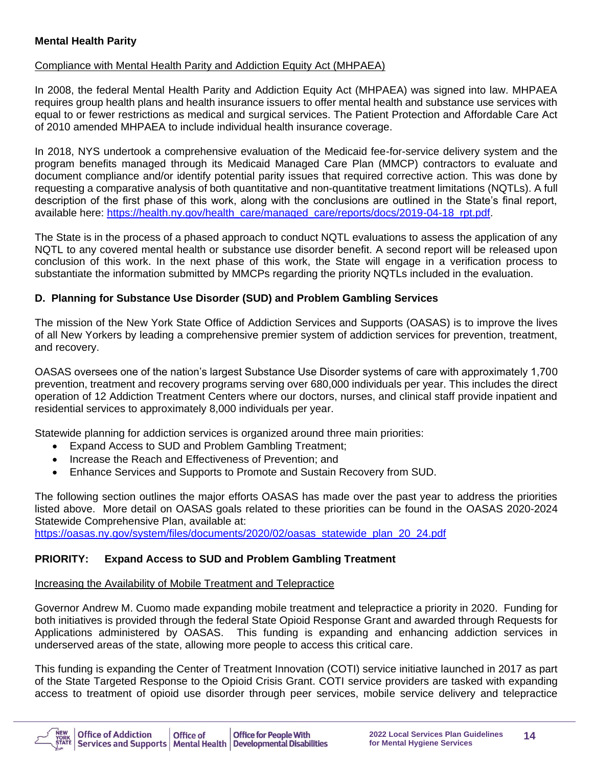**Mental Health Parity**

Compliance with Mental Health Parity and Addiction Equity Act (MHPAEA)

In 2008, the federal Mental Health Parity and Addiction Equity Act (MHPAEA) was signed into law. MHPAEA requires group health plans and health insurance issuers to offer mental health and substance use services with equal to or fewer restrictions as medical and surgical services. The Patient Protection and Affordable Care Act of 2010 amended MHPAEA to include individual health insurance coverage.

In 2018, NYS undertook a comprehensive evaluation of the Medicaid fee-for-service delivery system and the program benefits managed through its Medicaid Managed Care Plan (MMCP) contractors to evaluate and document compliance and/or identify potential parity issues that required corrective action. This was done by requesting a comparative analysis of both quantitative and non-quantitative treatment limitations (NQTLs). A full description of the first phase of this work, along with the conclusions are outlined in the State's final report, available here: https://health.ny.gov/health_care/managed_care/reports/docs/2019-04-18_rpt.pdf.

The State is in the process of a phased approach to conduct NQTL evaluations to assess the application of any NQTL to any covered mental health or substance use disorder benefit. A second report will be released upon conclusion of this work. In the next phase of this work, the State will engage in a verification process to substantiate the information submitted by MMCPs regarding the priority NQTLs included in the evaluation.

**D. Planning for Substance Use Disorder (SUD) and Problem Gambling Services**

The mission of the New York State Office of Addiction Services and Supports (OASAS) is to improve the lives of all New Yorkers by leading a comprehensive premier system of addiction services for prevention, treatment, and recovery.

OASAS oversees one of the nation's largest Substance Use Disorder systems of care with approximately 1,700 prevention, treatment and recovery programs serving over 680,000 individuals per year. This includes the direct operation of 12 Addiction Treatment Centers where our doctors, nurses, and clinical staff provide inpatient and residential services to approximately 8,000 individuals per year.

Statewide planning for addiction services is organized around three main priorities:

- Expand Access to SUD and Problem Gambling Treatment;
- Increase the Reach and Effectiveness of Prevention; and
- Enhance Services and Supports to Promote and Sustain Recovery from SUD.

The following section outlines the major efforts OASAS has made over the past year to address the priorities listed above. More detail on OASAS goals related to these priorities can be found in the OASAS 2020-2024 Statewide Comprehensive Plan, available at:
https://oasas.ny.gov/system/files/documents/2020/02/oasas_statewide_plan_20_24.pdf

**PRIORITY: Expand Access to SUD and Problem Gambling Treatment**

Increasing the Availability of Mobile Treatment and Telepractice

Governor Andrew M. Cuomo made expanding mobile treatment and telepractice a priority in 2020. Funding for both initiatives is provided through the federal State Opioid Response Grant and awarded through Requests for Applications administered by OASAS. This funding is expanding and enhancing addiction services in underserved areas of the state, allowing more people to access this critical care.

This funding is expanding the Center of Treatment Innovation (COTI) service initiative launched in 2017 as part of the State Targeted Response to the Opioid Crisis Grant. COTI service providers are tasked with expanding access to treatment of opioid use disorder through peer services, mobile service delivery and telepractice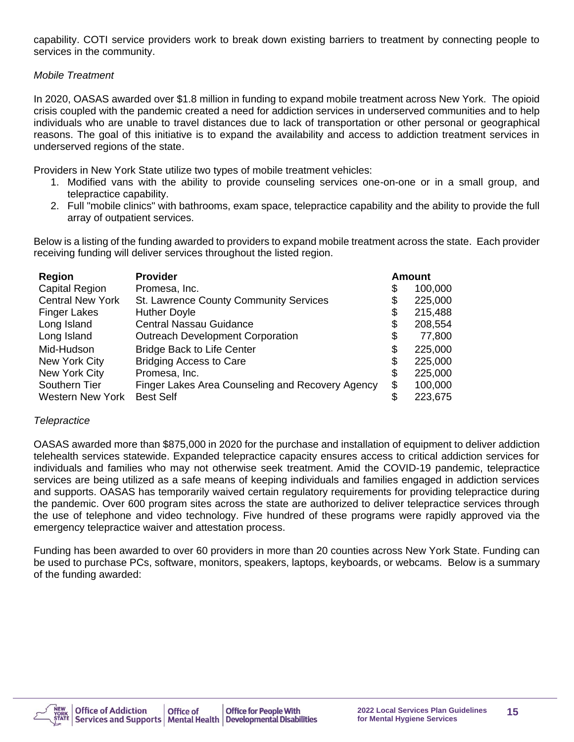capability. COTI service providers work to break down existing barriers to treatment by connecting people to services in the community.

*Mobile Treatment*

In 2020, OASAS awarded over $1.8 million in funding to expand mobile treatment across New York. The opioid crisis coupled with the pandemic created a need for addiction services in underserved communities and to help individuals who are unable to travel distances due to lack of transportation or other personal or geographical reasons. The goal of this initiative is to expand the availability and access to addiction treatment services in underserved regions of the state.

Providers in New York State utilize two types of mobile treatment vehicles:

1. Modified vans with the ability to provide counseling services one-on-one or in a small group, and telepractice capability.
2. Full "mobile clinics" with bathrooms, exam space, telepractice capability and the ability to provide the full array of outpatient services.

Below is a listing of the funding awarded to providers to expand mobile treatment across the state. Each provider receiving funding will deliver services throughout the listed region.

| Region | Provider | Amount |
|---|---|---|
| Capital Region | Promesa, Inc. | $ 100,000 |
| Central New York | St. Lawrence County Community Services | $ 225,000 |
| Finger Lakes | Huther Doyle | $ 215,488 |
| Long Island | Central Nassau Guidance | $ 208,554 |
| Long Island | Outreach Development Corporation | $ 77,800 |
| Mid-Hudson | Bridge Back to Life Center | $ 225,000 |
| New York City | Bridging Access to Care | $ 225,000 |
| New York City | Promesa, Inc. | $ 225,000 |
| Southern Tier | Finger Lakes Area Counseling and Recovery Agency | $ 100,000 |
| Western New York | Best Self | $ 223,675 |

*Telepractice*

OASAS awarded more than $875,000 in 2020 for the purchase and installation of equipment to deliver addiction telehealth services statewide. Expanded telepractice capacity ensures access to critical addiction services for individuals and families who may not otherwise seek treatment. Amid the COVID-19 pandemic, telepractice services are being utilized as a safe means of keeping individuals and families engaged in addiction services and supports. OASAS has temporarily waived certain regulatory requirements for providing telepractice during the pandemic. Over 600 program sites across the state are authorized to deliver telepractice services through the use of telephone and video technology. Five hundred of these programs were rapidly approved via the emergency telepractice waiver and attestation process.

Funding has been awarded to over 60 providers in more than 20 counties across New York State. Funding can be used to purchase PCs, software, monitors, speakers, laptops, keyboards, or webcams. Below is a summary of the funding awarded: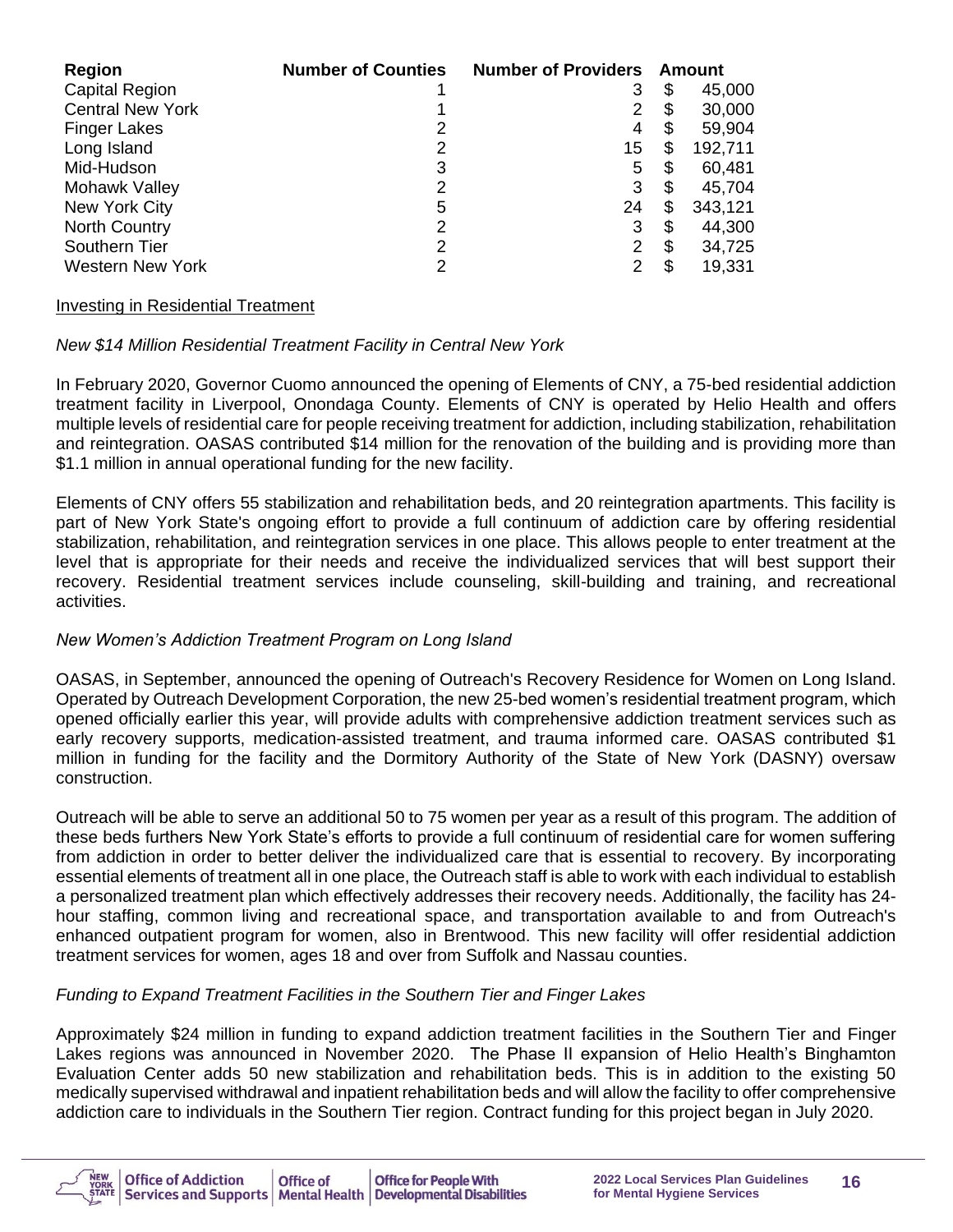| Region | Number of Counties | Number of Providers | Amount |
|---|---|---|---|
| Capital Region | 1 | 3 | $ 45,000 |
| Central New York | 1 | 2 | $ 30,000 |
| Finger Lakes | 2 | 4 | $ 59,904 |
| Long Island | 2 | 15 | $ 192,711 |
| Mid-Hudson | 3 | 5 | $ 60,481 |
| Mohawk Valley | 2 | 3 | $ 45,704 |
| New York City | 5 | 24 | $ 343,121 |
| North Country | 2 | 3 | $ 44,300 |
| Southern Tier | 2 | 2 | $ 34,725 |
| Western New York | 2 | 2 | $ 19,331 |

<u>Investing in Residential Treatment</u>

*New $14 Million Residential Treatment Facility in Central New York*

In February 2020, Governor Cuomo announced the opening of Elements of CNY, a 75-bed residential addiction treatment facility in Liverpool, Onondaga County. Elements of CNY is operated by Helio Health and offers multiple levels of residential care for people receiving treatment for addiction, including stabilization, rehabilitation and reintegration. OASAS contributed $14 million for the renovation of the building and is providing more than $1.1 million in annual operational funding for the new facility.

Elements of CNY offers 55 stabilization and rehabilitation beds, and 20 reintegration apartments. This facility is part of New York State's ongoing effort to provide a full continuum of addiction care by offering residential stabilization, rehabilitation, and reintegration services in one place. This allows people to enter treatment at the level that is appropriate for their needs and receive the individualized services that will best support their recovery. Residential treatment services include counseling, skill-building and training, and recreational activities.

*New Women's Addiction Treatment Program on Long Island*

OASAS, in September, announced the opening of Outreach's Recovery Residence for Women on Long Island. Operated by Outreach Development Corporation, the new 25-bed women's residential treatment program, which opened officially earlier this year, will provide adults with comprehensive addiction treatment services such as early recovery supports, medication-assisted treatment, and trauma informed care. OASAS contributed $1 million in funding for the facility and the Dormitory Authority of the State of New York (DASNY) oversaw construction.

Outreach will be able to serve an additional 50 to 75 women per year as a result of this program. The addition of these beds furthers New York State's efforts to provide a full continuum of residential care for women suffering from addiction in order to better deliver the individualized care that is essential to recovery. By incorporating essential elements of treatment all in one place, the Outreach staff is able to work with each individual to establish a personalized treatment plan which effectively addresses their recovery needs. Additionally, the facility has 24-hour staffing, common living and recreational space, and transportation available to and from Outreach's enhanced outpatient program for women, also in Brentwood. This new facility will offer residential addiction treatment services for women, ages 18 and over from Suffolk and Nassau counties.

*Funding to Expand Treatment Facilities in the Southern Tier and Finger Lakes*

Approximately $24 million in funding to expand addiction treatment facilities in the Southern Tier and Finger Lakes regions was announced in November 2020. The Phase II expansion of Helio Health's Binghamton Evaluation Center adds 50 new stabilization and rehabilitation beds. This is in addition to the existing 50 medically supervised withdrawal and inpatient rehabilitation beds and will allow the facility to offer comprehensive addiction care to individuals in the Southern Tier region. Contract funding for this project began in July 2020.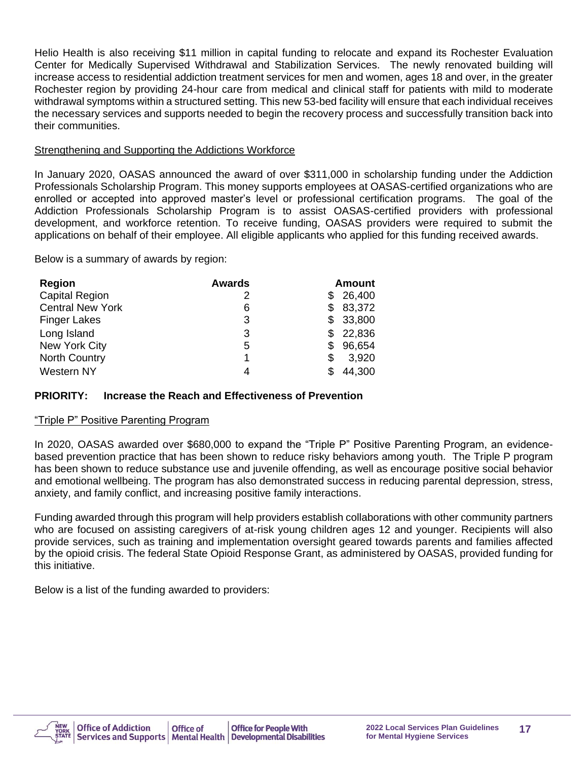Helio Health is also receiving $11 million in capital funding to relocate and expand its Rochester Evaluation Center for Medically Supervised Withdrawal and Stabilization Services. The newly renovated building will increase access to residential addiction treatment services for men and women, ages 18 and over, in the greater Rochester region by providing 24-hour care from medical and clinical staff for patients with mild to moderate withdrawal symptoms within a structured setting. This new 53-bed facility will ensure that each individual receives the necessary services and supports needed to begin the recovery process and successfully transition back into their communities.

Strengthening and Supporting the Addictions Workforce

In January 2020, OASAS announced the award of over $311,000 in scholarship funding under the Addiction Professionals Scholarship Program. This money supports employees at OASAS-certified organizations who are enrolled or accepted into approved master's level or professional certification programs. The goal of the Addiction Professionals Scholarship Program is to assist OASAS-certified providers with professional development, and workforce retention. To receive funding, OASAS providers were required to submit the applications on behalf of their employee. All eligible applicants who applied for this funding received awards.

Below is a summary of awards by region:

| Region | Awards | Amount |
|---|---|---|
| Capital Region | 2 | $ 26,400 |
| Central New York | 6 | $ 83,372 |
| Finger Lakes | 3 | $ 33,800 |
| Long Island | 3 | $ 22,836 |
| New York City | 5 | $ 96,654 |
| North Country | 1 | $ 3,920 |
| Western NY | 4 | $ 44,300 |

**PRIORITY: Increase the Reach and Effectiveness of Prevention**

"Triple P" Positive Parenting Program

In 2020, OASAS awarded over $680,000 to expand the "Triple P" Positive Parenting Program, an evidence-based prevention practice that has been shown to reduce risky behaviors among youth. The Triple P program has been shown to reduce substance use and juvenile offending, as well as encourage positive social behavior and emotional wellbeing. The program has also demonstrated success in reducing parental depression, stress, anxiety, and family conflict, and increasing positive family interactions.

Funding awarded through this program will help providers establish collaborations with other community partners who are focused on assisting caregivers of at-risk young children ages 12 and younger. Recipients will also provide services, such as training and implementation oversight geared towards parents and families affected by the opioid crisis. The federal State Opioid Response Grant, as administered by OASAS, provided funding for this initiative.

Below is a list of the funding awarded to providers: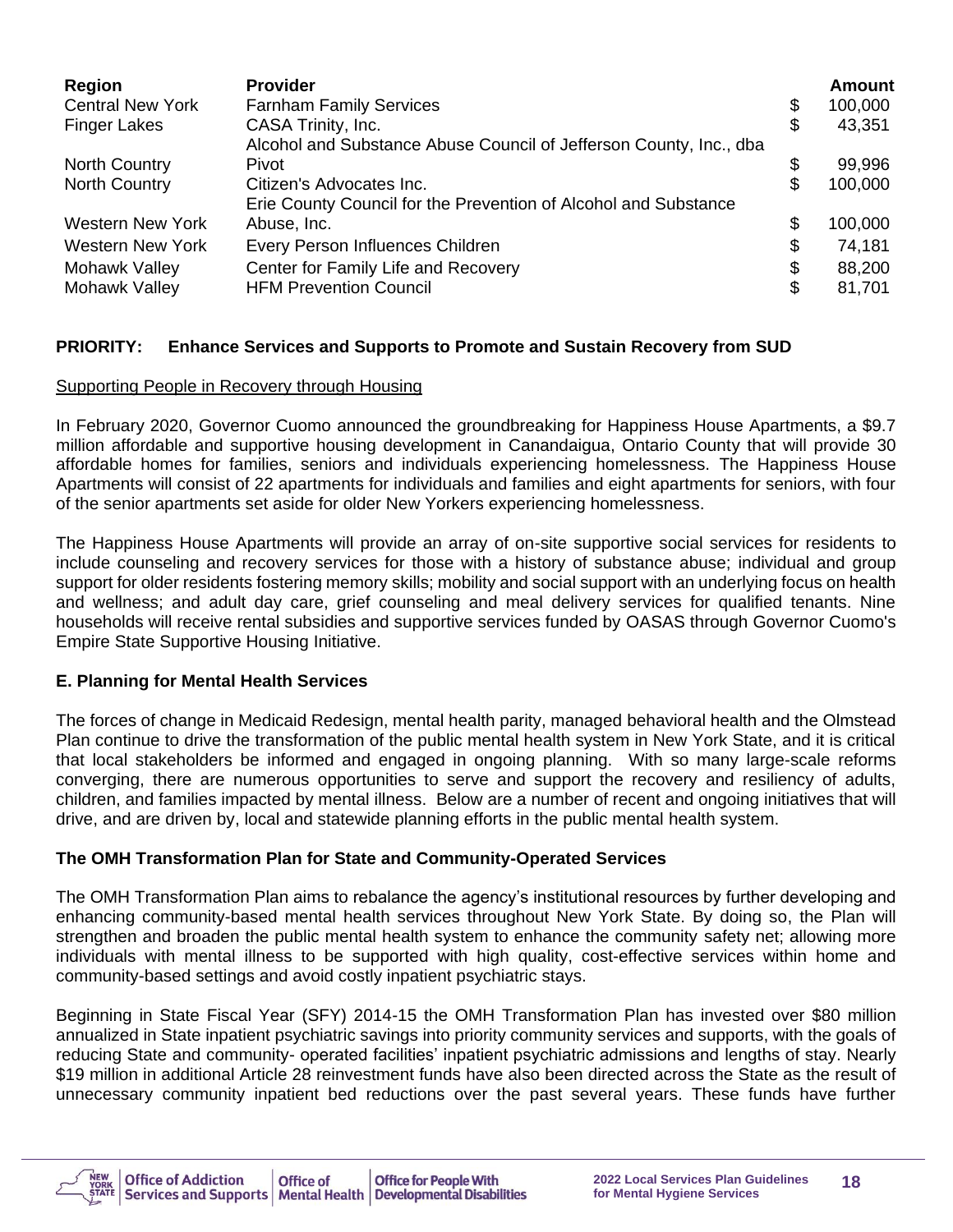| Region | Provider | Amount |
|---|---|---|
| Central New York | Farnham Family Services | $ 100,000 |
| Finger Lakes | CASA Trinity, Inc. | $ 43,351 |
| North Country | Alcohol and Substance Abuse Council of Jefferson County, Inc., dba Pivot | $ 99,996 |
| North Country | Citizen's Advocates Inc. | $ 100,000 |
| Western New York | Erie County Council for the Prevention of Alcohol and Substance Abuse, Inc. | $ 100,000 |
| Western New York | Every Person Influences Children | $ 74,181 |
| Mohawk Valley | Center for Family Life and Recovery | $ 88,200 |
| Mohawk Valley | HFM Prevention Council | $ 81,701 |

**PRIORITY: Enhance Services and Supports to Promote and Sustain Recovery from SUD**

<u>Supporting People in Recovery through Housing</u>

In February 2020, Governor Cuomo announced the groundbreaking for Happiness House Apartments, a $9.7 million affordable and supportive housing development in Canandaigua, Ontario County that will provide 30 affordable homes for families, seniors and individuals experiencing homelessness. The Happiness House Apartments will consist of 22 apartments for individuals and families and eight apartments for seniors, with four of the senior apartments set aside for older New Yorkers experiencing homelessness.

The Happiness House Apartments will provide an array of on-site supportive social services for residents to include counseling and recovery services for those with a history of substance abuse; individual and group support for older residents fostering memory skills; mobility and social support with an underlying focus on health and wellness; and adult day care, grief counseling and meal delivery services for qualified tenants. Nine households will receive rental subsidies and supportive services funded by OASAS through Governor Cuomo's Empire State Supportive Housing Initiative.

## E. Planning for Mental Health Services

The forces of change in Medicaid Redesign, mental health parity, managed behavioral health and the Olmstead Plan continue to drive the transformation of the public mental health system in New York State, and it is critical that local stakeholders be informed and engaged in ongoing planning. With so many large-scale reforms converging, there are numerous opportunities to serve and support the recovery and resiliency of adults, children, and families impacted by mental illness. Below are a number of recent and ongoing initiatives that will drive, and are driven by, local and statewide planning efforts in the public mental health system.

### The OMH Transformation Plan for State and Community-Operated Services

The OMH Transformation Plan aims to rebalance the agency's institutional resources by further developing and enhancing community-based mental health services throughout New York State. By doing so, the Plan will strengthen and broaden the public mental health system to enhance the community safety net; allowing more individuals with mental illness to be supported with high quality, cost-effective services within home and community-based settings and avoid costly inpatient psychiatric stays.

Beginning in State Fiscal Year (SFY) 2014-15 the OMH Transformation Plan has invested over $80 million annualized in State inpatient psychiatric savings into priority community services and supports, with the goals of reducing State and community- operated facilities' inpatient psychiatric admissions and lengths of stay. Nearly $19 million in additional Article 28 reinvestment funds have also been directed across the State as the result of unnecessary community inpatient bed reductions over the past several years. These funds have further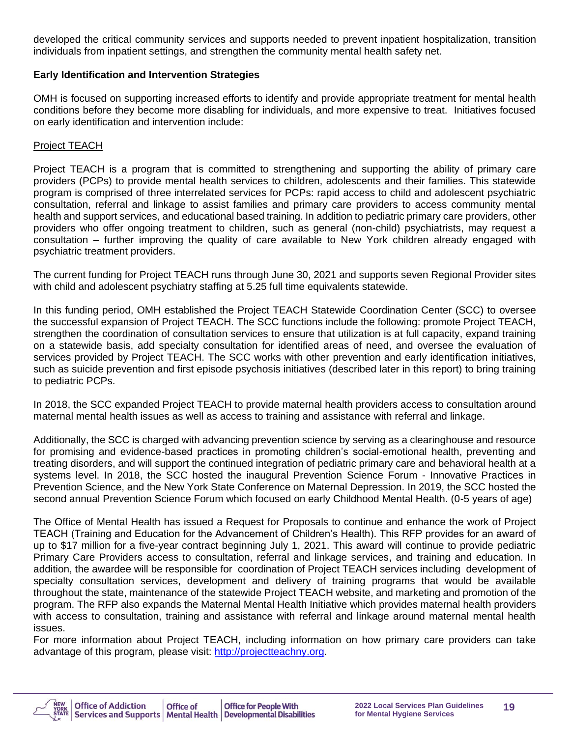developed the critical community services and supports needed to prevent inpatient hospitalization, transition individuals from inpatient settings, and strengthen the community mental health safety net.

**Early Identification and Intervention Strategies**

OMH is focused on supporting increased efforts to identify and provide appropriate treatment for mental health conditions before they become more disabling for individuals, and more expensive to treat. Initiatives focused on early identification and intervention include:

Project TEACH

Project TEACH is a program that is committed to strengthening and supporting the ability of primary care providers (PCPs) to provide mental health services to children, adolescents and their families. This statewide program is comprised of three interrelated services for PCPs: rapid access to child and adolescent psychiatric consultation, referral and linkage to assist families and primary care providers to access community mental health and support services, and educational based training. In addition to pediatric primary care providers, other providers who offer ongoing treatment to children, such as general (non-child) psychiatrists, may request a consultation – further improving the quality of care available to New York children already engaged with psychiatric treatment providers.

The current funding for Project TEACH runs through June 30, 2021 and supports seven Regional Provider sites with child and adolescent psychiatry staffing at 5.25 full time equivalents statewide.

In this funding period, OMH established the Project TEACH Statewide Coordination Center (SCC) to oversee the successful expansion of Project TEACH. The SCC functions include the following: promote Project TEACH, strengthen the coordination of consultation services to ensure that utilization is at full capacity, expand training on a statewide basis, add specialty consultation for identified areas of need, and oversee the evaluation of services provided by Project TEACH. The SCC works with other prevention and early identification initiatives, such as suicide prevention and first episode psychosis initiatives (described later in this report) to bring training to pediatric PCPs.

In 2018, the SCC expanded Project TEACH to provide maternal health providers access to consultation around maternal mental health issues as well as access to training and assistance with referral and linkage.

Additionally, the SCC is charged with advancing prevention science by serving as a clearinghouse and resource for promising and evidence-based practices in promoting children's social-emotional health, preventing and treating disorders, and will support the continued integration of pediatric primary care and behavioral health at a systems level. In 2018, the SCC hosted the inaugural Prevention Science Forum - Innovative Practices in Prevention Science, and the New York State Conference on Maternal Depression. In 2019, the SCC hosted the second annual Prevention Science Forum which focused on early Childhood Mental Health. (0-5 years of age)

The Office of Mental Health has issued a Request for Proposals to continue and enhance the work of Project TEACH (Training and Education for the Advancement of Children's Health). This RFP provides for an award of up to $17 million for a five-year contract beginning July 1, 2021. This award will continue to provide pediatric Primary Care Providers access to consultation, referral and linkage services, and training and education. In addition, the awardee will be responsible for coordination of Project TEACH services including development of specialty consultation services, development and delivery of training programs that would be available throughout the state, maintenance of the statewide Project TEACH website, and marketing and promotion of the program. The RFP also expands the Maternal Mental Health Initiative which provides maternal health providers with access to consultation, training and assistance with referral and linkage around maternal mental health issues.

For more information about Project TEACH, including information on how primary care providers can take advantage of this program, please visit: [http://projectteachny.org](http://projectteachny.org).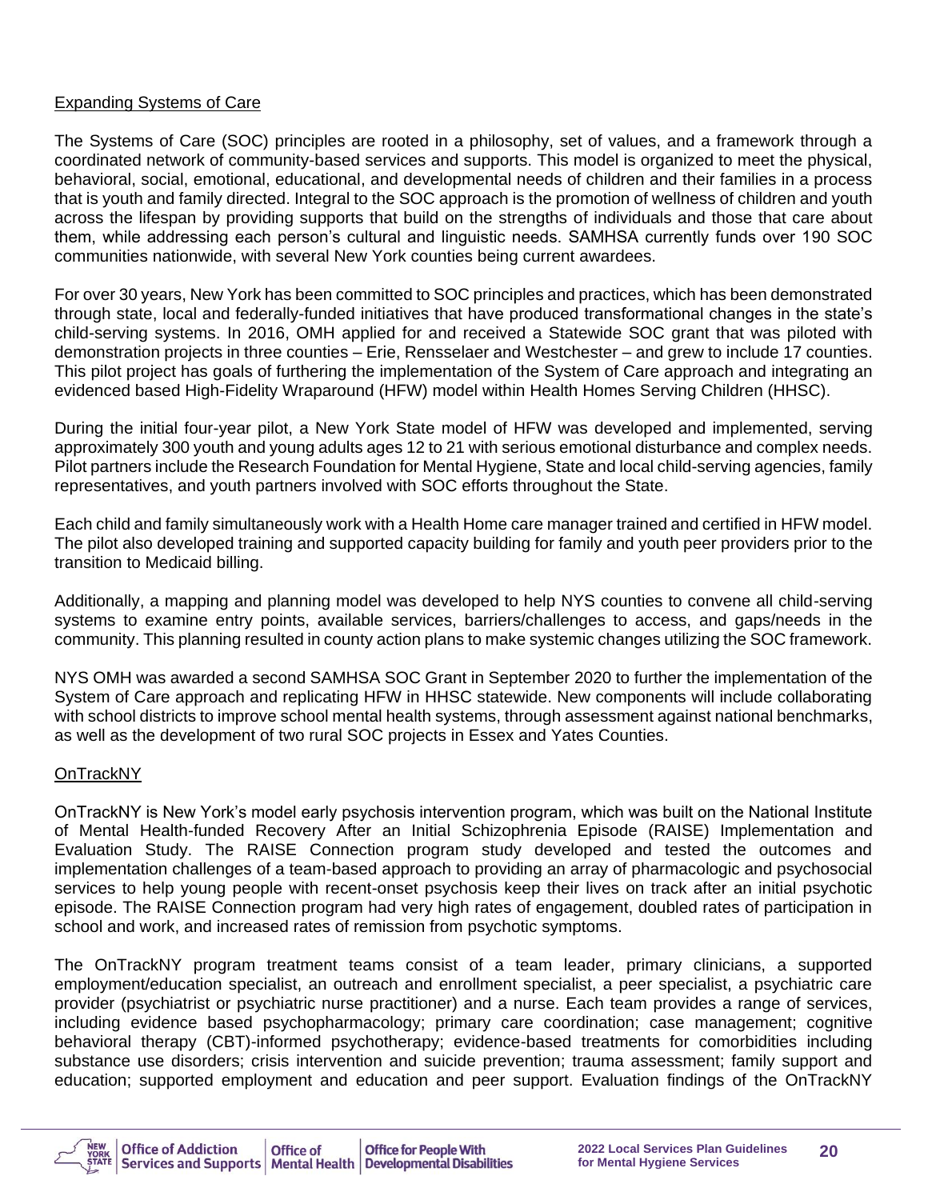Expanding Systems of Care

The Systems of Care (SOC) principles are rooted in a philosophy, set of values, and a framework through a coordinated network of community-based services and supports. This model is organized to meet the physical, behavioral, social, emotional, educational, and developmental needs of children and their families in a process that is youth and family directed. Integral to the SOC approach is the promotion of wellness of children and youth across the lifespan by providing supports that build on the strengths of individuals and those that care about them, while addressing each person's cultural and linguistic needs. SAMHSA currently funds over 190 SOC communities nationwide, with several New York counties being current awardees.

For over 30 years, New York has been committed to SOC principles and practices, which has been demonstrated through state, local and federally-funded initiatives that have produced transformational changes in the state's child-serving systems. In 2016, OMH applied for and received a Statewide SOC grant that was piloted with demonstration projects in three counties – Erie, Rensselaer and Westchester – and grew to include 17 counties. This pilot project has goals of furthering the implementation of the System of Care approach and integrating an evidenced based High-Fidelity Wraparound (HFW) model within Health Homes Serving Children (HHSC).

During the initial four-year pilot, a New York State model of HFW was developed and implemented, serving approximately 300 youth and young adults ages 12 to 21 with serious emotional disturbance and complex needs. Pilot partners include the Research Foundation for Mental Hygiene, State and local child-serving agencies, family representatives, and youth partners involved with SOC efforts throughout the State.

Each child and family simultaneously work with a Health Home care manager trained and certified in HFW model. The pilot also developed training and supported capacity building for family and youth peer providers prior to the transition to Medicaid billing.

Additionally, a mapping and planning model was developed to help NYS counties to convene all child-serving systems to examine entry points, available services, barriers/challenges to access, and gaps/needs in the community. This planning resulted in county action plans to make systemic changes utilizing the SOC framework.

NYS OMH was awarded a second SAMHSA SOC Grant in September 2020 to further the implementation of the System of Care approach and replicating HFW in HHSC statewide. New components will include collaborating with school districts to improve school mental health systems, through assessment against national benchmarks, as well as the development of two rural SOC projects in Essex and Yates Counties.

OnTrackNY

OnTrackNY is New York's model early psychosis intervention program, which was built on the National Institute of Mental Health-funded Recovery After an Initial Schizophrenia Episode (RAISE) Implementation and Evaluation Study. The RAISE Connection program study developed and tested the outcomes and implementation challenges of a team-based approach to providing an array of pharmacologic and psychosocial services to help young people with recent-onset psychosis keep their lives on track after an initial psychotic episode. The RAISE Connection program had very high rates of engagement, doubled rates of participation in school and work, and increased rates of remission from psychotic symptoms.

The OnTrackNY program treatment teams consist of a team leader, primary clinicians, a supported employment/education specialist, an outreach and enrollment specialist, a peer specialist, a psychiatric care provider (psychiatrist or psychiatric nurse practitioner) and a nurse. Each team provides a range of services, including evidence based psychopharmacology; primary care coordination; case management; cognitive behavioral therapy (CBT)-informed psychotherapy; evidence-based treatments for comorbidities including substance use disorders; crisis intervention and suicide prevention; trauma assessment; family support and education; supported employment and education and peer support. Evaluation findings of the OnTrackNY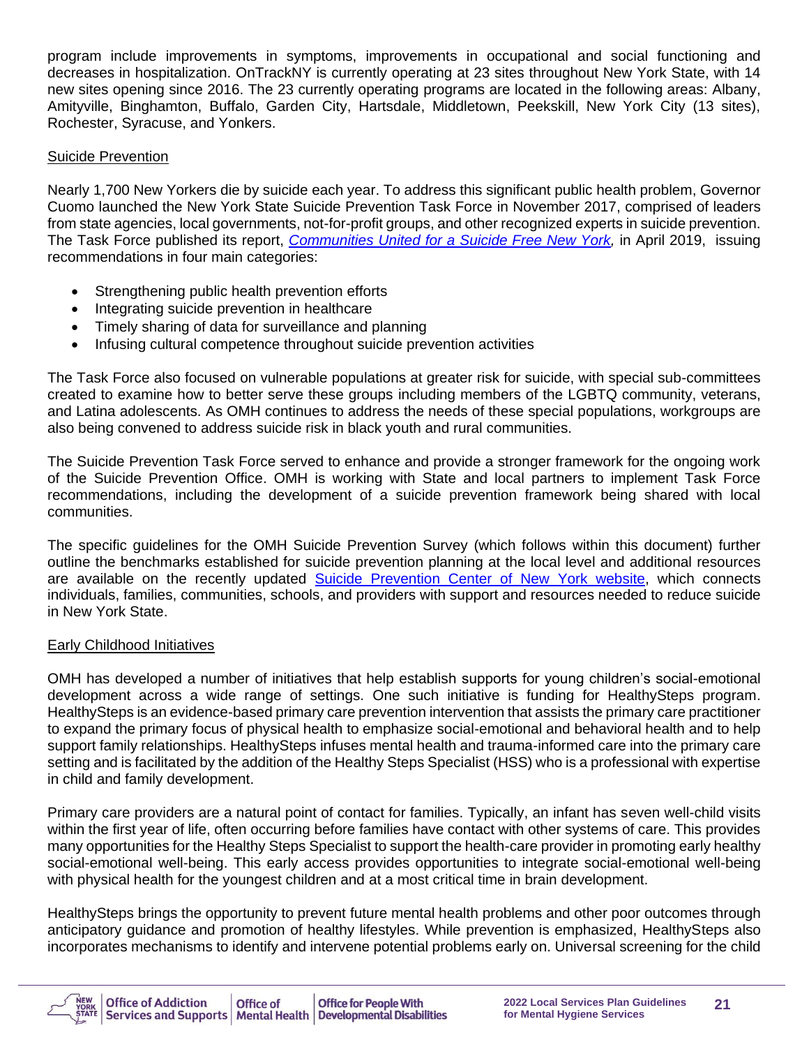program include improvements in symptoms, improvements in occupational and social functioning and decreases in hospitalization. OnTrackNY is currently operating at 23 sites throughout New York State, with 14 new sites opening since 2016. The 23 currently operating programs are located in the following areas: Albany, Amityville, Binghamton, Buffalo, Garden City, Hartsdale, Middletown, Peekskill, New York City (13 sites), Rochester, Syracuse, and Yonkers.

## Suicide Prevention

Nearly 1,700 New Yorkers die by suicide each year. To address this significant public health problem, Governor Cuomo launched the New York State Suicide Prevention Task Force in November 2017, comprised of leaders from state agencies, local governments, not-for-profit groups, and other recognized experts in suicide prevention. The Task Force published its report, *Communities United for a Suicide Free New York,* in April 2019, issuing recommendations in four main categories:

- Strengthening public health prevention efforts
- Integrating suicide prevention in healthcare
- Timely sharing of data for surveillance and planning
- Infusing cultural competence throughout suicide prevention activities

The Task Force also focused on vulnerable populations at greater risk for suicide, with special sub-committees created to examine how to better serve these groups including members of the LGBTQ community, veterans, and Latina adolescents. As OMH continues to address the needs of these special populations, workgroups are also being convened to address suicide risk in black youth and rural communities.

The Suicide Prevention Task Force served to enhance and provide a stronger framework for the ongoing work of the Suicide Prevention Office. OMH is working with State and local partners to implement Task Force recommendations, including the development of a suicide prevention framework being shared with local communities.

The specific guidelines for the OMH Suicide Prevention Survey (which follows within this document) further outline the benchmarks established for suicide prevention planning at the local level and additional resources are available on the recently updated Suicide Prevention Center of New York website, which connects individuals, families, communities, schools, and providers with support and resources needed to reduce suicide in New York State.

## Early Childhood Initiatives

OMH has developed a number of initiatives that help establish supports for young children's social-emotional development across a wide range of settings. One such initiative is funding for HealthySteps program. HealthySteps is an evidence-based primary care prevention intervention that assists the primary care practitioner to expand the primary focus of physical health to emphasize social-emotional and behavioral health and to help support family relationships. HealthySteps infuses mental health and trauma-informed care into the primary care setting and is facilitated by the addition of the Healthy Steps Specialist (HSS) who is a professional with expertise in child and family development.

Primary care providers are a natural point of contact for families. Typically, an infant has seven well-child visits within the first year of life, often occurring before families have contact with other systems of care. This provides many opportunities for the Healthy Steps Specialist to support the health-care provider in promoting early healthy social-emotional well-being. This early access provides opportunities to integrate social-emotional well-being with physical health for the youngest children and at a most critical time in brain development.

HealthySteps brings the opportunity to prevent future mental health problems and other poor outcomes through anticipatory guidance and promotion of healthy lifestyles. While prevention is emphasized, HealthySteps also incorporates mechanisms to identify and intervene potential problems early on. Universal screening for the child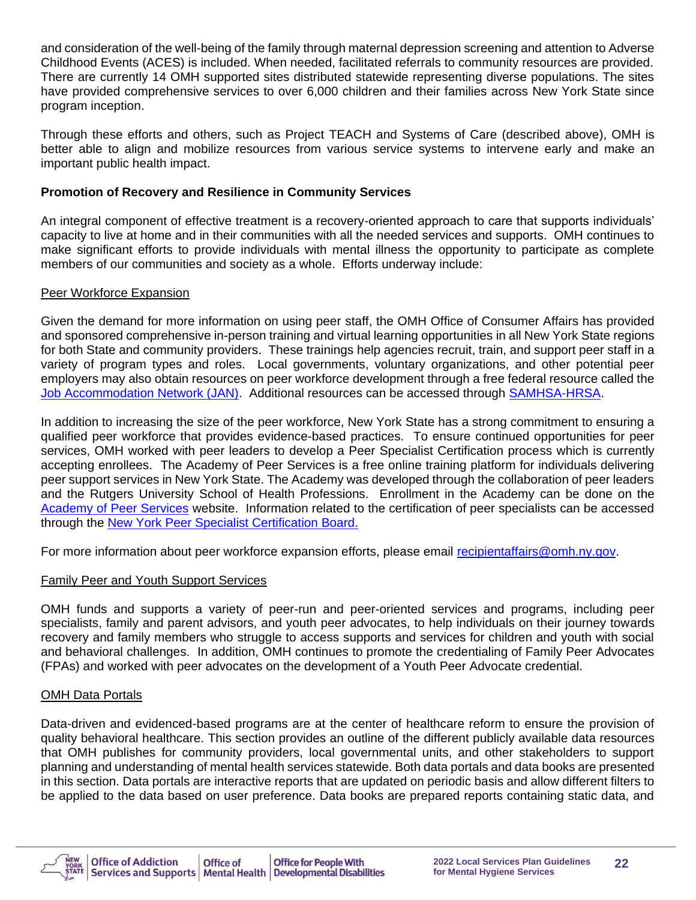and consideration of the well-being of the family through maternal depression screening and attention to Adverse Childhood Events (ACES) is included. When needed, facilitated referrals to community resources are provided. There are currently 14 OMH supported sites distributed statewide representing diverse populations. The sites have provided comprehensive services to over 6,000 children and their families across New York State since program inception.

Through these efforts and others, such as Project TEACH and Systems of Care (described above), OMH is better able to align and mobilize resources from various service systems to intervene early and make an important public health impact.

**Promotion of Recovery and Resilience in Community Services**

An integral component of effective treatment is a recovery-oriented approach to care that supports individuals' capacity to live at home and in their communities with all the needed services and supports. OMH continues to make significant efforts to provide individuals with mental illness the opportunity to participate as complete members of our communities and society as a whole. Efforts underway include:

Peer Workforce Expansion

Given the demand for more information on using peer staff, the OMH Office of Consumer Affairs has provided and sponsored comprehensive in-person training and virtual learning opportunities in all New York State regions for both State and community providers. These trainings help agencies recruit, train, and support peer staff in a variety of program types and roles. Local governments, voluntary organizations, and other potential peer employers may also obtain resources on peer workforce development through a free federal resource called the Job Accommodation Network (JAN). Additional resources can be accessed through SAMHSA-HRSA.

In addition to increasing the size of the peer workforce, New York State has a strong commitment to ensuring a qualified peer workforce that provides evidence-based practices. To ensure continued opportunities for peer services, OMH worked with peer leaders to develop a Peer Specialist Certification process which is currently accepting enrollees. The Academy of Peer Services is a free online training platform for individuals delivering peer support services in New York State. The Academy was developed through the collaboration of peer leaders and the Rutgers University School of Health Professions. Enrollment in the Academy can be done on the Academy of Peer Services website. Information related to the certification of peer specialists can be accessed through the New York Peer Specialist Certification Board.

For more information about peer workforce expansion efforts, please email recipientaffairs@omh.ny.gov.

Family Peer and Youth Support Services

OMH funds and supports a variety of peer-run and peer-oriented services and programs, including peer specialists, family and parent advisors, and youth peer advocates, to help individuals on their journey towards recovery and family members who struggle to access supports and services for children and youth with social and behavioral challenges. In addition, OMH continues to promote the credentialing of Family Peer Advocates (FPAs) and worked with peer advocates on the development of a Youth Peer Advocate credential.

OMH Data Portals

Data-driven and evidenced-based programs are at the center of healthcare reform to ensure the provision of quality behavioral healthcare. This section provides an outline of the different publicly available data resources that OMH publishes for community providers, local governmental units, and other stakeholders to support planning and understanding of mental health services statewide. Both data portals and data books are presented in this section. Data portals are interactive reports that are updated on periodic basis and allow different filters to be applied to the data based on user preference. Data books are prepared reports containing static data, and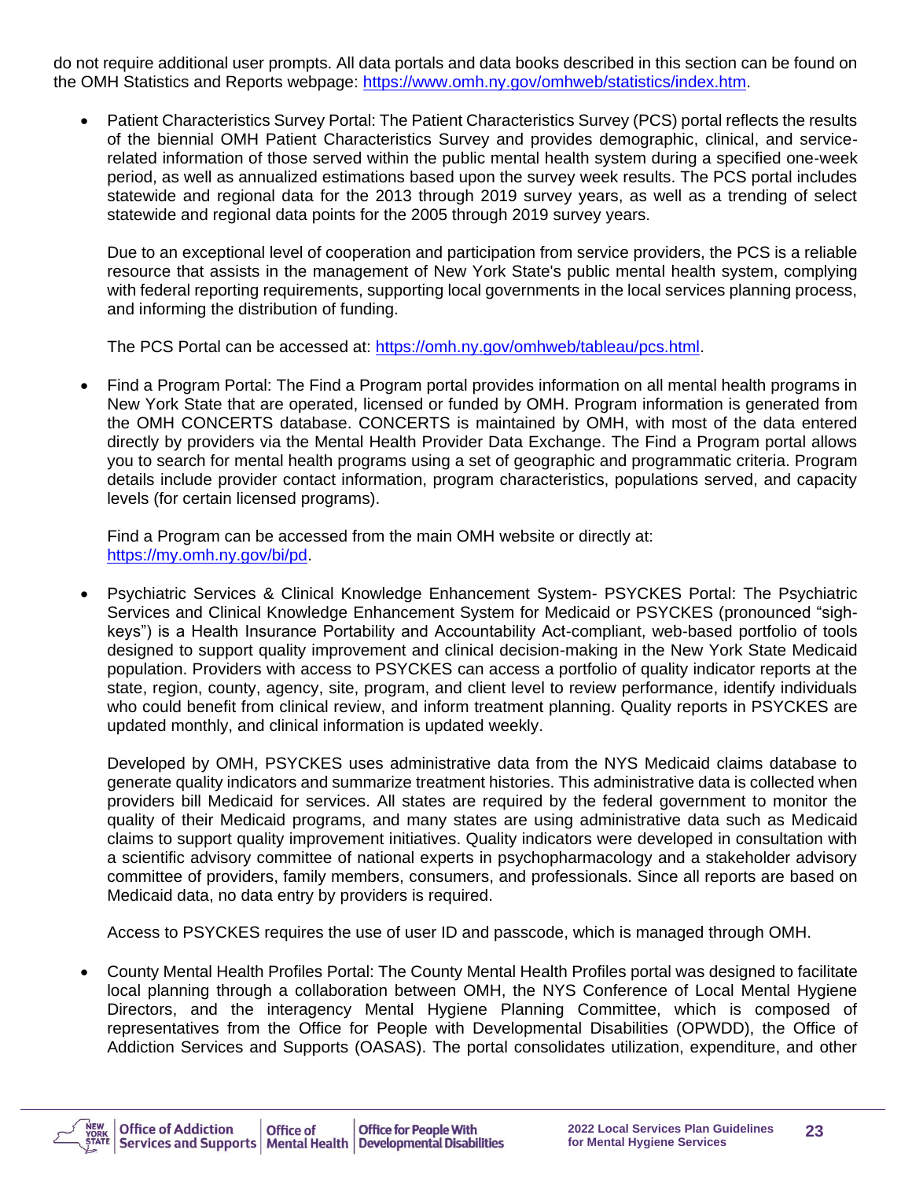do not require additional user prompts. All data portals and data books described in this section can be found on the OMH Statistics and Reports webpage: https://www.omh.ny.gov/omhweb/statistics/index.htm.

- Patient Characteristics Survey Portal: The Patient Characteristics Survey (PCS) portal reflects the results of the biennial OMH Patient Characteristics Survey and provides demographic, clinical, and service-related information of those served within the public mental health system during a specified one-week period, as well as annualized estimations based upon the survey week results. The PCS portal includes statewide and regional data for the 2013 through 2019 survey years, as well as a trending of select statewide and regional data points for the 2005 through 2019 survey years.

  Due to an exceptional level of cooperation and participation from service providers, the PCS is a reliable resource that assists in the management of New York State's public mental health system, complying with federal reporting requirements, supporting local governments in the local services planning process, and informing the distribution of funding.

  The PCS Portal can be accessed at: https://omh.ny.gov/omhweb/tableau/pcs.html.

- Find a Program Portal: The Find a Program portal provides information on all mental health programs in New York State that are operated, licensed or funded by OMH. Program information is generated from the OMH CONCERTS database. CONCERTS is maintained by OMH, with most of the data entered directly by providers via the Mental Health Provider Data Exchange. The Find a Program portal allows you to search for mental health programs using a set of geographic and programmatic criteria. Program details include provider contact information, program characteristics, populations served, and capacity levels (for certain licensed programs).

  Find a Program can be accessed from the main OMH website or directly at: https://my.omh.ny.gov/bi/pd.

- Psychiatric Services & Clinical Knowledge Enhancement System- PSYCKES Portal: The Psychiatric Services and Clinical Knowledge Enhancement System for Medicaid or PSYCKES (pronounced "sigh-keys") is a Health Insurance Portability and Accountability Act-compliant, web-based portfolio of tools designed to support quality improvement and clinical decision-making in the New York State Medicaid population. Providers with access to PSYCKES can access a portfolio of quality indicator reports at the state, region, county, agency, site, program, and client level to review performance, identify individuals who could benefit from clinical review, and inform treatment planning. Quality reports in PSYCKES are updated monthly, and clinical information is updated weekly.

  Developed by OMH, PSYCKES uses administrative data from the NYS Medicaid claims database to generate quality indicators and summarize treatment histories. This administrative data is collected when providers bill Medicaid for services. All states are required by the federal government to monitor the quality of their Medicaid programs, and many states are using administrative data such as Medicaid claims to support quality improvement initiatives. Quality indicators were developed in consultation with a scientific advisory committee of national experts in psychopharmacology and a stakeholder advisory committee of providers, family members, consumers, and professionals. Since all reports are based on Medicaid data, no data entry by providers is required.

  Access to PSYCKES requires the use of user ID and passcode, which is managed through OMH.

- County Mental Health Profiles Portal: The County Mental Health Profiles portal was designed to facilitate local planning through a collaboration between OMH, the NYS Conference of Local Mental Hygiene Directors, and the interagency Mental Hygiene Planning Committee, which is composed of representatives from the Office for People with Developmental Disabilities (OPWDD), the Office of Addiction Services and Supports (OASAS). The portal consolidates utilization, expenditure, and other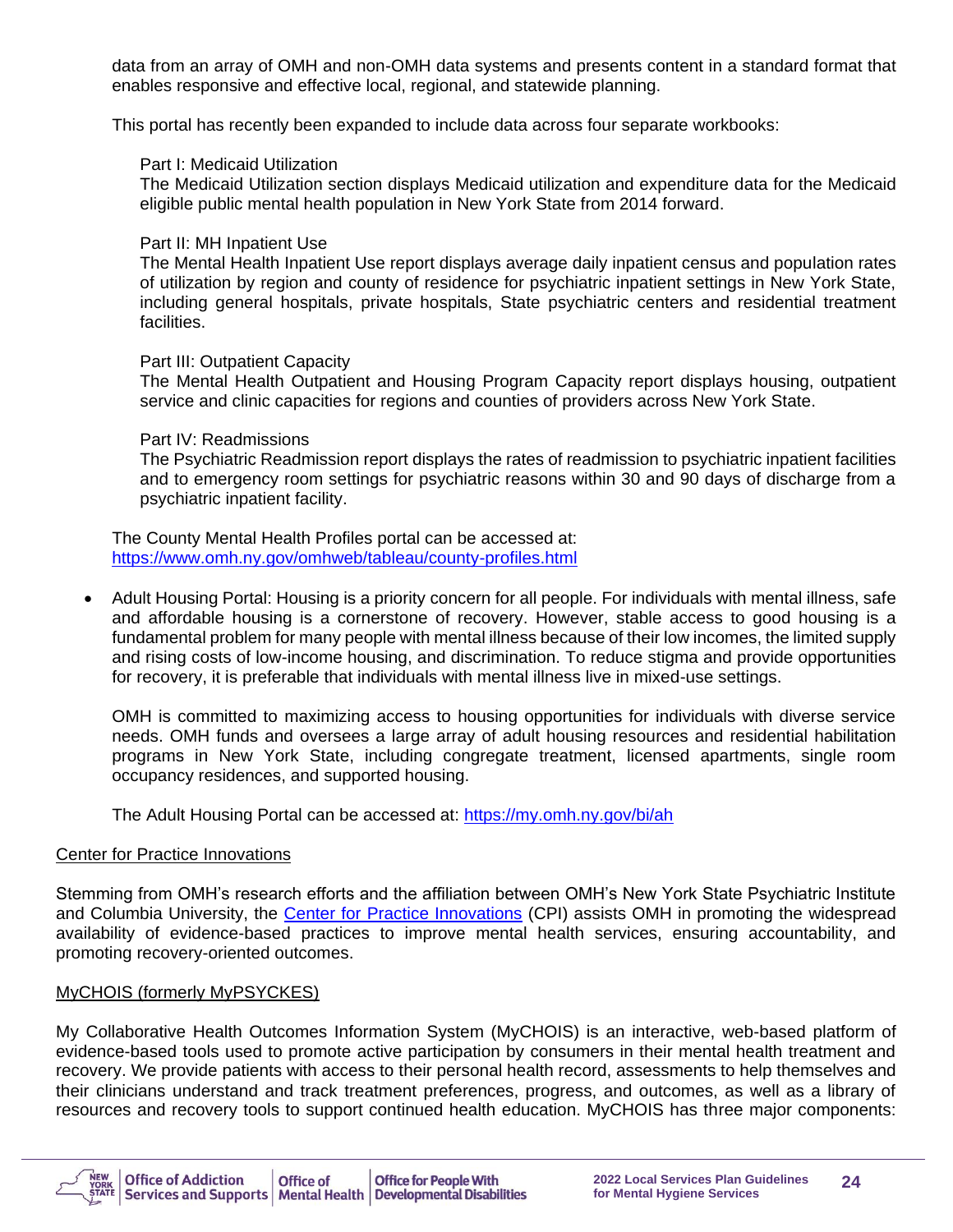data from an array of OMH and non-OMH data systems and presents content in a standard format that enables responsive and effective local, regional, and statewide planning.

This portal has recently been expanded to include data across four separate workbooks:

Part I: Medicaid Utilization
The Medicaid Utilization section displays Medicaid utilization and expenditure data for the Medicaid eligible public mental health population in New York State from 2014 forward.

Part II: MH Inpatient Use
The Mental Health Inpatient Use report displays average daily inpatient census and population rates of utilization by region and county of residence for psychiatric inpatient settings in New York State, including general hospitals, private hospitals, State psychiatric centers and residential treatment facilities.

Part III: Outpatient Capacity
The Mental Health Outpatient and Housing Program Capacity report displays housing, outpatient service and clinic capacities for regions and counties of providers across New York State.

Part IV: Readmissions
The Psychiatric Readmission report displays the rates of readmission to psychiatric inpatient facilities and to emergency room settings for psychiatric reasons within 30 and 90 days of discharge from a psychiatric inpatient facility.

The County Mental Health Profiles portal can be accessed at: https://www.omh.ny.gov/omhweb/tableau/county-profiles.html

- Adult Housing Portal: Housing is a priority concern for all people. For individuals with mental illness, safe and affordable housing is a cornerstone of recovery. However, stable access to good housing is a fundamental problem for many people with mental illness because of their low incomes, the limited supply and rising costs of low-income housing, and discrimination. To reduce stigma and provide opportunities for recovery, it is preferable that individuals with mental illness live in mixed-use settings.

  OMH is committed to maximizing access to housing opportunities for individuals with diverse service needs. OMH funds and oversees a large array of adult housing resources and residential habilitation programs in New York State, including congregate treatment, licensed apartments, single room occupancy residences, and supported housing.

  The Adult Housing Portal can be accessed at: https://my.omh.ny.gov/bi/ah

Center for Practice Innovations

Stemming from OMH's research efforts and the affiliation between OMH's New York State Psychiatric Institute and Columbia University, the Center for Practice Innovations (CPI) assists OMH in promoting the widespread availability of evidence-based practices to improve mental health services, ensuring accountability, and promoting recovery-oriented outcomes.

MyCHOIS (formerly MyPSYCKES)

My Collaborative Health Outcomes Information System (MyCHOIS) is an interactive, web-based platform of evidence-based tools used to promote active participation by consumers in their mental health treatment and recovery. We provide patients with access to their personal health record, assessments to help themselves and their clinicians understand and track treatment preferences, progress, and outcomes, as well as a library of resources and recovery tools to support continued health education. MyCHOIS has three major components: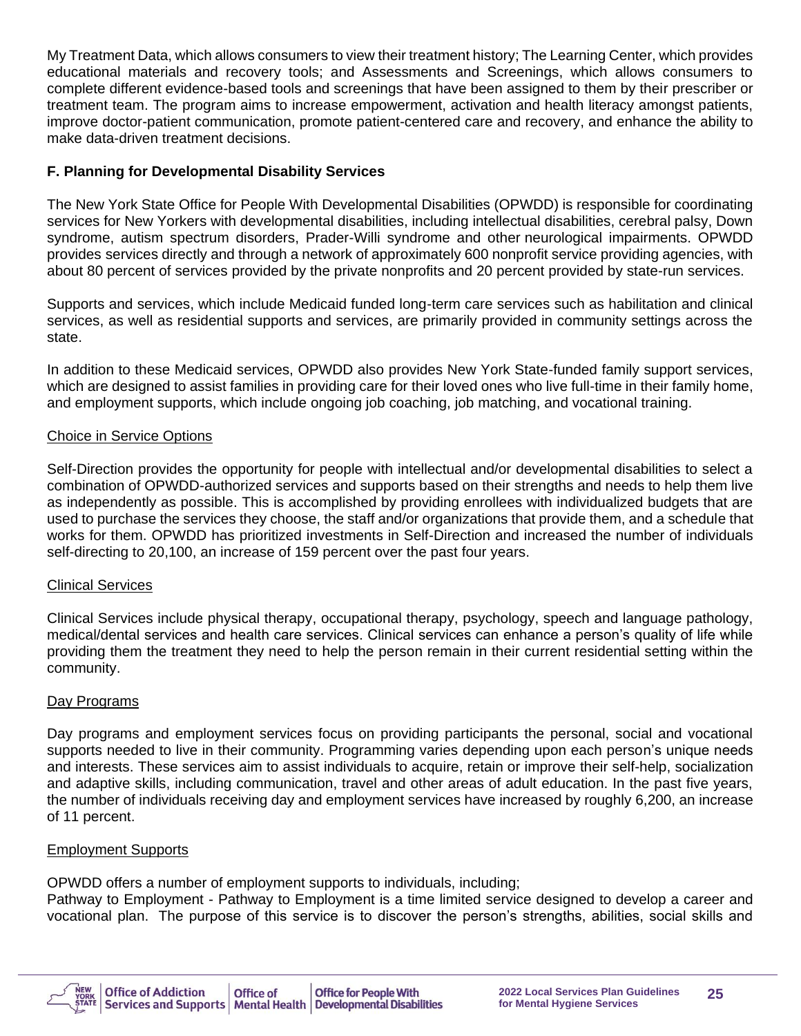My Treatment Data, which allows consumers to view their treatment history; The Learning Center, which provides educational materials and recovery tools; and Assessments and Screenings, which allows consumers to complete different evidence-based tools and screenings that have been assigned to them by their prescriber or treatment team. The program aims to increase empowerment, activation and health literacy amongst patients, improve doctor-patient communication, promote patient-centered care and recovery, and enhance the ability to make data-driven treatment decisions.

### F. Planning for Developmental Disability Services

The New York State Office for People With Developmental Disabilities (OPWDD) is responsible for coordinating services for New Yorkers with developmental disabilities, including intellectual disabilities, cerebral palsy, Down syndrome, autism spectrum disorders, Prader-Willi syndrome and other neurological impairments. OPWDD provides services directly and through a network of approximately 600 nonprofit service providing agencies, with about 80 percent of services provided by the private nonprofits and 20 percent provided by state-run services.

Supports and services, which include Medicaid funded long-term care services such as habilitation and clinical services, as well as residential supports and services, are primarily provided in community settings across the state.

In addition to these Medicaid services, OPWDD also provides New York State-funded family support services, which are designed to assist families in providing care for their loved ones who live full-time in their family home, and employment supports, which include ongoing job coaching, job matching, and vocational training.

<u>Choice in Service Options</u>

Self-Direction provides the opportunity for people with intellectual and/or developmental disabilities to select a combination of OPWDD-authorized services and supports based on their strengths and needs to help them live as independently as possible. This is accomplished by providing enrollees with individualized budgets that are used to purchase the services they choose, the staff and/or organizations that provide them, and a schedule that works for them. OPWDD has prioritized investments in Self-Direction and increased the number of individuals self-directing to 20,100, an increase of 159 percent over the past four years.

<u>Clinical Services</u>

Clinical Services include physical therapy, occupational therapy, psychology, speech and language pathology, medical/dental services and health care services. Clinical services can enhance a person's quality of life while providing them the treatment they need to help the person remain in their current residential setting within the community.

<u>Day Programs</u>

Day programs and employment services focus on providing participants the personal, social and vocational supports needed to live in their community. Programming varies depending upon each person's unique needs and interests. These services aim to assist individuals to acquire, retain or improve their self-help, socialization and adaptive skills, including communication, travel and other areas of adult education. In the past five years, the number of individuals receiving day and employment services have increased by roughly 6,200, an increase of 11 percent.

<u>Employment Supports</u>

OPWDD offers a number of employment supports to individuals, including;
Pathway to Employment - Pathway to Employment is a time limited service designed to develop a career and vocational plan. The purpose of this service is to discover the person's strengths, abilities, social skills and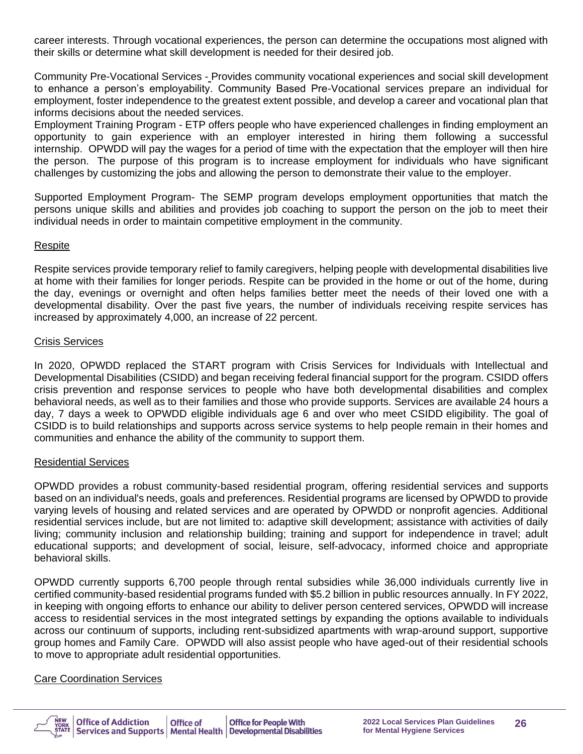career interests. Through vocational experiences, the person can determine the occupations most aligned with their skills or determine what skill development is needed for their desired job.

Community Pre-Vocational Services - Provides community vocational experiences and social skill development to enhance a person's employability. Community Based Pre-Vocational services prepare an individual for employment, foster independence to the greatest extent possible, and develop a career and vocational plan that informs decisions about the needed services.

Employment Training Program - ETP offers people who have experienced challenges in finding employment an opportunity to gain experience with an employer interested in hiring them following a successful internship. OPWDD will pay the wages for a period of time with the expectation that the employer will then hire the person. The purpose of this program is to increase employment for individuals who have significant challenges by customizing the jobs and allowing the person to demonstrate their value to the employer.

Supported Employment Program- The SEMP program develops employment opportunities that match the persons unique skills and abilities and provides job coaching to support the person on the job to meet their individual needs in order to maintain competitive employment in the community.

### Respite

Respite services provide temporary relief to family caregivers, helping people with developmental disabilities live at home with their families for longer periods. Respite can be provided in the home or out of the home, during the day, evenings or overnight and often helps families better meet the needs of their loved one with a developmental disability. Over the past five years, the number of individuals receiving respite services has increased by approximately 4,000, an increase of 22 percent.

### Crisis Services

In 2020, OPWDD replaced the START program with Crisis Services for Individuals with Intellectual and Developmental Disabilities (CSIDD) and began receiving federal financial support for the program. CSIDD offers crisis prevention and response services to people who have both developmental disabilities and complex behavioral needs, as well as to their families and those who provide supports. Services are available 24 hours a day, 7 days a week to OPWDD eligible individuals age 6 and over who meet CSIDD eligibility. The goal of CSIDD is to build relationships and supports across service systems to help people remain in their homes and communities and enhance the ability of the community to support them.

### Residential Services

OPWDD provides a robust community-based residential program, offering residential services and supports based on an individual's needs, goals and preferences. Residential programs are licensed by OPWDD to provide varying levels of housing and related services and are operated by OPWDD or nonprofit agencies. Additional residential services include, but are not limited to: adaptive skill development; assistance with activities of daily living; community inclusion and relationship building; training and support for independence in travel; adult educational supports; and development of social, leisure, self-advocacy, informed choice and appropriate behavioral skills.

OPWDD currently supports 6,700 people through rental subsidies while 36,000 individuals currently live in certified community-based residential programs funded with $5.2 billion in public resources annually. In FY 2022, in keeping with ongoing efforts to enhance our ability to deliver person centered services, OPWDD will increase access to residential services in the most integrated settings by expanding the options available to individuals across our continuum of supports, including rent-subsidized apartments with wrap-around support, supportive group homes and Family Care. OPWDD will also assist people who have aged-out of their residential schools to move to appropriate adult residential opportunities.

### Care Coordination Services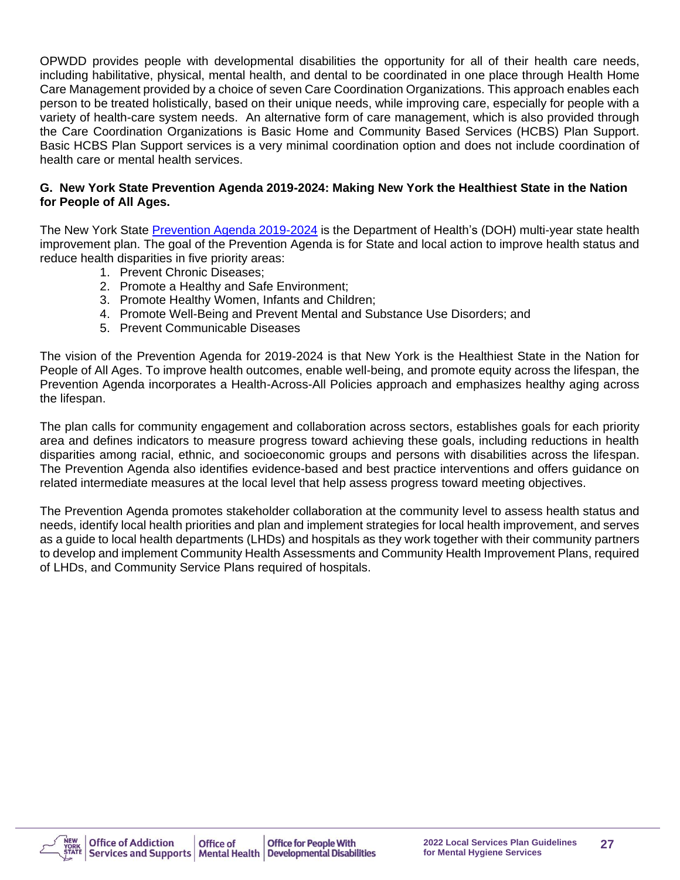OPWDD provides people with developmental disabilities the opportunity for all of their health care needs, including habilitative, physical, mental health, and dental to be coordinated in one place through Health Home Care Management provided by a choice of seven Care Coordination Organizations. This approach enables each person to be treated holistically, based on their unique needs, while improving care, especially for people with a variety of health-care system needs. An alternative form of care management, which is also provided through the Care Coordination Organizations is Basic Home and Community Based Services (HCBS) Plan Support. Basic HCBS Plan Support services is a very minimal coordination option and does not include coordination of health care or mental health services.

### G. New York State Prevention Agenda 2019-2024: Making New York the Healthiest State in the Nation for People of All Ages.

The New York State Prevention Agenda 2019-2024 is the Department of Health's (DOH) multi-year state health improvement plan. The goal of the Prevention Agenda is for State and local action to improve health status and reduce health disparities in five priority areas:

1. Prevent Chronic Diseases;
2. Promote a Healthy and Safe Environment;
3. Promote Healthy Women, Infants and Children;
4. Promote Well-Being and Prevent Mental and Substance Use Disorders; and
5. Prevent Communicable Diseases

The vision of the Prevention Agenda for 2019-2024 is that New York is the Healthiest State in the Nation for People of All Ages. To improve health outcomes, enable well-being, and promote equity across the lifespan, the Prevention Agenda incorporates a Health-Across-All Policies approach and emphasizes healthy aging across the lifespan.

The plan calls for community engagement and collaboration across sectors, establishes goals for each priority area and defines indicators to measure progress toward achieving these goals, including reductions in health disparities among racial, ethnic, and socioeconomic groups and persons with disabilities across the lifespan. The Prevention Agenda also identifies evidence-based and best practice interventions and offers guidance on related intermediate measures at the local level that help assess progress toward meeting objectives.

The Prevention Agenda promotes stakeholder collaboration at the community level to assess health status and needs, identify local health priorities and plan and implement strategies for local health improvement, and serves as a guide to local health departments (LHDs) and hospitals as they work together with their community partners to develop and implement Community Health Assessments and Community Health Improvement Plans, required of LHDs, and Community Service Plans required of hospitals.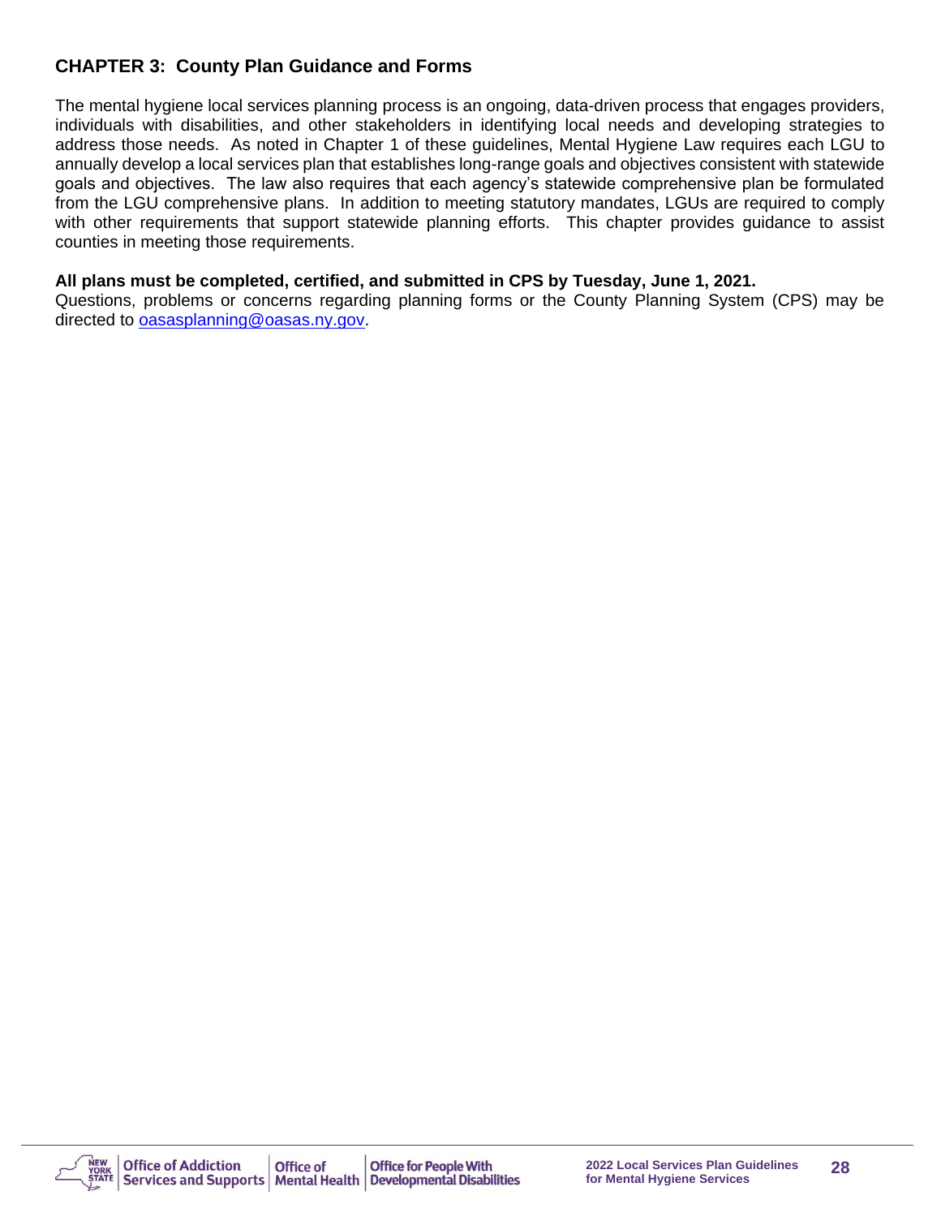## CHAPTER 3: County Plan Guidance and Forms

The mental hygiene local services planning process is an ongoing, data-driven process that engages providers, individuals with disabilities, and other stakeholders in identifying local needs and developing strategies to address those needs. As noted in Chapter 1 of these guidelines, Mental Hygiene Law requires each LGU to annually develop a local services plan that establishes long-range goals and objectives consistent with statewide goals and objectives. The law also requires that each agency's statewide comprehensive plan be formulated from the LGU comprehensive plans. In addition to meeting statutory mandates, LGUs are required to comply with other requirements that support statewide planning efforts. This chapter provides guidance to assist counties in meeting those requirements.

**All plans must be completed, certified, and submitted in CPS by Tuesday, June 1, 2021.**
Questions, problems or concerns regarding planning forms or the County Planning System (CPS) may be directed to oasasplanning@oasas.ny.gov.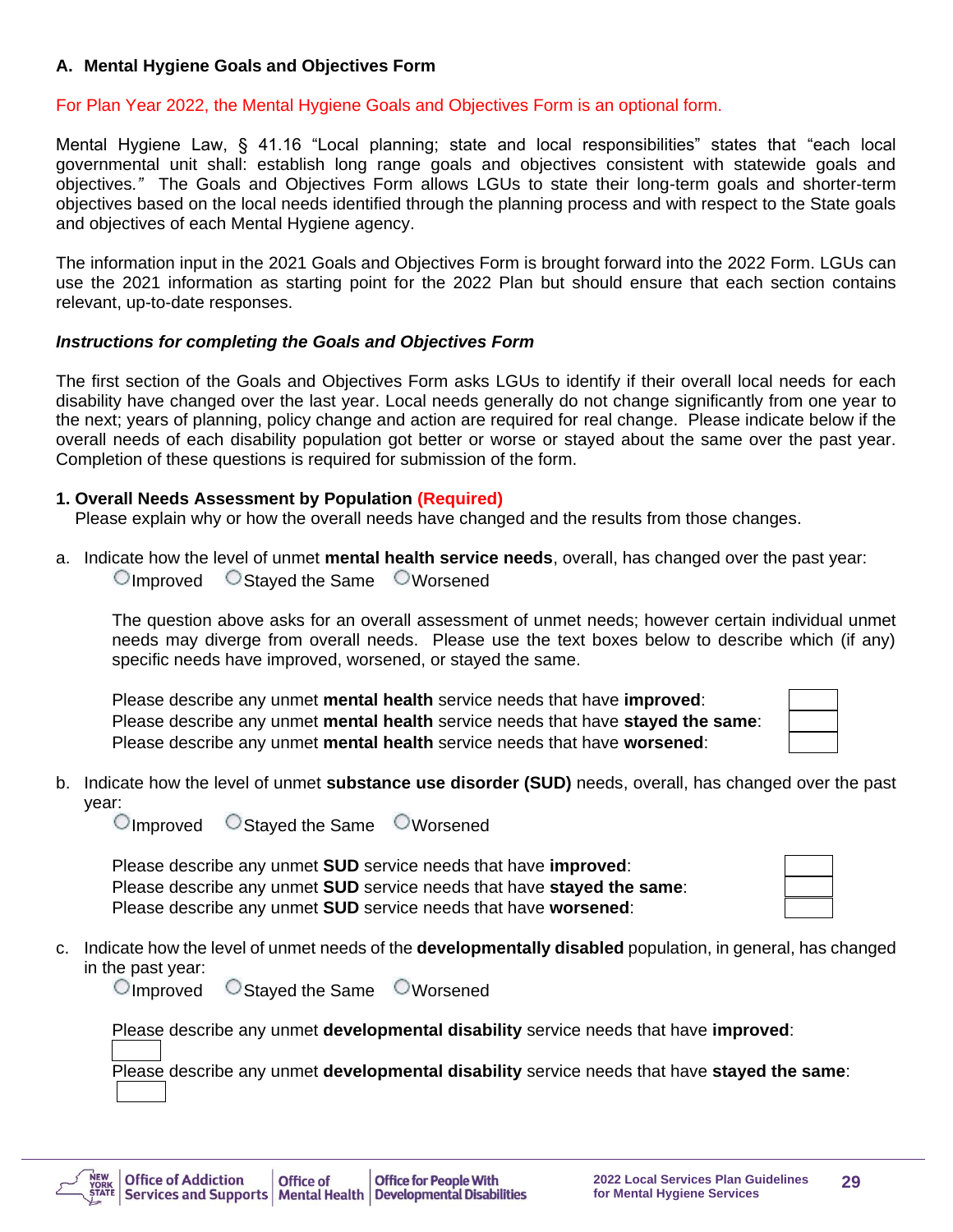### A. Mental Hygiene Goals and Objectives Form

For Plan Year 2022, the Mental Hygiene Goals and Objectives Form is an optional form.

Mental Hygiene Law, § 41.16 "Local planning; state and local responsibilities" states that "each local governmental unit shall: establish long range goals and objectives consistent with statewide goals and objectives." The Goals and Objectives Form allows LGUs to state their long-term goals and shorter-term objectives based on the local needs identified through the planning process and with respect to the State goals and objectives of each Mental Hygiene agency.

The information input in the 2021 Goals and Objectives Form is brought forward into the 2022 Form. LGUs can use the 2021 information as starting point for the 2022 Plan but should ensure that each section contains relevant, up-to-date responses.

***Instructions for completing the Goals and Objectives Form***

The first section of the Goals and Objectives Form asks LGUs to identify if their overall local needs for each disability have changed over the last year. Local needs generally do not change significantly from one year to the next; years of planning, policy change and action are required for real change. Please indicate below if the overall needs of each disability population got better or worse or stayed about the same over the past year. Completion of these questions is required for submission of the form.

**1. Overall Needs Assessment by Population (Required)**

Please explain why or how the overall needs have changed and the results from those changes.

a. Indicate how the level of unmet **mental health service needs**, overall, has changed over the past year:

○ Improved ○ Stayed the Same ○ Worsened

The question above asks for an overall assessment of unmet needs; however certain individual unmet needs may diverge from overall needs. Please use the text boxes below to describe which (if any) specific needs have improved, worsened, or stayed the same.

Please describe any unmet **mental health** service needs that have **improved**:
Please describe any unmet **mental health** service needs that have **stayed the same**:
Please describe any unmet **mental health** service needs that have **worsened**:

b. Indicate how the level of unmet **substance use disorder (SUD)** needs, overall, has changed over the past year:

○ Improved ○ Stayed the Same ○ Worsened

Please describe any unmet **SUD** service needs that have **improved**:
Please describe any unmet **SUD** service needs that have **stayed the same**:
Please describe any unmet **SUD** service needs that have **worsened**:

c. Indicate how the level of unmet needs of the **developmentally disabled** population, in general, has changed in the past year:

○ Improved ○ Stayed the Same ○ Worsened

Please describe any unmet **developmental disability** service needs that have **improved**:

Please describe any unmet **developmental disability** service needs that have **stayed the same**: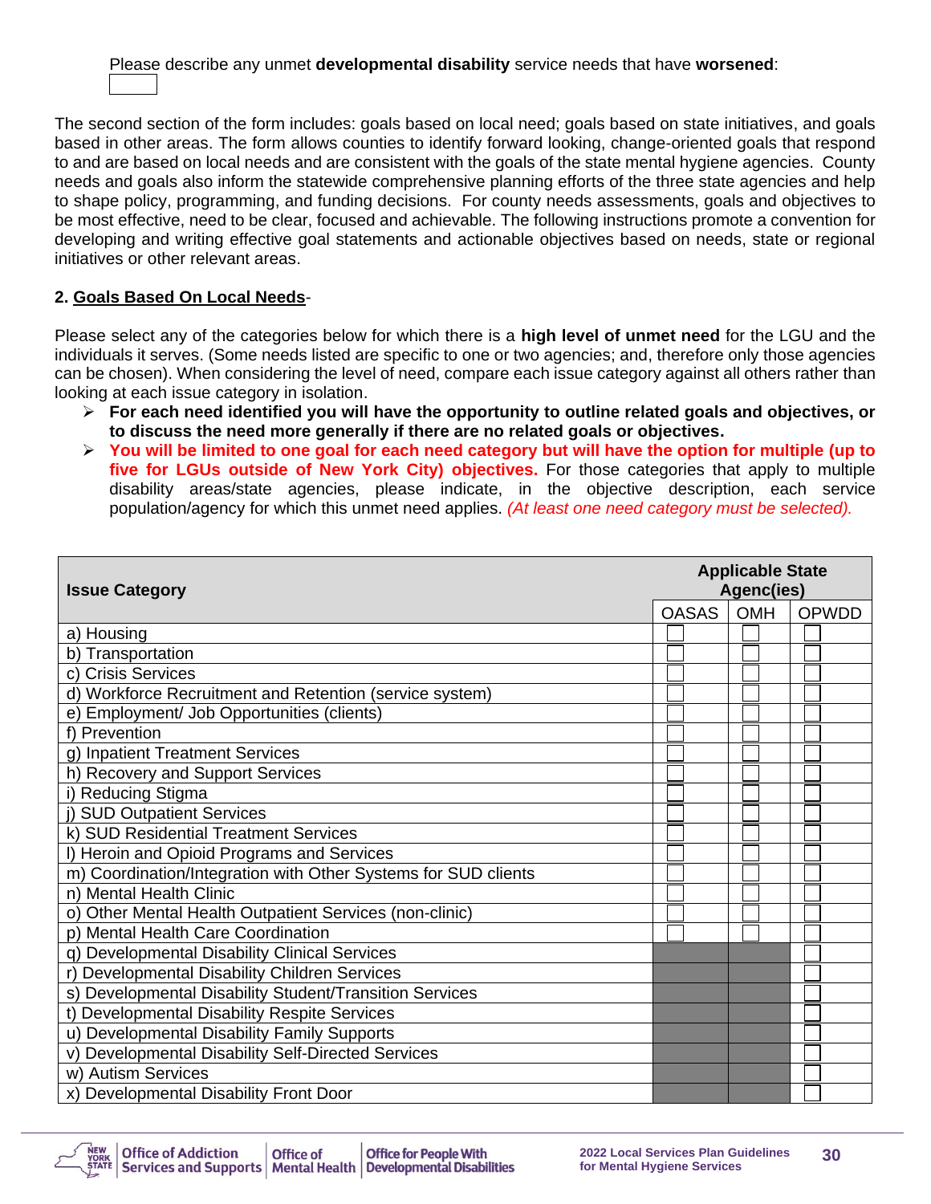Please describe any unmet **developmental disability** service needs that have **worsened**:

The second section of the form includes: goals based on local need; goals based on state initiatives, and goals based in other areas. The form allows counties to identify forward looking, change-oriented goals that respond to and are based on local needs and are consistent with the goals of the state mental hygiene agencies. County needs and goals also inform the statewide comprehensive planning efforts of the three state agencies and help to shape policy, programming, and funding decisions. For county needs assessments, goals and objectives to be most effective, need to be clear, focused and achievable. The following instructions promote a convention for developing and writing effective goal statements and actionable objectives based on needs, state or regional initiatives or other relevant areas.

**2. Goals Based On Local Needs**-

Please select any of the categories below for which there is a **high level of unmet need** for the LGU and the individuals it serves. (Some needs listed are specific to one or two agencies; and, therefore only those agencies can be chosen). When considering the level of need, compare each issue category against all others rather than looking at each issue category in isolation.

- **For each need identified you will have the opportunity to outline related goals and objectives, or to discuss the need more generally if there are no related goals or objectives.**
- **You will be limited to one goal for each need category but will have the option for multiple (up to five for LGUs outside of New York City) objectives.** For those categories that apply to multiple disability areas/state agencies, please indicate, in the objective description, each service population/agency for which this unmet need applies. *(At least one need category must be selected).*

| Issue Category | Applicable State Agenc(ies) | | |
|---|---|---|---|
| | OASAS | OMH | OPWDD |
| a) Housing | ☐ | ☐ | ☐ |
| b) Transportation | ☐ | ☐ | ☐ |
| c) Crisis Services | ☐ | ☐ | ☐ |
| d) Workforce Recruitment and Retention (service system) | ☐ | ☐ | ☐ |
| e) Employment/ Job Opportunities (clients) | ☐ | ☐ | ☐ |
| f) Prevention | ☐ | ☐ | ☐ |
| g) Inpatient Treatment Services | ☐ | ☐ | ☐ |
| h) Recovery and Support Services | ☐ | ☐ | ☐ |
| i) Reducing Stigma | ☐ | ☐ | ☐ |
| j) SUD Outpatient Services | ☐ | ☐ | ☐ |
| k) SUD Residential Treatment Services | ☐ | ☐ | ☐ |
| l) Heroin and Opioid Programs and Services | ☐ | ☐ | ☐ |
| m) Coordination/Integration with Other Systems for SUD clients | ☐ | ☐ | ☐ |
| n) Mental Health Clinic | ☐ | ☐ | ☐ |
| o) Other Mental Health Outpatient Services (non-clinic) | ☐ | ☐ | ☐ |
| p) Mental Health Care Coordination | ☐ | ☐ | ☐ |
| q) Developmental Disability Clinical Services | | | ☐ |
| r) Developmental Disability Children Services | | | ☐ |
| s) Developmental Disability Student/Transition Services | | | ☐ |
| t) Developmental Disability Respite Services | | | ☐ |
| u) Developmental Disability Family Supports | | | ☐ |
| v) Developmental Disability Self-Directed Services | | | ☐ |
| w) Autism Services | | | ☐ |
| x) Developmental Disability Front Door | | | ☐ |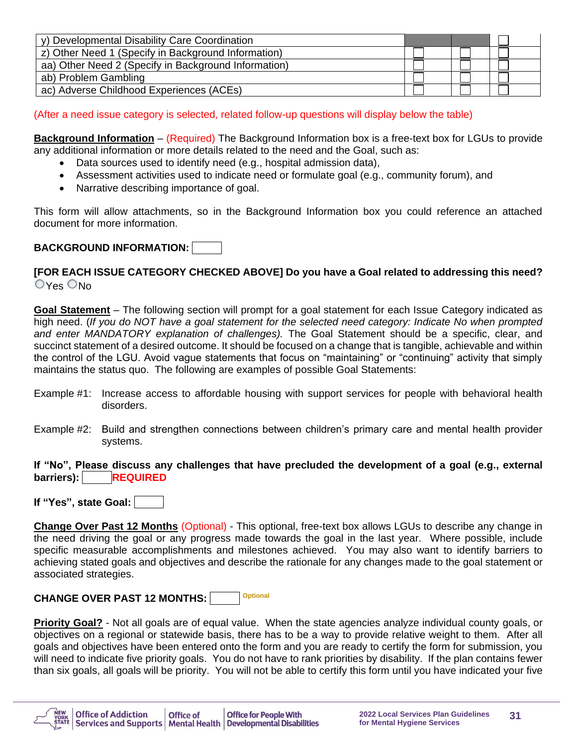| y) Developmental Disability Care Coordination | | | ☐ |
|---|---|---|---|
| z) Other Need 1 (Specify in Background Information) | ☐ | ☐ | ☐ |
| aa) Other Need 2 (Specify in Background Information) | ☐ | ☐ | ☐ |
| ab) Problem Gambling | ☐ | ☐ | ☐ |
| ac) Adverse Childhood Experiences (ACEs) | ☐ | ☐ | ☐ |

(After a need issue category is selected, related follow-up questions will display below the table)

**Background Information** – (Required) The Background Information box is a free-text box for LGUs to provide any additional information or more details related to the need and the Goal, such as:

- Data sources used to identify need (e.g., hospital admission data),
- Assessment activities used to indicate need or formulate goal (e.g., community forum), and
- Narrative describing importance of goal.

This form will allow attachments, so in the Background Information box you could reference an attached document for more information.

**BACKGROUND INFORMATION:** ☐

**[FOR EACH ISSUE CATEGORY CHECKED ABOVE] Do you have a Goal related to addressing this need?**
○Yes ○No

**Goal Statement** – The following section will prompt for a goal statement for each Issue Category indicated as high need. (*If you do NOT have a goal statement for the selected need category: Indicate No when prompted and enter MANDATORY explanation of challenges).* The Goal Statement should be a specific, clear, and succinct statement of a desired outcome. It should be focused on a change that is tangible, achievable and within the control of the LGU. Avoid vague statements that focus on "maintaining" or "continuing" activity that simply maintains the status quo. The following are examples of possible Goal Statements:

Example #1: Increase access to affordable housing with support services for people with behavioral health disorders.

Example #2: Build and strengthen connections between children's primary care and mental health provider systems.

**If "No", Please discuss any challenges that have precluded the development of a goal (e.g., external barriers):** ☐ **REQUIRED**

**If "Yes", state Goal:** ☐

**Change Over Past 12 Months** (Optional) - This optional, free-text box allows LGUs to describe any change in the need driving the goal or any progress made towards the goal in the last year. Where possible, include specific measurable accomplishments and milestones achieved. You may also want to identify barriers to achieving stated goals and objectives and describe the rationale for any changes made to the goal statement or associated strategies.

**CHANGE OVER PAST 12 MONTHS:** ☐ Optional

**Priority Goal?** - Not all goals are of equal value. When the state agencies analyze individual county goals, or objectives on a regional or statewide basis, there has to be a way to provide relative weight to them. After all goals and objectives have been entered onto the form and you are ready to certify the form for submission, you will need to indicate five priority goals. You do not have to rank priorities by disability. If the plan contains fewer than six goals, all goals will be priority. You will not be able to certify this form until you have indicated your five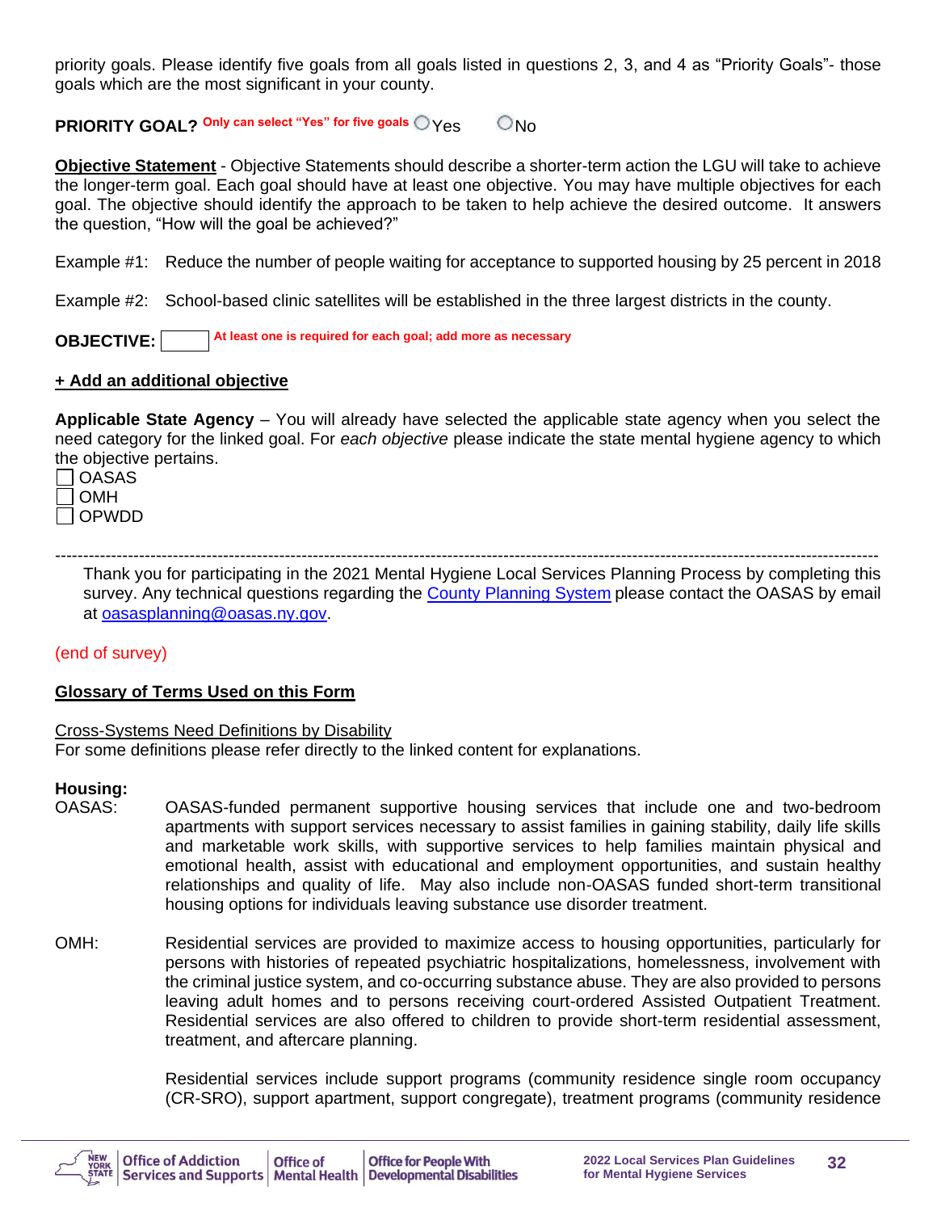priority goals. Please identify five goals from all goals listed in questions 2, 3, and 4 as "Priority Goals"- those goals which are the most significant in your county.

**PRIORITY GOAL?** Only can select "Yes" for five goals ○ Yes ○ No

**Objective Statement** - Objective Statements should describe a shorter-term action the LGU will take to achieve the longer-term goal. Each goal should have at least one objective. You may have multiple objectives for each goal. The objective should identify the approach to be taken to help achieve the desired outcome. It answers the question, "How will the goal be achieved?"

Example #1: Reduce the number of people waiting for acceptance to supported housing by 25 percent in 2018

Example #2: School-based clinic satellites will be established in the three largest districts in the county.

**OBJECTIVE:** ☐ At least one is required for each goal; add more as necessary

**+ Add an additional objective**

**Applicable State Agency** – You will already have selected the applicable state agency when you select the need category for the linked goal. For *each objective* please indicate the state mental hygiene agency to which the objective pertains.

- ☐ OASAS
- ☐ OMH
- ☐ OPWDD

---

Thank you for participating in the 2021 Mental Hygiene Local Services Planning Process by completing this survey. Any technical questions regarding the County Planning System please contact the OASAS by email at oasasplanning@oasas.ny.gov.

(end of survey)

**Glossary of Terms Used on this Form**

Cross-Systems Need Definitions by Disability

For some definitions please refer directly to the linked content for explanations.

**Housing:**

OASAS: OASAS-funded permanent supportive housing services that include one and two-bedroom apartments with support services necessary to assist families in gaining stability, daily life skills and marketable work skills, with supportive services to help families maintain physical and emotional health, assist with educational and employment opportunities, and sustain healthy relationships and quality of life. May also include non-OASAS funded short-term transitional housing options for individuals leaving substance use disorder treatment.

OMH: Residential services are provided to maximize access to housing opportunities, particularly for persons with histories of repeated psychiatric hospitalizations, homelessness, involvement with the criminal justice system, and co-occurring substance abuse. They are also provided to persons leaving adult homes and to persons receiving court-ordered Assisted Outpatient Treatment. Residential services are also offered to children to provide short-term residential assessment, treatment, and aftercare planning.

Residential services include support programs (community residence single room occupancy (CR-SRO), support apartment, support congregate), treatment programs (community residence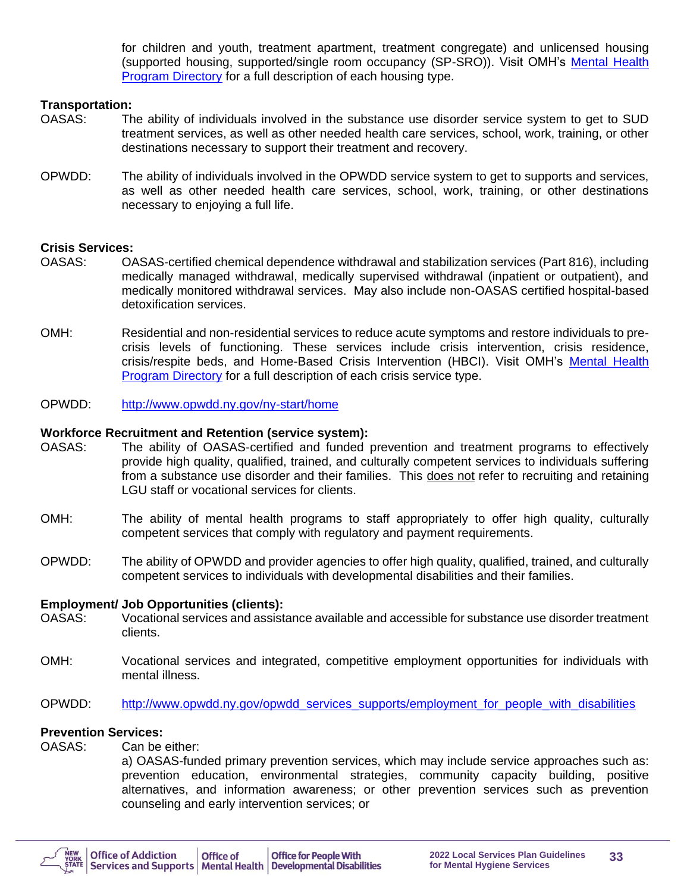for children and youth, treatment apartment, treatment congregate) and unlicensed housing (supported housing, supported/single room occupancy (SP-SRO)). Visit OMH's [Mental Health Program Directory](#) for a full description of each housing type.

**Transportation:**

OASAS: The ability of individuals involved in the substance use disorder service system to get to SUD treatment services, as well as other needed health care services, school, work, training, or other destinations necessary to support their treatment and recovery.

OPWDD: The ability of individuals involved in the OPWDD service system to get to supports and services, as well as other needed health care services, school, work, training, or other destinations necessary to enjoying a full life.

**Crisis Services:**

OASAS: OASAS-certified chemical dependence withdrawal and stabilization services (Part 816), including medically managed withdrawal, medically supervised withdrawal (inpatient or outpatient), and medically monitored withdrawal services. May also include non-OASAS certified hospital-based detoxification services.

OMH: Residential and non-residential services to reduce acute symptoms and restore individuals to pre-crisis levels of functioning. These services include crisis intervention, crisis residence, crisis/respite beds, and Home-Based Crisis Intervention (HBCI). Visit OMH's [Mental Health Program Directory](#) for a full description of each crisis service type.

OPWDD: http://www.opwdd.ny.gov/ny-start/home

**Workforce Recruitment and Retention (service system):**

OASAS: The ability of OASAS-certified and funded prevention and treatment programs to effectively provide high quality, qualified, trained, and culturally competent services to individuals suffering from a substance use disorder and their families. This does not refer to recruiting and retaining LGU staff or vocational services for clients.

OMH: The ability of mental health programs to staff appropriately to offer high quality, culturally competent services that comply with regulatory and payment requirements.

OPWDD: The ability of OPWDD and provider agencies to offer high quality, qualified, trained, and culturally competent services to individuals with developmental disabilities and their families.

**Employment/ Job Opportunities (clients):**

OASAS: Vocational services and assistance available and accessible for substance use disorder treatment clients.

OMH: Vocational services and integrated, competitive employment opportunities for individuals with mental illness.

OPWDD: http://www.opwdd.ny.gov/opwdd_services_supports/employment_for_people_with_disabilities

**Prevention Services:**

OASAS: Can be either:

a) OASAS-funded primary prevention services, which may include service approaches such as: prevention education, environmental strategies, community capacity building, positive alternatives, and information awareness; or other prevention services such as prevention counseling and early intervention services; or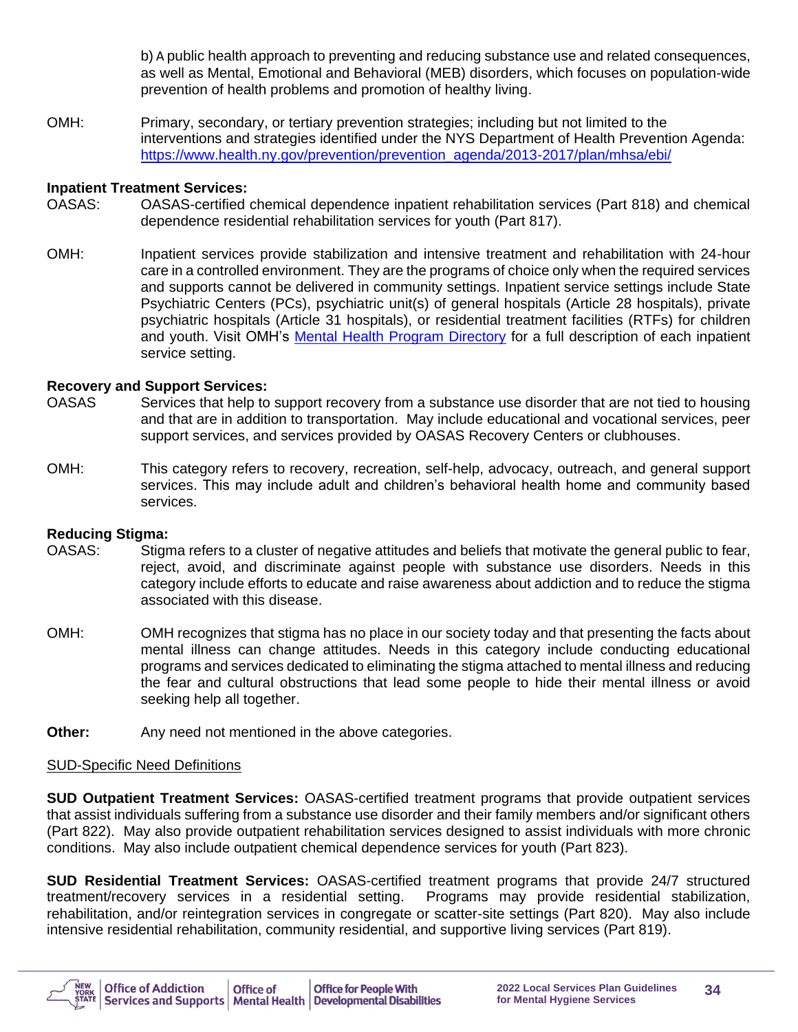b) A public health approach to preventing and reducing substance use and related consequences, as well as Mental, Emotional and Behavioral (MEB) disorders, which focuses on population-wide prevention of health problems and promotion of healthy living.

OMH: Primary, secondary, or tertiary prevention strategies; including but not limited to the interventions and strategies identified under the NYS Department of Health Prevention Agenda: [https://www.health.ny.gov/prevention/prevention_agenda/2013-2017/plan/mhsa/ebi/](https://www.health.ny.gov/prevention/prevention_agenda/2013-2017/plan/mhsa/ebi/)

**Inpatient Treatment Services:**

OASAS: OASAS-certified chemical dependence inpatient rehabilitation services (Part 818) and chemical dependence residential rehabilitation services for youth (Part 817).

OMH: Inpatient services provide stabilization and intensive treatment and rehabilitation with 24-hour care in a controlled environment. They are the programs of choice only when the required services and supports cannot be delivered in community settings. Inpatient service settings include State Psychiatric Centers (PCs), psychiatric unit(s) of general hospitals (Article 28 hospitals), private psychiatric hospitals (Article 31 hospitals), or residential treatment facilities (RTFs) for children and youth. Visit OMH's Mental Health Program Directory for a full description of each inpatient service setting.

**Recovery and Support Services:**

OASAS Services that help to support recovery from a substance use disorder that are not tied to housing and that are in addition to transportation. May include educational and vocational services, peer support services, and services provided by OASAS Recovery Centers or clubhouses.

OMH: This category refers to recovery, recreation, self-help, advocacy, outreach, and general support services. This may include adult and children's behavioral health home and community based services.

**Reducing Stigma:**

OASAS: Stigma refers to a cluster of negative attitudes and beliefs that motivate the general public to fear, reject, avoid, and discriminate against people with substance use disorders. Needs in this category include efforts to educate and raise awareness about addiction and to reduce the stigma associated with this disease.

OMH: OMH recognizes that stigma has no place in our society today and that presenting the facts about mental illness can change attitudes. Needs in this category include conducting educational programs and services dedicated to eliminating the stigma attached to mental illness and reducing the fear and cultural obstructions that lead some people to hide their mental illness or avoid seeking help all together.

**Other:** Any need not mentioned in the above categories.

SUD-Specific Need Definitions

**SUD Outpatient Treatment Services:** OASAS-certified treatment programs that provide outpatient services that assist individuals suffering from a substance use disorder and their family members and/or significant others (Part 822). May also provide outpatient rehabilitation services designed to assist individuals with more chronic conditions. May also include outpatient chemical dependence services for youth (Part 823).

**SUD Residential Treatment Services:** OASAS-certified treatment programs that provide 24/7 structured treatment/recovery services in a residential setting. Programs may provide residential stabilization, rehabilitation, and/or reintegration services in congregate or scatter-site settings (Part 820). May also include intensive residential rehabilitation, community residential, and supportive living services (Part 819).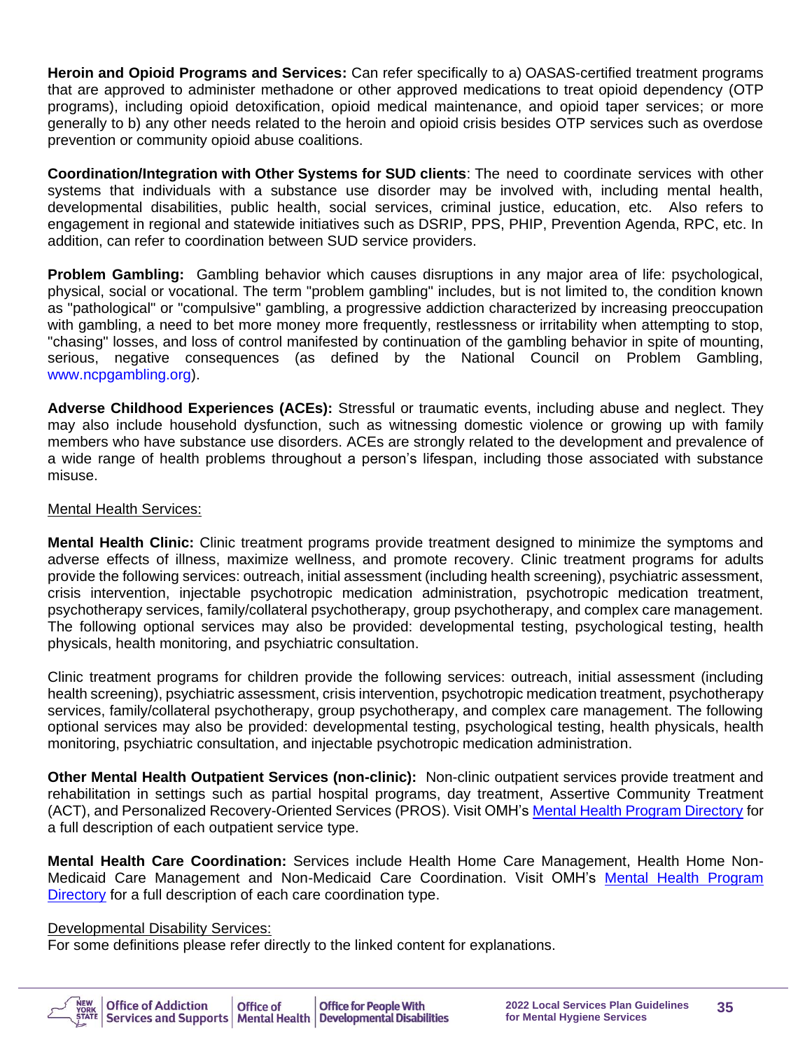**Heroin and Opioid Programs and Services:** Can refer specifically to a) OASAS-certified treatment programs that are approved to administer methadone or other approved medications to treat opioid dependency (OTP programs), including opioid detoxification, opioid medical maintenance, and opioid taper services; or more generally to b) any other needs related to the heroin and opioid crisis besides OTP services such as overdose prevention or community opioid abuse coalitions.

**Coordination/Integration with Other Systems for SUD clients**: The need to coordinate services with other systems that individuals with a substance use disorder may be involved with, including mental health, developmental disabilities, public health, social services, criminal justice, education, etc. Also refers to engagement in regional and statewide initiatives such as DSRIP, PPS, PHIP, Prevention Agenda, RPC, etc. In addition, can refer to coordination between SUD service providers.

**Problem Gambling:** Gambling behavior which causes disruptions in any major area of life: psychological, physical, social or vocational. The term "problem gambling" includes, but is not limited to, the condition known as "pathological" or "compulsive" gambling, a progressive addiction characterized by increasing preoccupation with gambling, a need to bet more money more frequently, restlessness or irritability when attempting to stop, "chasing" losses, and loss of control manifested by continuation of the gambling behavior in spite of mounting, serious, negative consequences (as defined by the National Council on Problem Gambling, www.ncpgambling.org).

**Adverse Childhood Experiences (ACEs):** Stressful or traumatic events, including abuse and neglect. They may also include household dysfunction, such as witnessing domestic violence or growing up with family members who have substance use disorders. ACEs are strongly related to the development and prevalence of a wide range of health problems throughout a person's lifespan, including those associated with substance misuse.

<u>Mental Health Services:</u>

**Mental Health Clinic:** Clinic treatment programs provide treatment designed to minimize the symptoms and adverse effects of illness, maximize wellness, and promote recovery. Clinic treatment programs for adults provide the following services: outreach, initial assessment (including health screening), psychiatric assessment, crisis intervention, injectable psychotropic medication administration, psychotropic medication treatment, psychotherapy services, family/collateral psychotherapy, group psychotherapy, and complex care management. The following optional services may also be provided: developmental testing, psychological testing, health physicals, health monitoring, and psychiatric consultation.

Clinic treatment programs for children provide the following services: outreach, initial assessment (including health screening), psychiatric assessment, crisis intervention, psychotropic medication treatment, psychotherapy services, family/collateral psychotherapy, group psychotherapy, and complex care management. The following optional services may also be provided: developmental testing, psychological testing, health physicals, health monitoring, psychiatric consultation, and injectable psychotropic medication administration.

**Other Mental Health Outpatient Services (non-clinic):** Non-clinic outpatient services provide treatment and rehabilitation in settings such as partial hospital programs, day treatment, Assertive Community Treatment (ACT), and Personalized Recovery-Oriented Services (PROS). Visit OMH's Mental Health Program Directory for a full description of each outpatient service type.

**Mental Health Care Coordination:** Services include Health Home Care Management, Health Home Non-Medicaid Care Management and Non-Medicaid Care Coordination. Visit OMH's Mental Health Program Directory for a full description of each care coordination type.

<u>Developmental Disability Services:</u>
For some definitions please refer directly to the linked content for explanations.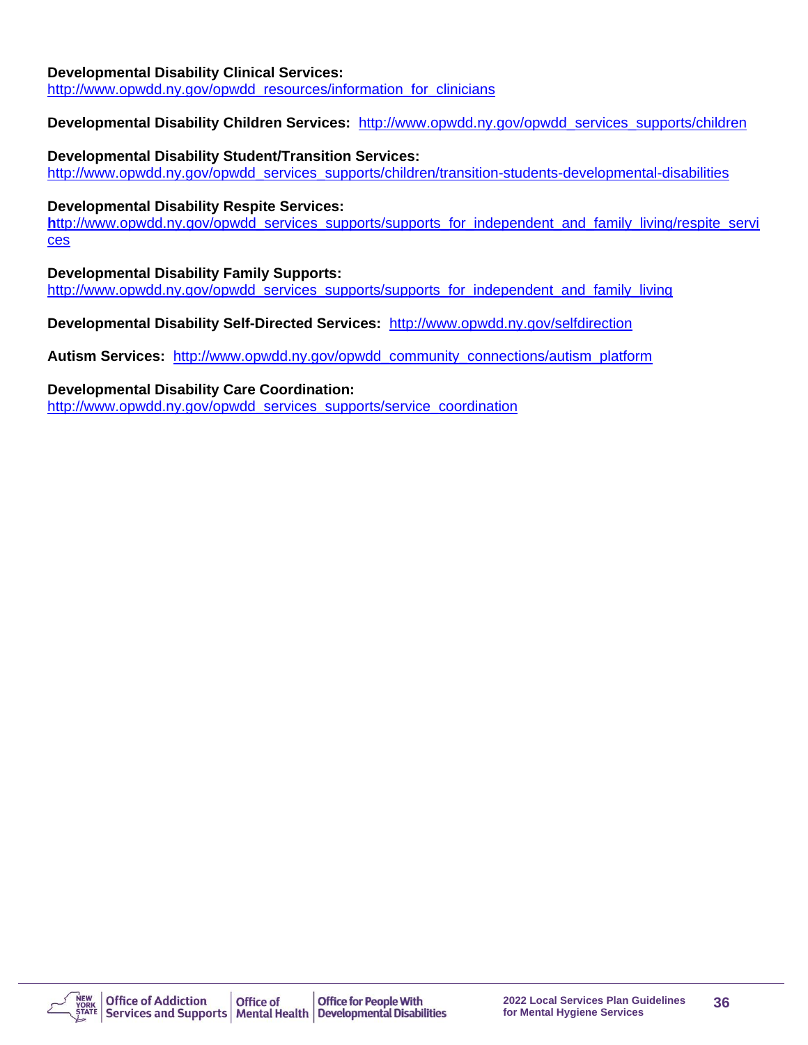**Developmental Disability Clinical Services:**
http://www.opwdd.ny.gov/opwdd_resources/information_for_clinicians

**Developmental Disability Children Services:** http://www.opwdd.ny.gov/opwdd_services_supports/children

**Developmental Disability Student/Transition Services:**
http://www.opwdd.ny.gov/opwdd_services_supports/children/transition-students-developmental-disabilities

**Developmental Disability Respite Services:**
http://www.opwdd.ny.gov/opwdd_services_supports/supports_for_independent_and_family_living/respite_services

**Developmental Disability Family Supports:**
http://www.opwdd.ny.gov/opwdd_services_supports/supports_for_independent_and_family_living

**Developmental Disability Self-Directed Services:** http://www.opwdd.ny.gov/selfdirection

**Autism Services:** http://www.opwdd.ny.gov/opwdd_community_connections/autism_platform

**Developmental Disability Care Coordination:**
http://www.opwdd.ny.gov/opwdd_services_supports/service_coordination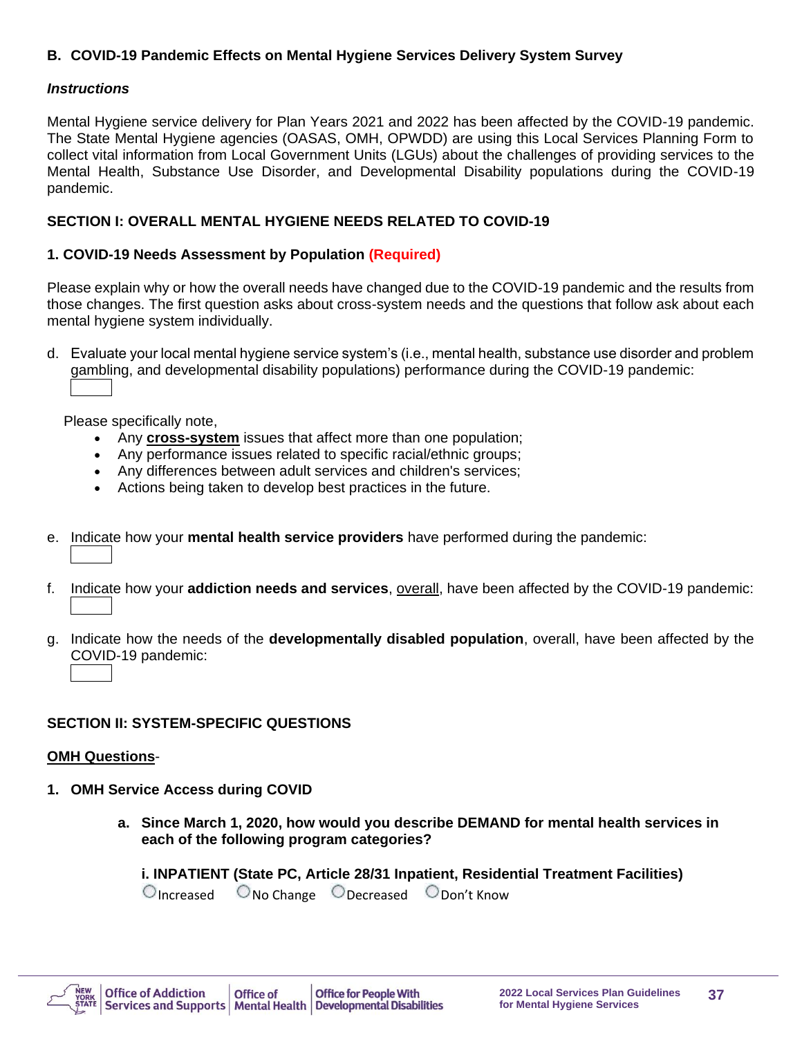### B. COVID-19 Pandemic Effects on Mental Hygiene Services Delivery System Survey

***Instructions***

Mental Hygiene service delivery for Plan Years 2021 and 2022 has been affected by the COVID-19 pandemic. The State Mental Hygiene agencies (OASAS, OMH, OPWDD) are using this Local Services Planning Form to collect vital information from Local Government Units (LGUs) about the challenges of providing services to the Mental Health, Substance Use Disorder, and Developmental Disability populations during the COVID-19 pandemic.

### SECTION I: OVERALL MENTAL HYGIENE NEEDS RELATED TO COVID-19

#### 1. COVID-19 Needs Assessment by Population (Required)

Please explain why or how the overall needs have changed due to the COVID-19 pandemic and the results from those changes. The first question asks about cross-system needs and the questions that follow ask about each mental hygiene system individually.

d. Evaluate your local mental hygiene service system's (i.e., mental health, substance use disorder and problem gambling, and developmental disability populations) performance during the COVID-19 pandemic:

Please specifically note,

- Any **cross-system** issues that affect more than one population;
- Any performance issues related to specific racial/ethnic groups;
- Any differences between adult services and children's services;
- Actions being taken to develop best practices in the future.

e. Indicate how your **mental health service providers** have performed during the pandemic:

f. Indicate how your **addiction needs and services**, overall, have been affected by the COVID-19 pandemic:

g. Indicate how the needs of the **developmentally disabled population**, overall, have been affected by the COVID-19 pandemic:

### SECTION II: SYSTEM-SPECIFIC QUESTIONS

**OMH Questions**-

#### 1. OMH Service Access during COVID

**a. Since March 1, 2020, how would you describe DEMAND for mental health services in each of the following program categories?**

**i. INPATIENT (State PC, Article 28/31 Inpatient, Residential Treatment Facilities)**

○ Increased ○ No Change ○ Decreased ○ Don't Know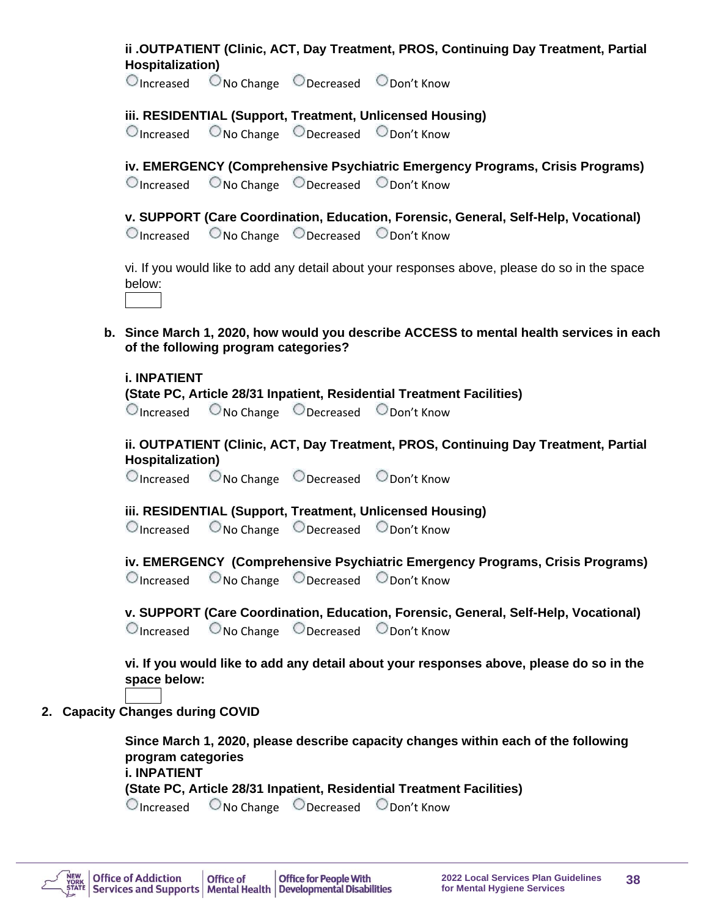**ii .OUTPATIENT (Clinic, ACT, Day Treatment, PROS, Continuing Day Treatment, Partial Hospitalization)**

○ Increased ○ No Change ○ Decreased ○ Don't Know

**iii. RESIDENTIAL (Support, Treatment, Unlicensed Housing)**

○ Increased ○ No Change ○ Decreased ○ Don't Know

**iv. EMERGENCY (Comprehensive Psychiatric Emergency Programs, Crisis Programs)**

○ Increased ○ No Change ○ Decreased ○ Don't Know

**v. SUPPORT (Care Coordination, Education, Forensic, General, Self-Help, Vocational)**

○ Increased ○ No Change ○ Decreased ○ Don't Know

vi. If you would like to add any detail about your responses above, please do so in the space below:

b. **Since March 1, 2020, how would you describe ACCESS to mental health services in each of the following program categories?**

**i. INPATIENT**
**(State PC, Article 28/31 Inpatient, Residential Treatment Facilities)**

○ Increased ○ No Change ○ Decreased ○ Don't Know

**ii. OUTPATIENT (Clinic, ACT, Day Treatment, PROS, Continuing Day Treatment, Partial Hospitalization)**

○ Increased ○ No Change ○ Decreased ○ Don't Know

**iii. RESIDENTIAL (Support, Treatment, Unlicensed Housing)**

○ Increased ○ No Change ○ Decreased ○ Don't Know

**iv. EMERGENCY (Comprehensive Psychiatric Emergency Programs, Crisis Programs)**

○ Increased ○ No Change ○ Decreased ○ Don't Know

**v. SUPPORT (Care Coordination, Education, Forensic, General, Self-Help, Vocational)**

○ Increased ○ No Change ○ Decreased ○ Don't Know

**vi. If you would like to add any detail about your responses above, please do so in the space below:**

2. **Capacity Changes during COVID**

**Since March 1, 2020, please describe capacity changes within each of the following program categories**
**i. INPATIENT**
**(State PC, Article 28/31 Inpatient, Residential Treatment Facilities)**

○ Increased ○ No Change ○ Decreased ○ Don't Know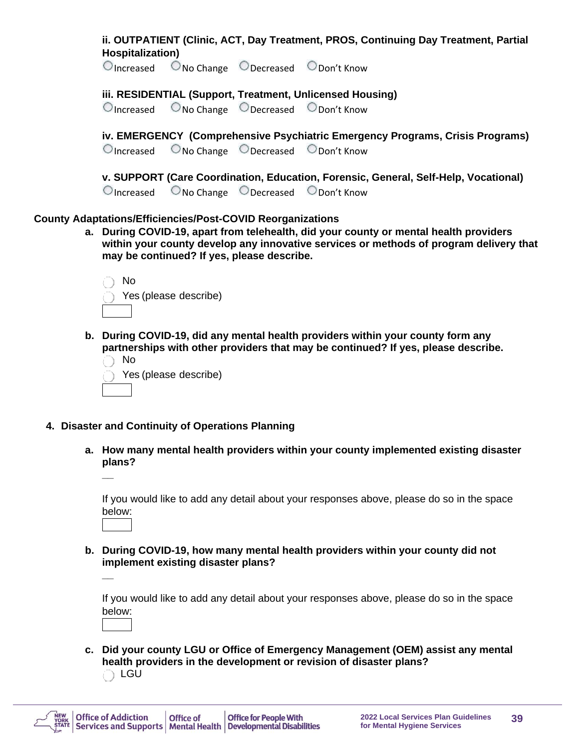**ii. OUTPATIENT (Clinic, ACT, Day Treatment, PROS, Continuing Day Treatment, Partial Hospitalization)**

○ Increased ○ No Change ○ Decreased ○ Don't Know

**iii. RESIDENTIAL (Support, Treatment, Unlicensed Housing)**

○ Increased ○ No Change ○ Decreased ○ Don't Know

**iv. EMERGENCY (Comprehensive Psychiatric Emergency Programs, Crisis Programs)**

○ Increased ○ No Change ○ Decreased ○ Don't Know

**v. SUPPORT (Care Coordination, Education, Forensic, General, Self-Help, Vocational)**

○ Increased ○ No Change ○ Decreased ○ Don't Know

**County Adaptations/Efficiencies/Post-COVID Reorganizations**

**a. During COVID-19, apart from telehealth, did your county or mental health providers within your county develop any innovative services or methods of program delivery that may be continued? If yes, please describe.**

○ No

○ Yes (please describe)

**b. During COVID-19, did any mental health providers within your county form any partnerships with other providers that may be continued? If yes, please describe.**

○ No

○ Yes (please describe)

**4. Disaster and Continuity of Operations Planning**

**a. How many mental health providers within your county implemented existing disaster plans?**

__

If you would like to add any detail about your responses above, please do so in the space below:

**b. During COVID-19, how many mental health providers within your county did not implement existing disaster plans?**

__

If you would like to add any detail about your responses above, please do so in the space below:

**c. Did your county LGU or Office of Emergency Management (OEM) assist any mental health providers in the development or revision of disaster plans?**

○ LGU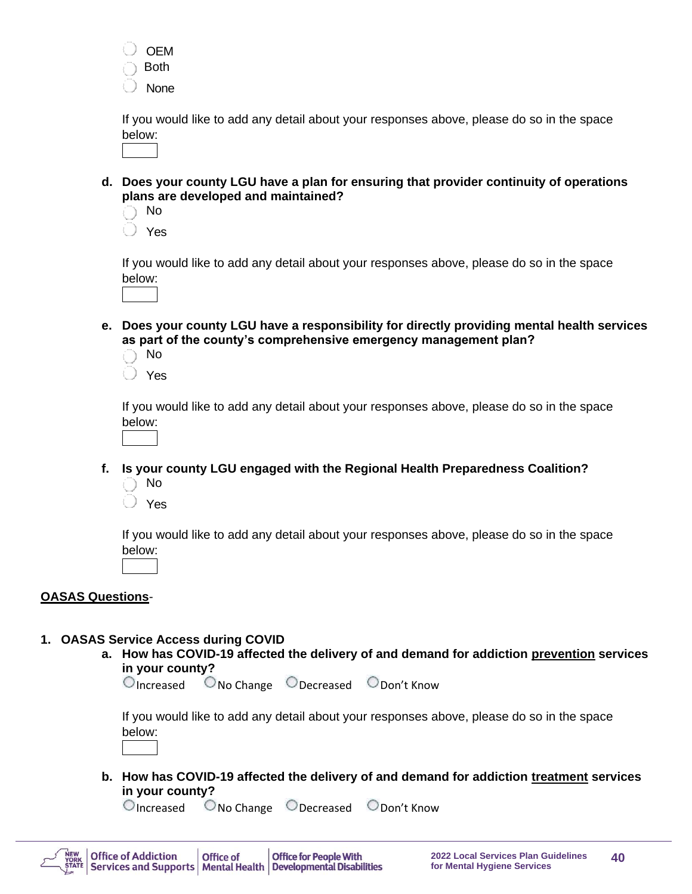- OEM
- Both
- None

If you would like to add any detail about your responses above, please do so in the space below:

d. **Does your county LGU have a plan for ensuring that provider continuity of operations plans are developed and maintained?**

- No
- Yes

If you would like to add any detail about your responses above, please do so in the space below:

e. **Does your county LGU have a responsibility for directly providing mental health services as part of the county's comprehensive emergency management plan?**

- No
- Yes

If you would like to add any detail about your responses above, please do so in the space below:

f. **Is your county LGU engaged with the Regional Health Preparedness Coalition?**

- No
- Yes

If you would like to add any detail about your responses above, please do so in the space below:

**OASAS Questions**-

1. **OASAS Service Access during COVID**

   a. **How has COVID-19 affected the delivery of and demand for addiction prevention services in your county?**

   Increased   No Change   Decreased   Don't Know

   If you would like to add any detail about your responses above, please do so in the space below:

   b. **How has COVID-19 affected the delivery of and demand for addiction treatment services in your county?**

   Increased   No Change   Decreased   Don't Know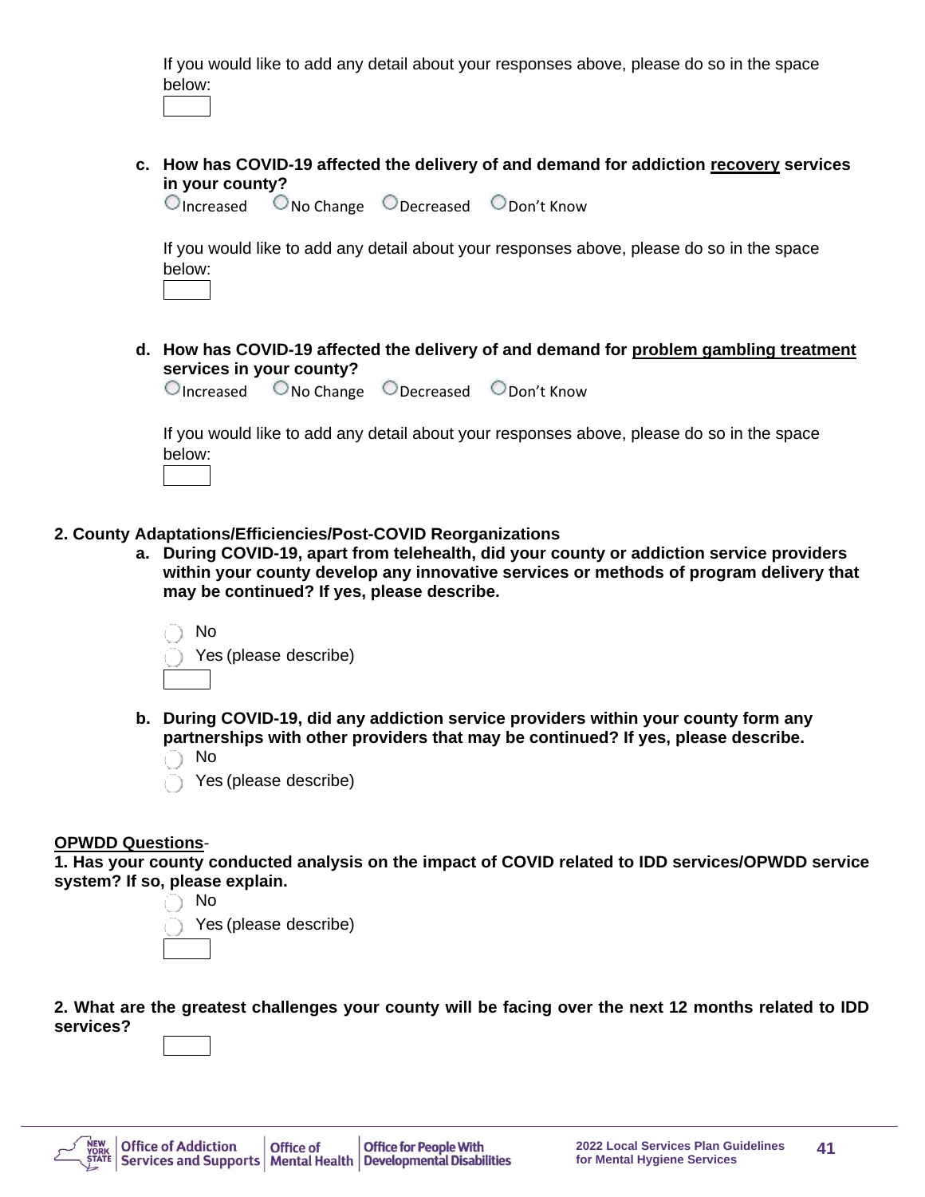If you would like to add any detail about your responses above, please do so in the space below:

c. **How has COVID-19 affected the delivery of and demand for addiction <u>recovery</u> services in your county?**

○ Increased ○ No Change ○ Decreased ○ Don't Know

If you would like to add any detail about your responses above, please do so in the space below:

d. **How has COVID-19 affected the delivery of and demand for <u>problem gambling treatment</u> services in your county?**

○ Increased ○ No Change ○ Decreased ○ Don't Know

If you would like to add any detail about your responses above, please do so in the space below:

**2. County Adaptations/Efficiencies/Post-COVID Reorganizations**

a. **During COVID-19, apart from telehealth, did your county or addiction service providers within your county develop any innovative services or methods of program delivery that may be continued? If yes, please describe.**

- ○ No
- ○ Yes (please describe)

b. **During COVID-19, did any addiction service providers within your county form any partnerships with other providers that may be continued? If yes, please describe.**

- ○ No
- ○ Yes (please describe)

**<u>OPWDD Questions</u>**-

**1. Has your county conducted analysis on the impact of COVID related to IDD services/OPWDD service system? If so, please explain.**

- ○ No
- ○ Yes (please describe)

**2. What are the greatest challenges your county will be facing over the next 12 months related to IDD services?**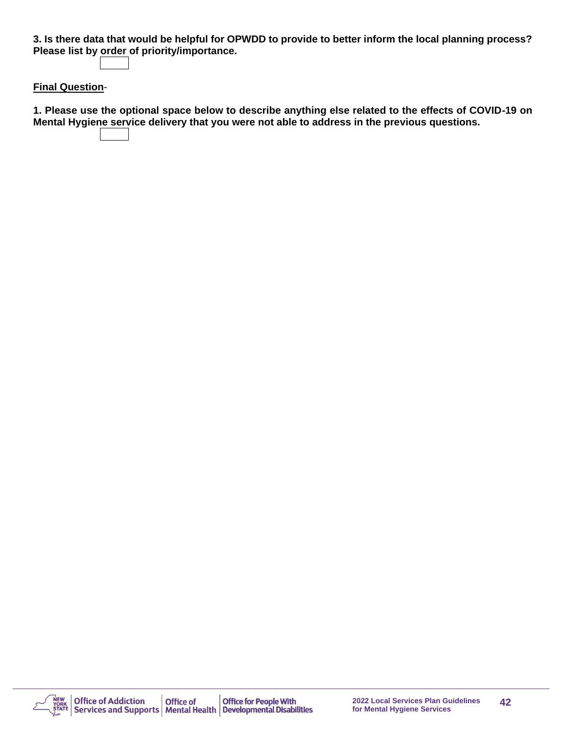**3. Is there data that would be helpful for OPWDD to provide to better inform the local planning process? Please list by order of priority/importance.**

**<u>Final Question</u>**-

**1. Please use the optional space below to describe anything else related to the effects of COVID-19 on Mental Hygiene service delivery that you were not able to address in the previous questions.**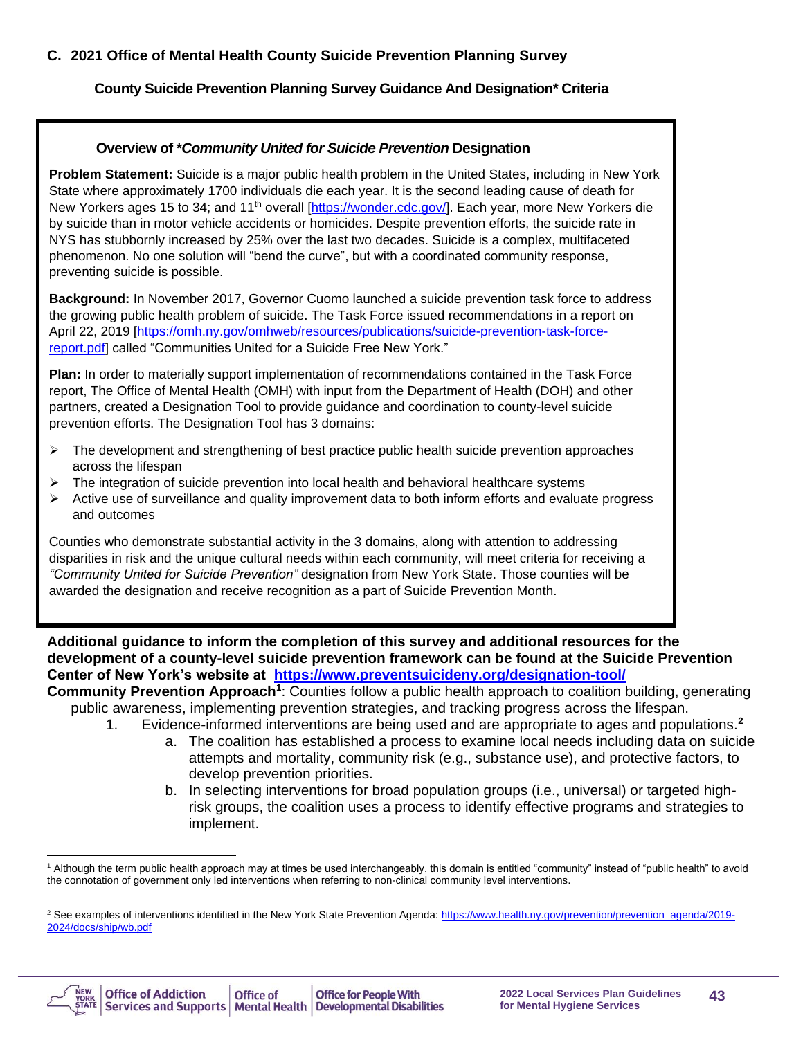## C. 2021 Office of Mental Health County Suicide Prevention Planning Survey

### County Suicide Prevention Planning Survey Guidance And Designation* Criteria

**Overview of \*_Community United for Suicide Prevention_ Designation**

**Problem Statement:** Suicide is a major public health problem in the United States, including in New York State where approximately 1700 individuals die each year. It is the second leading cause of death for New Yorkers ages 15 to 34; and 11th overall [https://wonder.cdc.gov/]. Each year, more New Yorkers die by suicide than in motor vehicle accidents or homicides. Despite prevention efforts, the suicide rate in NYS has stubbornly increased by 25% over the last two decades. Suicide is a complex, multifaceted phenomenon. No one solution will "bend the curve", but with a coordinated community response, preventing suicide is possible.

**Background:** In November 2017, Governor Cuomo launched a suicide prevention task force to address the growing public health problem of suicide. The Task Force issued recommendations in a report on April 22, 2019 [https://omh.ny.gov/omhweb/resources/publications/suicide-prevention-task-force-report.pdf] called "Communities United for a Suicide Free New York."

**Plan:** In order to materially support implementation of recommendations contained in the Task Force report, The Office of Mental Health (OMH) with input from the Department of Health (DOH) and other partners, created a Designation Tool to provide guidance and coordination to county-level suicide prevention efforts. The Designation Tool has 3 domains:

- The development and strengthening of best practice public health suicide prevention approaches across the lifespan
- The integration of suicide prevention into local health and behavioral healthcare systems
- Active use of surveillance and quality improvement data to both inform efforts and evaluate progress and outcomes

Counties who demonstrate substantial activity in the 3 domains, along with attention to addressing disparities in risk and the unique cultural needs within each community, will meet criteria for receiving a *"Community United for Suicide Prevention"* designation from New York State. Those counties will be awarded the designation and receive recognition as a part of Suicide Prevention Month.

**Additional guidance to inform the completion of this survey and additional resources for the development of a county-level suicide prevention framework can be found at the Suicide Prevention Center of New York's website at [https://www.preventsuicideny.org/designation-tool/](https://www.preventsuicideny.org/designation-tool/)**

**Community Prevention Approach[1]**: Counties follow a public health approach to coalition building, generating public awareness, implementing prevention strategies, and tracking progress across the lifespan.

1. Evidence-informed interventions are being used and are appropriate to ages and populations.[2]
   a. The coalition has established a process to examine local needs including data on suicide attempts and mortality, community risk (e.g., substance use), and protective factors, to develop prevention priorities.
   b. In selecting interventions for broad population groups (i.e., universal) or targeted high-risk groups, the coalition uses a process to identify effective programs and strategies to implement.

---

[1] Although the term public health approach may at times be used interchangeably, this domain is entitled "community" instead of "public health" to avoid the connotation of government only led interventions when referring to non-clinical community level interventions.

[2] See examples of interventions identified in the New York State Prevention Agenda: https://www.health.ny.gov/prevention/prevention_agenda/2019-2024/docs/ship/wb.pdf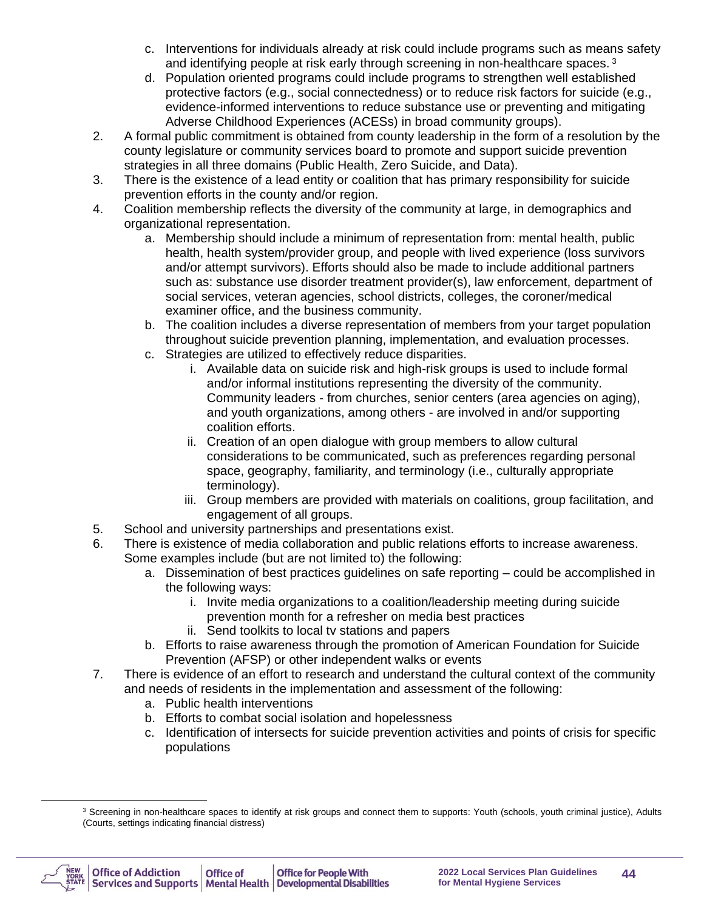c. Interventions for individuals already at risk could include programs such as means safety and identifying people at risk early through screening in non-healthcare spaces. [3]
d. Population oriented programs could include programs to strengthen well established protective factors (e.g., social connectedness) or to reduce risk factors for suicide (e.g., evidence-informed interventions to reduce substance use or preventing and mitigating Adverse Childhood Experiences (ACESs) in broad community groups).

2. A formal public commitment is obtained from county leadership in the form of a resolution by the county legislature or community services board to promote and support suicide prevention strategies in all three domains (Public Health, Zero Suicide, and Data).
3. There is the existence of a lead entity or coalition that has primary responsibility for suicide prevention efforts in the county and/or region.
4. Coalition membership reflects the diversity of the community at large, in demographics and organizational representation.
   a. Membership should include a minimum of representation from: mental health, public health, health system/provider group, and people with lived experience (loss survivors and/or attempt survivors). Efforts should also be made to include additional partners such as: substance use disorder treatment provider(s), law enforcement, department of social services, veteran agencies, school districts, colleges, the coroner/medical examiner office, and the business community.
   b. The coalition includes a diverse representation of members from your target population throughout suicide prevention planning, implementation, and evaluation processes.
   c. Strategies are utilized to effectively reduce disparities.
      i. Available data on suicide risk and high-risk groups is used to include formal and/or informal institutions representing the diversity of the community. Community leaders - from churches, senior centers (area agencies on aging), and youth organizations, among others - are involved in and/or supporting coalition efforts.
      ii. Creation of an open dialogue with group members to allow cultural considerations to be communicated, such as preferences regarding personal space, geography, familiarity, and terminology (i.e., culturally appropriate terminology).
      iii. Group members are provided with materials on coalitions, group facilitation, and engagement of all groups.
5. School and university partnerships and presentations exist.
6. There is existence of media collaboration and public relations efforts to increase awareness. Some examples include (but are not limited to) the following:
   a. Dissemination of best practices guidelines on safe reporting – could be accomplished in the following ways:
      i. Invite media organizations to a coalition/leadership meeting during suicide prevention month for a refresher on media best practices
      ii. Send toolkits to local tv stations and papers
   b. Efforts to raise awareness through the promotion of American Foundation for Suicide Prevention (AFSP) or other independent walks or events
7. There is evidence of an effort to research and understand the cultural context of the community and needs of residents in the implementation and assessment of the following:
   a. Public health interventions
   b. Efforts to combat social isolation and hopelessness
   c. Identification of intersects for suicide prevention activities and points of crisis for specific populations

[3] Screening in non-healthcare spaces to identify at risk groups and connect them to supports: Youth (schools, youth criminal justice), Adults (Courts, settings indicating financial distress)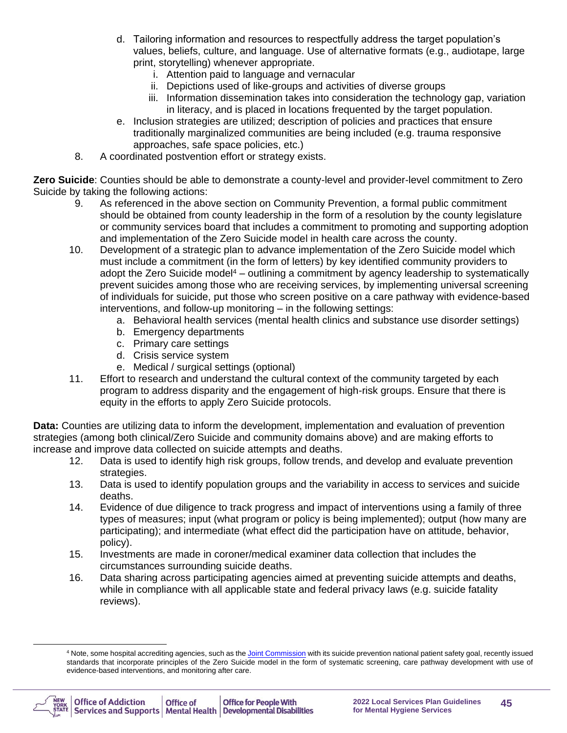d. Tailoring information and resources to respectfully address the target population's values, beliefs, culture, and language. Use of alternative formats (e.g., audiotape, large print, storytelling) whenever appropriate.
      i. Attention paid to language and vernacular
      ii. Depictions used of like-groups and activities of diverse groups
      iii. Information dissemination takes into consideration the technology gap, variation in literacy, and is placed in locations frequented by the target population.
   e. Inclusion strategies are utilized; description of policies and practices that ensure traditionally marginalized communities are being included (e.g. trauma responsive approaches, safe space policies, etc.)

8. A coordinated postvention effort or strategy exists.

**Zero Suicide**: Counties should be able to demonstrate a county-level and provider-level commitment to Zero Suicide by taking the following actions:

9. As referenced in the above section on Community Prevention, a formal public commitment should be obtained from county leadership in the form of a resolution by the county legislature or community services board that includes a commitment to promoting and supporting adoption and implementation of the Zero Suicide model in health care across the county.
10. Development of a strategic plan to advance implementation of the Zero Suicide model which must include a commitment (in the form of letters) by key identified community providers to adopt the Zero Suicide model[4] – outlining a commitment by agency leadership to systematically prevent suicides among those who are receiving services, by implementing universal screening of individuals for suicide, put those who screen positive on a care pathway with evidence-based interventions, and follow-up monitoring – in the following settings:
    a. Behavioral health services (mental health clinics and substance use disorder settings)
    b. Emergency departments
    c. Primary care settings
    d. Crisis service system
    e. Medical / surgical settings (optional)
11. Effort to research and understand the cultural context of the community targeted by each program to address disparity and the engagement of high-risk groups. Ensure that there is equity in the efforts to apply Zero Suicide protocols.

**Data:** Counties are utilizing data to inform the development, implementation and evaluation of prevention strategies (among both clinical/Zero Suicide and community domains above) and are making efforts to increase and improve data collected on suicide attempts and deaths.

12. Data is used to identify high risk groups, follow trends, and develop and evaluate prevention strategies.
13. Data is used to identify population groups and the variability in access to services and suicide deaths.
14. Evidence of due diligence to track progress and impact of interventions using a family of three types of measures; input (what program or policy is being implemented); output (how many are participating); and intermediate (what effect did the participation have on attitude, behavior, policy).
15. Investments are made in coroner/medical examiner data collection that includes the circumstances surrounding suicide deaths.
16. Data sharing across participating agencies aimed at preventing suicide attempts and deaths, while in compliance with all applicable state and federal privacy laws (e.g. suicide fatality reviews).

[4] Note, some hospital accrediting agencies, such as the Joint Commission with its suicide prevention national patient safety goal, recently issued standards that incorporate principles of the Zero Suicide model in the form of systematic screening, care pathway development with use of evidence-based interventions, and monitoring after care.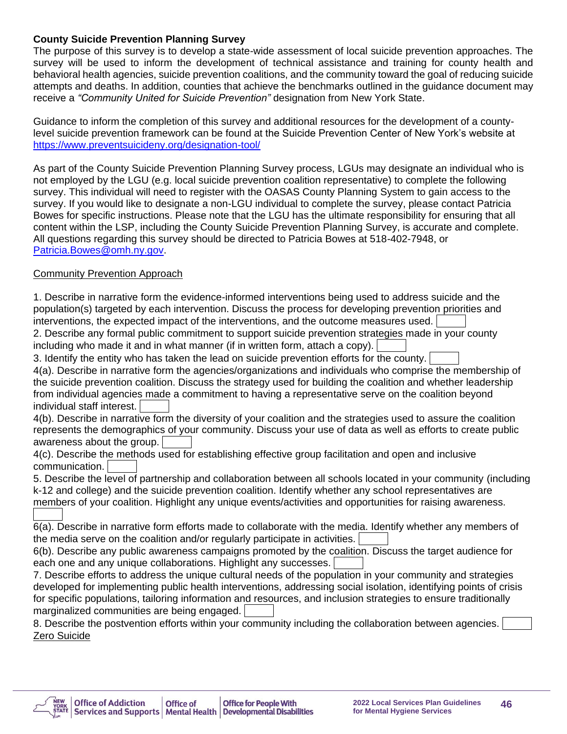**County Suicide Prevention Planning Survey**

The purpose of this survey is to develop a state-wide assessment of local suicide prevention approaches. The survey will be used to inform the development of technical assistance and training for county health and behavioral health agencies, suicide prevention coalitions, and the community toward the goal of reducing suicide attempts and deaths. In addition, counties that achieve the benchmarks outlined in the guidance document may receive a *"Community United for Suicide Prevention"* designation from New York State.

Guidance to inform the completion of this survey and additional resources for the development of a county-level suicide prevention framework can be found at the Suicide Prevention Center of New York's website at https://www.preventsuicideny.org/designation-tool/

As part of the County Suicide Prevention Planning Survey process, LGUs may designate an individual who is not employed by the LGU (e.g. local suicide prevention coalition representative) to complete the following survey. This individual will need to register with the OASAS County Planning System to gain access to the survey. If you would like to designate a non-LGU individual to complete the survey, please contact Patricia Bowes for specific instructions. Please note that the LGU has the ultimate responsibility for ensuring that all content within the LSP, including the County Suicide Prevention Planning Survey, is accurate and complete. All questions regarding this survey should be directed to Patricia Bowes at 518-402-7948, or Patricia.Bowes@omh.ny.gov.

Community Prevention Approach

1. Describe in narrative form the evidence-informed interventions being used to address suicide and the population(s) targeted by each intervention. Discuss the process for developing prevention priorities and interventions, the expected impact of the interventions, and the outcome measures used. ☐

2. Describe any formal public commitment to support suicide prevention strategies made in your county including who made it and in what manner (if in written form, attach a copy). ☐

3. Identify the entity who has taken the lead on suicide prevention efforts for the county. ☐

4(a). Describe in narrative form the agencies/organizations and individuals who comprise the membership of the suicide prevention coalition. Discuss the strategy used for building the coalition and whether leadership from individual agencies made a commitment to having a representative serve on the coalition beyond individual staff interest. ☐

4(b). Describe in narrative form the diversity of your coalition and the strategies used to assure the coalition represents the demographics of your community. Discuss your use of data as well as efforts to create public awareness about the group. ☐

4(c). Describe the methods used for establishing effective group facilitation and open and inclusive communication. ☐

5. Describe the level of partnership and collaboration between all schools located in your community (including k-12 and college) and the suicide prevention coalition. Identify whether any school representatives are members of your coalition. Highlight any unique events/activities and opportunities for raising awareness. ☐

6(a). Describe in narrative form efforts made to collaborate with the media. Identify whether any members of the media serve on the coalition and/or regularly participate in activities. ☐

6(b). Describe any public awareness campaigns promoted by the coalition. Discuss the target audience for each one and any unique collaborations. Highlight any successes. ☐

7. Describe efforts to address the unique cultural needs of the population in your community and strategies developed for implementing public health interventions, addressing social isolation, identifying points of crisis for specific populations, tailoring information and resources, and inclusion strategies to ensure traditionally marginalized communities are being engaged. ☐

8. Describe the postvention efforts within your community including the collaboration between agencies. ☐

Zero Suicide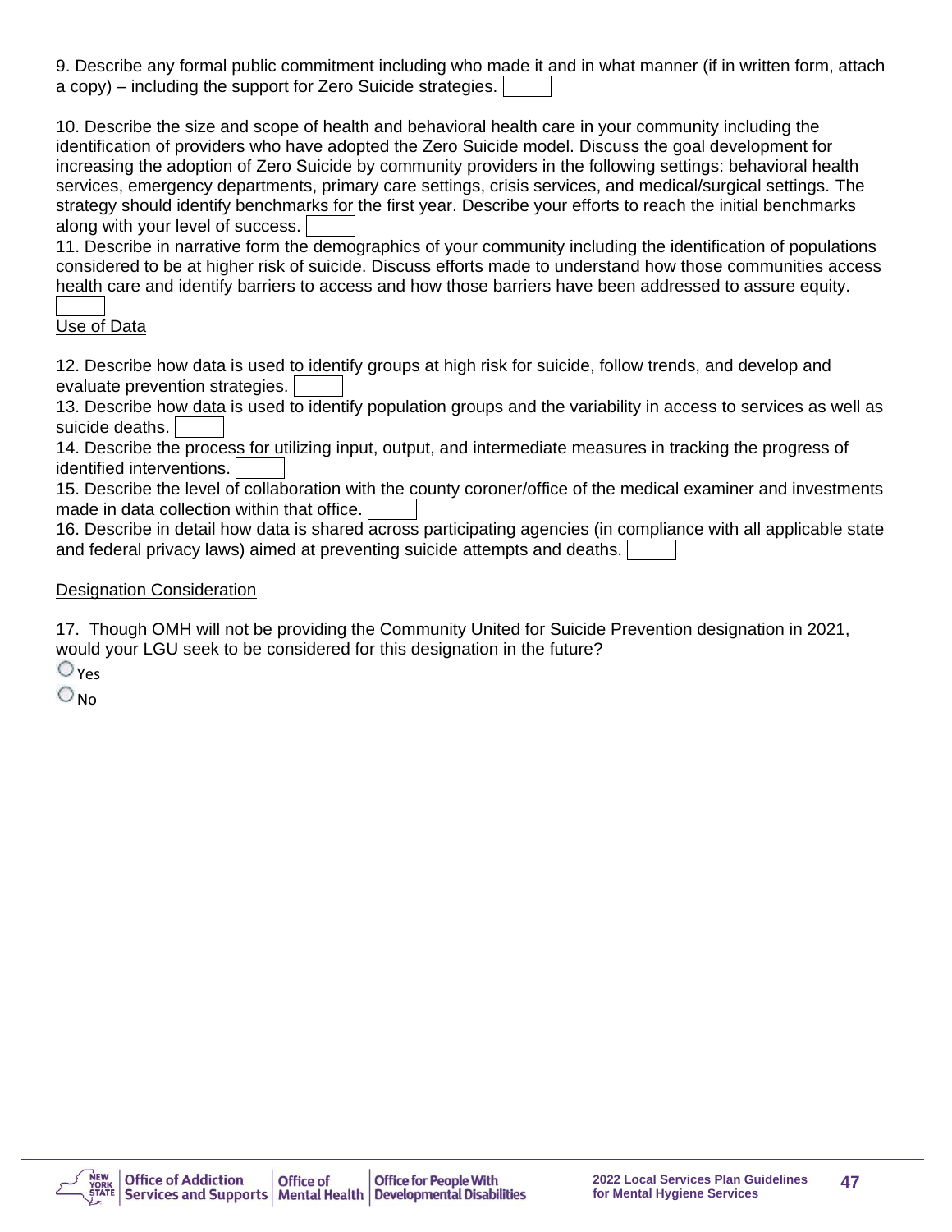9. Describe any formal public commitment including who made it and in what manner (if in written form, attach a copy) – including the support for Zero Suicide strategies.

10. Describe the size and scope of health and behavioral health care in your community including the identification of providers who have adopted the Zero Suicide model. Discuss the goal development for increasing the adoption of Zero Suicide by community providers in the following settings: behavioral health services, emergency departments, primary care settings, crisis services, and medical/surgical settings. The strategy should identify benchmarks for the first year. Describe your efforts to reach the initial benchmarks along with your level of success.

11. Describe in narrative form the demographics of your community including the identification of populations considered to be at higher risk of suicide. Discuss efforts made to understand how those communities access health care and identify barriers to access and how those barriers have been addressed to assure equity.

Use of Data

12. Describe how data is used to identify groups at high risk for suicide, follow trends, and develop and evaluate prevention strategies.

13. Describe how data is used to identify population groups and the variability in access to services as well as suicide deaths.

14. Describe the process for utilizing input, output, and intermediate measures in tracking the progress of identified interventions.

15. Describe the level of collaboration with the county coroner/office of the medical examiner and investments made in data collection within that office.

16. Describe in detail how data is shared across participating agencies (in compliance with all applicable state and federal privacy laws) aimed at preventing suicide attempts and deaths.

Designation Consideration

17. Though OMH will not be providing the Community United for Suicide Prevention designation in 2021, would your LGU seek to be considered for this designation in the future?

- ○ Yes
- ○ No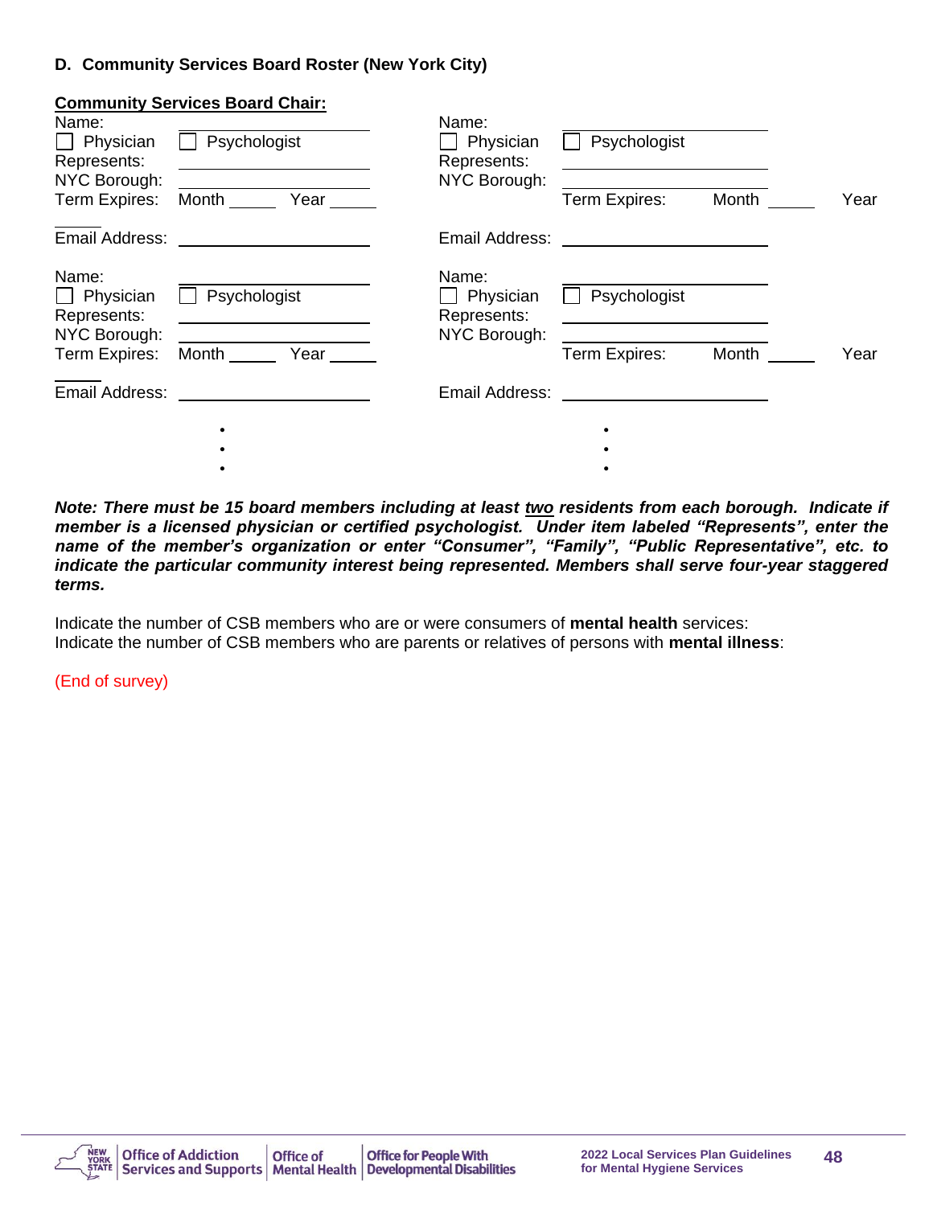### D. Community Services Board Roster (New York City)

**Community Services Board Chair:**

Name: \_\_\_\_\_\_\_\_\_\_\_\_\_\_\_\_\_\_\_\_
☐ Physician ☐ Psychologist
Represents: \_\_\_\_\_\_\_\_\_\_\_\_\_\_\_\_\_\_\_\_
NYC Borough: \_\_\_\_\_\_\_\_\_\_\_\_\_\_\_\_\_\_\_\_
Term Expires: Month \_\_\_\_\_ Year \_\_\_\_\_
Email Address: \_\_\_\_\_\_\_\_\_\_\_\_\_\_\_\_\_\_\_\_

Name: \_\_\_\_\_\_\_\_\_\_\_\_\_\_\_\_\_\_\_\_
☐ Physician ☐ Psychologist
Represents: \_\_\_\_\_\_\_\_\_\_\_\_\_\_\_\_\_\_\_\_
NYC Borough: \_\_\_\_\_\_\_\_\_\_\_\_\_\_\_\_\_\_\_\_
Term Expires: Month \_\_\_\_\_ Year \_\_\_\_\_
Email Address: \_\_\_\_\_\_\_\_\_\_\_\_\_\_\_\_\_\_\_\_

Name: \_\_\_\_\_\_\_\_\_\_\_\_\_\_\_\_\_\_\_\_
☐ Physician ☐ Psychologist
Represents: \_\_\_\_\_\_\_\_\_\_\_\_\_\_\_\_\_\_\_\_
NYC Borough: \_\_\_\_\_\_\_\_\_\_\_\_\_\_\_\_\_\_\_\_
Term Expires: Month \_\_\_\_\_ Year \_\_\_\_\_
Email Address: \_\_\_\_\_\_\_\_\_\_\_\_\_\_\_\_\_\_\_\_

Name: \_\_\_\_\_\_\_\_\_\_\_\_\_\_\_\_\_\_\_\_
☐ Physician ☐ Psychologist
Represents: \_\_\_\_\_\_\_\_\_\_\_\_\_\_\_\_\_\_\_\_
NYC Borough: \_\_\_\_\_\_\_\_\_\_\_\_\_\_\_\_\_\_\_\_
Term Expires: Month \_\_\_\_\_ Year \_\_\_\_\_
Email Address: \_\_\_\_\_\_\_\_\_\_\_\_\_\_\_\_\_\_\_\_

•
•
•

***Note: There must be 15 board members including at least two residents from each borough. Indicate if member is a licensed physician or certified psychologist. Under item labeled "Represents", enter the name of the member's organization or enter "Consumer", "Family", "Public Representative", etc. to indicate the particular community interest being represented. Members shall serve four-year staggered terms.***

Indicate the number of CSB members who are or were consumers of **mental health** services:
Indicate the number of CSB members who are parents or relatives of persons with **mental illness**:

(End of survey)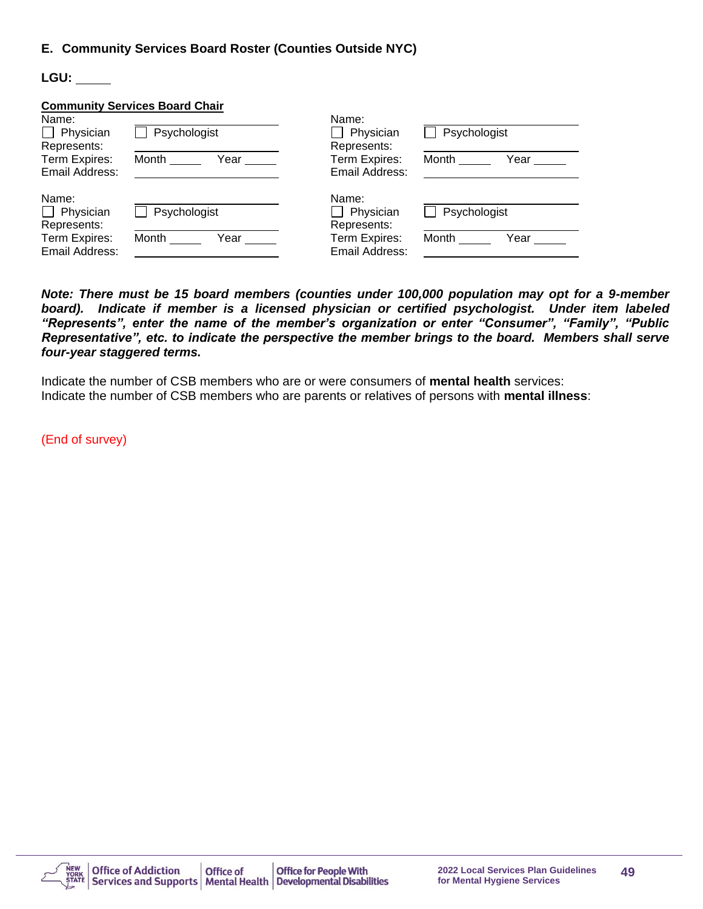## E. Community Services Board Roster (Counties Outside NYC)

**LGU:** _____

**Community Services Board Chair**

Name: ____________________
☐ Physician ☐ Psychologist
Represents: ____________________
Term Expires: Month _____ Year _____
Email Address: ____________________

Name: ____________________
☐ Physician ☐ Psychologist
Represents: ____________________
Term Expires: Month _____ Year _____
Email Address: ____________________

Name: ____________________
☐ Physician ☐ Psychologist
Represents: ____________________
Term Expires: Month _____ Year _____
Email Address: ____________________

Name: ____________________
☐ Physician ☐ Psychologist
Represents: ____________________
Term Expires: Month _____ Year _____
Email Address: ____________________

***Note: There must be 15 board members (counties under 100,000 population may opt for a 9-member board). Indicate if member is a licensed physician or certified psychologist. Under item labeled "Represents", enter the name of the member's organization or enter "Consumer", "Family", "Public Representative", etc. to indicate the perspective the member brings to the board. Members shall serve four-year staggered terms.***

Indicate the number of CSB members who are or were consumers of **mental health** services:
Indicate the number of CSB members who are parents or relatives of persons with **mental illness**:

(End of survey)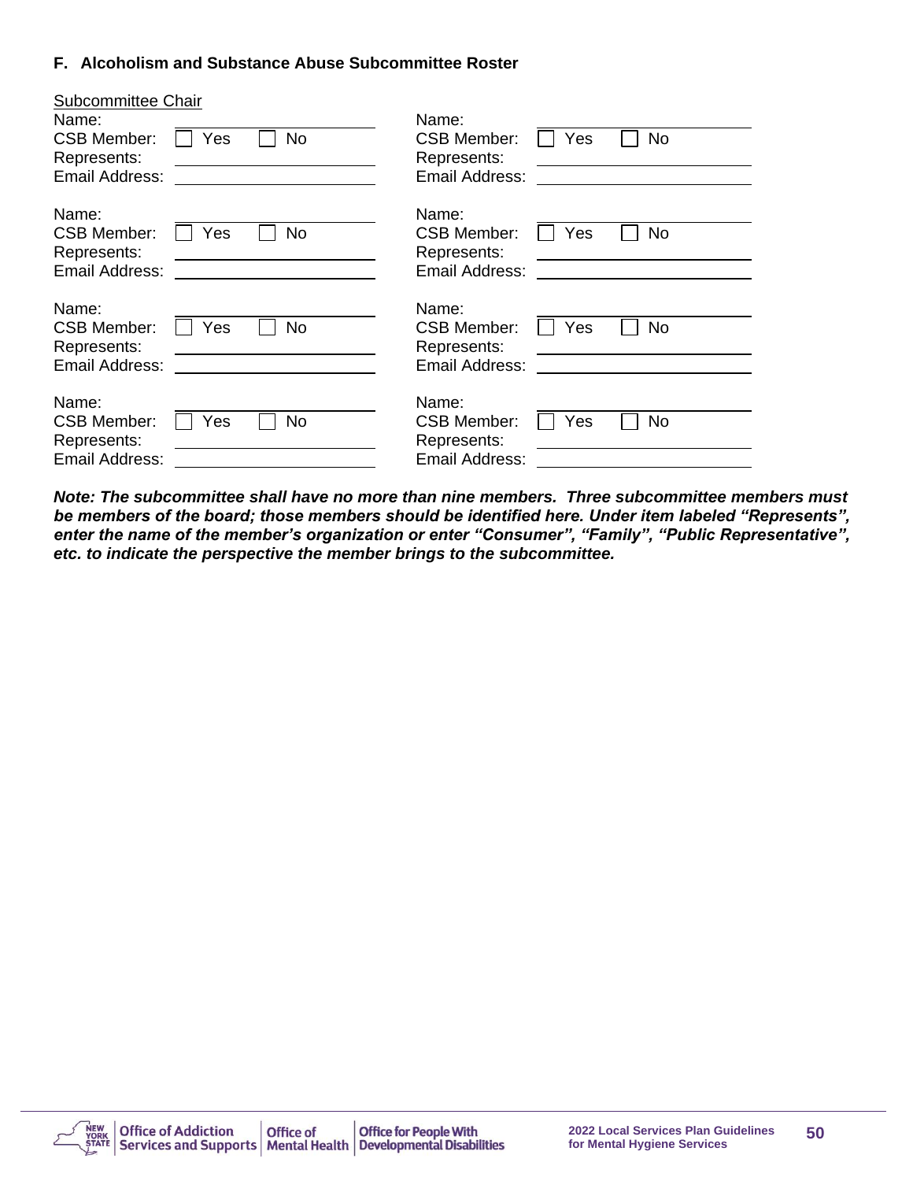### F. Alcoholism and Substance Abuse Subcommittee Roster

Subcommittee Chair

Name: ____________________
CSB Member: ☐ Yes ☐ No
Represents: ____________________
Email Address: ____________________

Name: ____________________
CSB Member: ☐ Yes ☐ No
Represents: ____________________
Email Address: ____________________

Name: ____________________
CSB Member: ☐ Yes ☐ No
Represents: ____________________
Email Address: ____________________

Name: ____________________
CSB Member: ☐ Yes ☐ No
Represents: ____________________
Email Address: ____________________

Name: ____________________
CSB Member: ☐ Yes ☐ No
Represents: ____________________
Email Address: ____________________

Name: ____________________
CSB Member: ☐ Yes ☐ No
Represents: ____________________
Email Address: ____________________

Name: ____________________
CSB Member: ☐ Yes ☐ No
Represents: ____________________
Email Address: ____________________

Name: ____________________
CSB Member: ☐ Yes ☐ No
Represents: ____________________
Email Address: ____________________

***Note: The subcommittee shall have no more than nine members. Three subcommittee members must be members of the board; those members should be identified here. Under item labeled "Represents", enter the name of the member's organization or enter "Consumer", "Family", "Public Representative", etc. to indicate the perspective the member brings to the subcommittee.***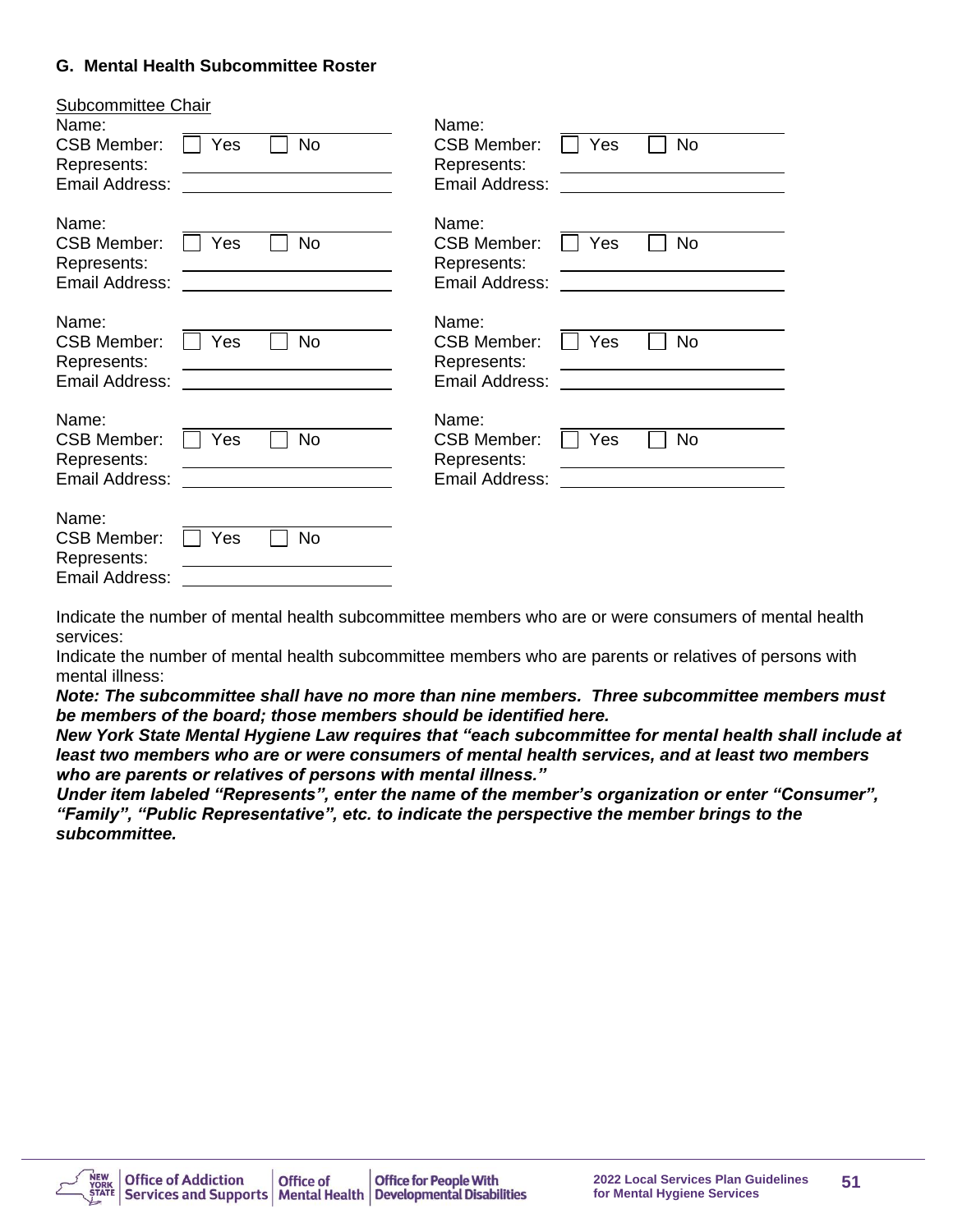### G. Mental Health Subcommittee Roster

<u>Subcommittee Chair</u>

Name: \_\_\_\_\_\_\_\_\_\_\_\_\_\_\_\_\_\_\_\_
CSB Member: ☐ Yes ☐ No
Represents: \_\_\_\_\_\_\_\_\_\_\_\_\_\_\_\_\_\_\_\_
Email Address: \_\_\_\_\_\_\_\_\_\_\_\_\_\_\_\_\_\_\_\_

Name: \_\_\_\_\_\_\_\_\_\_\_\_\_\_\_\_\_\_\_\_
CSB Member: ☐ Yes ☐ No
Represents: \_\_\_\_\_\_\_\_\_\_\_\_\_\_\_\_\_\_\_\_
Email Address: \_\_\_\_\_\_\_\_\_\_\_\_\_\_\_\_\_\_\_\_

Name: \_\_\_\_\_\_\_\_\_\_\_\_\_\_\_\_\_\_\_\_
CSB Member: ☐ Yes ☐ No
Represents: \_\_\_\_\_\_\_\_\_\_\_\_\_\_\_\_\_\_\_\_
Email Address: \_\_\_\_\_\_\_\_\_\_\_\_\_\_\_\_\_\_\_\_

Name: \_\_\_\_\_\_\_\_\_\_\_\_\_\_\_\_\_\_\_\_
CSB Member: ☐ Yes ☐ No
Represents: \_\_\_\_\_\_\_\_\_\_\_\_\_\_\_\_\_\_\_\_
Email Address: \_\_\_\_\_\_\_\_\_\_\_\_\_\_\_\_\_\_\_\_

Name: \_\_\_\_\_\_\_\_\_\_\_\_\_\_\_\_\_\_\_\_
CSB Member: ☐ Yes ☐ No
Represents: \_\_\_\_\_\_\_\_\_\_\_\_\_\_\_\_\_\_\_\_
Email Address: \_\_\_\_\_\_\_\_\_\_\_\_\_\_\_\_\_\_\_\_

Name: \_\_\_\_\_\_\_\_\_\_\_\_\_\_\_\_\_\_\_\_
CSB Member: ☐ Yes ☐ No
Represents: \_\_\_\_\_\_\_\_\_\_\_\_\_\_\_\_\_\_\_\_
Email Address: \_\_\_\_\_\_\_\_\_\_\_\_\_\_\_\_\_\_\_\_

Name: \_\_\_\_\_\_\_\_\_\_\_\_\_\_\_\_\_\_\_\_
CSB Member: ☐ Yes ☐ No
Represents: \_\_\_\_\_\_\_\_\_\_\_\_\_\_\_\_\_\_\_\_
Email Address: \_\_\_\_\_\_\_\_\_\_\_\_\_\_\_\_\_\_\_\_

Name: \_\_\_\_\_\_\_\_\_\_\_\_\_\_\_\_\_\_\_\_
CSB Member: ☐ Yes ☐ No
Represents: \_\_\_\_\_\_\_\_\_\_\_\_\_\_\_\_\_\_\_\_
Email Address: \_\_\_\_\_\_\_\_\_\_\_\_\_\_\_\_\_\_\_\_

Name: \_\_\_\_\_\_\_\_\_\_\_\_\_\_\_\_\_\_\_\_
CSB Member: ☐ Yes ☐ No
Represents: \_\_\_\_\_\_\_\_\_\_\_\_\_\_\_\_\_\_\_\_
Email Address: \_\_\_\_\_\_\_\_\_\_\_\_\_\_\_\_\_\_\_\_

Indicate the number of mental health subcommittee members who are or were consumers of mental health services:

Indicate the number of mental health subcommittee members who are parents or relatives of persons with mental illness:

***Note: The subcommittee shall have no more than nine members. Three subcommittee members must be members of the board; those members should be identified here.***

***New York State Mental Hygiene Law requires that "each subcommittee for mental health shall include at least two members who are or were consumers of mental health services, and at least two members who are parents or relatives of persons with mental illness."***

***Under item labeled "Represents", enter the name of the member's organization or enter "Consumer", "Family", "Public Representative", etc. to indicate the perspective the member brings to the subcommittee.***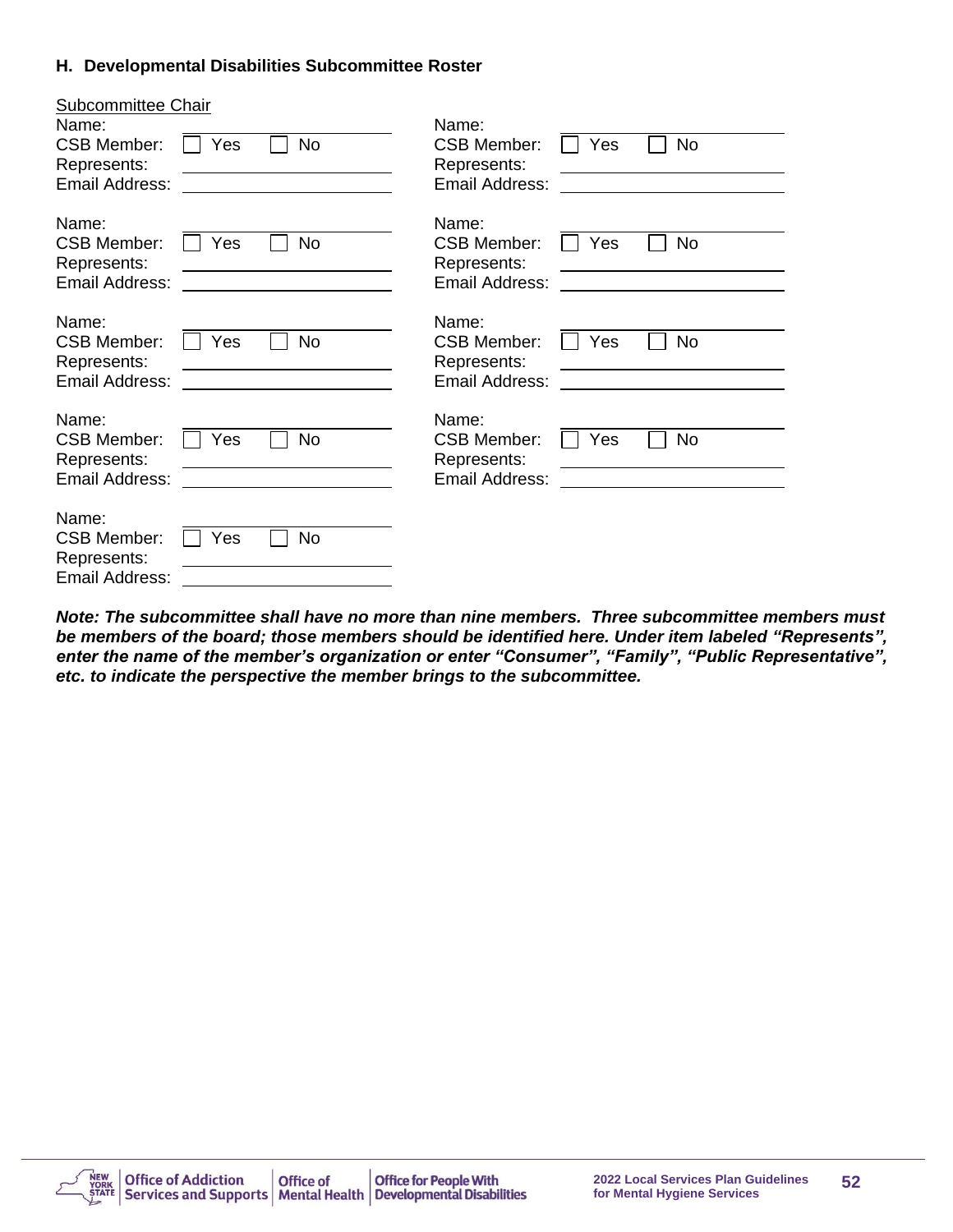### H. Developmental Disabilities Subcommittee Roster

Subcommittee Chair
Name: ______________________
CSB Member: ☐ Yes ☐ No
Represents: ______________________
Email Address: ______________________

Name: ______________________
CSB Member: ☐ Yes ☐ No
Represents: ______________________
Email Address: ______________________

Name: ______________________
CSB Member: ☐ Yes ☐ No
Represents: ______________________
Email Address: ______________________

Name: ______________________
CSB Member: ☐ Yes ☐ No
Represents: ______________________
Email Address: ______________________

Name: ______________________
CSB Member: ☐ Yes ☐ No
Represents: ______________________
Email Address: ______________________

Name: ______________________
CSB Member: ☐ Yes ☐ No
Represents: ______________________
Email Address: ______________________

Name: ______________________
CSB Member: ☐ Yes ☐ No
Represents: ______________________
Email Address: ______________________

Name: ______________________
CSB Member: ☐ Yes ☐ No
Represents: ______________________
Email Address: ______________________

Name: ______________________
CSB Member: ☐ Yes ☐ No
Represents: ______________________
Email Address: ______________________

***Note: The subcommittee shall have no more than nine members. Three subcommittee members must be members of the board; those members should be identified here. Under item labeled "Represents", enter the name of the member's organization or enter "Consumer", "Family", "Public Representative", etc. to indicate the perspective the member brings to the subcommittee.***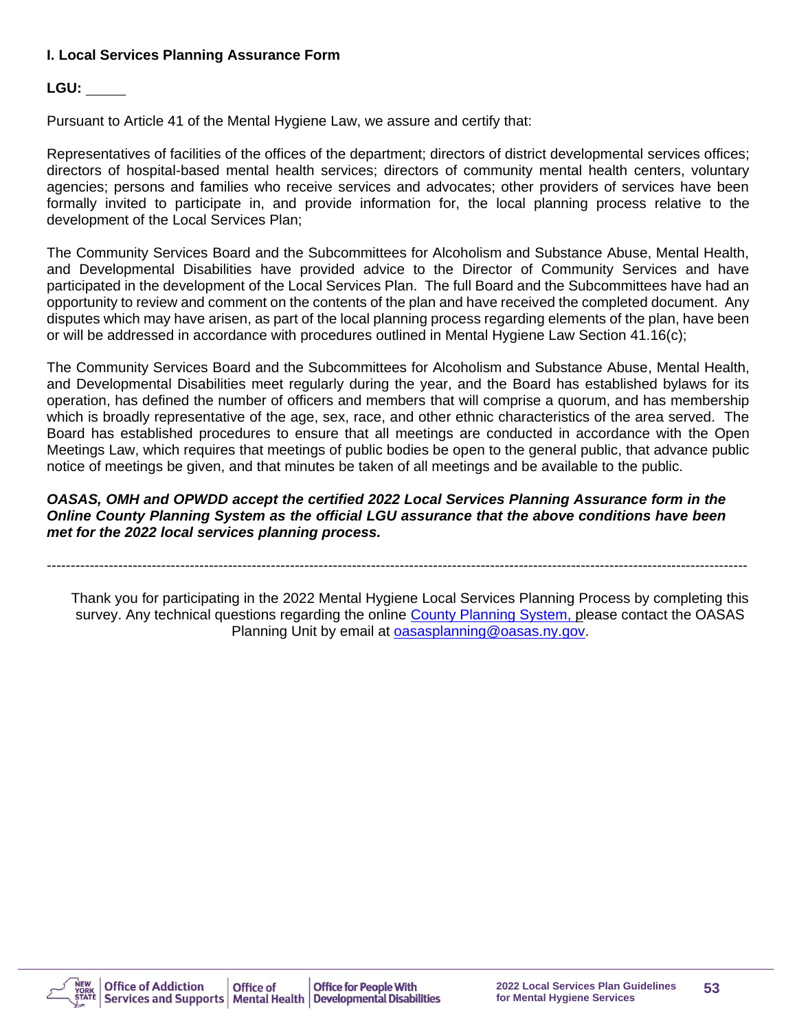**I. Local Services Planning Assurance Form**

**LGU:** _____

Pursuant to Article 41 of the Mental Hygiene Law, we assure and certify that:

Representatives of facilities of the offices of the department; directors of district developmental services offices; directors of hospital-based mental health services; directors of community mental health centers, voluntary agencies; persons and families who receive services and advocates; other providers of services have been formally invited to participate in, and provide information for, the local planning process relative to the development of the Local Services Plan;

The Community Services Board and the Subcommittees for Alcoholism and Substance Abuse, Mental Health, and Developmental Disabilities have provided advice to the Director of Community Services and have participated in the development of the Local Services Plan. The full Board and the Subcommittees have had an opportunity to review and comment on the contents of the plan and have received the completed document. Any disputes which may have arisen, as part of the local planning process regarding elements of the plan, have been or will be addressed in accordance with procedures outlined in Mental Hygiene Law Section 41.16(c);

The Community Services Board and the Subcommittees for Alcoholism and Substance Abuse, Mental Health, and Developmental Disabilities meet regularly during the year, and the Board has established bylaws for its operation, has defined the number of officers and members that will comprise a quorum, and has membership which is broadly representative of the age, sex, race, and other ethnic characteristics of the area served. The Board has established procedures to ensure that all meetings are conducted in accordance with the Open Meetings Law, which requires that meetings of public bodies be open to the general public, that advance public notice of meetings be given, and that minutes be taken of all meetings and be available to the public.

***OASAS, OMH and OPWDD accept the certified 2022 Local Services Planning Assurance form in the Online County Planning System as the official LGU assurance that the above conditions have been met for the 2022 local services planning process.***

---

Thank you for participating in the 2022 Mental Hygiene Local Services Planning Process by completing this survey. Any technical questions regarding the online County Planning System, please contact the OASAS Planning Unit by email at oasasplanning@oasas.ny.gov.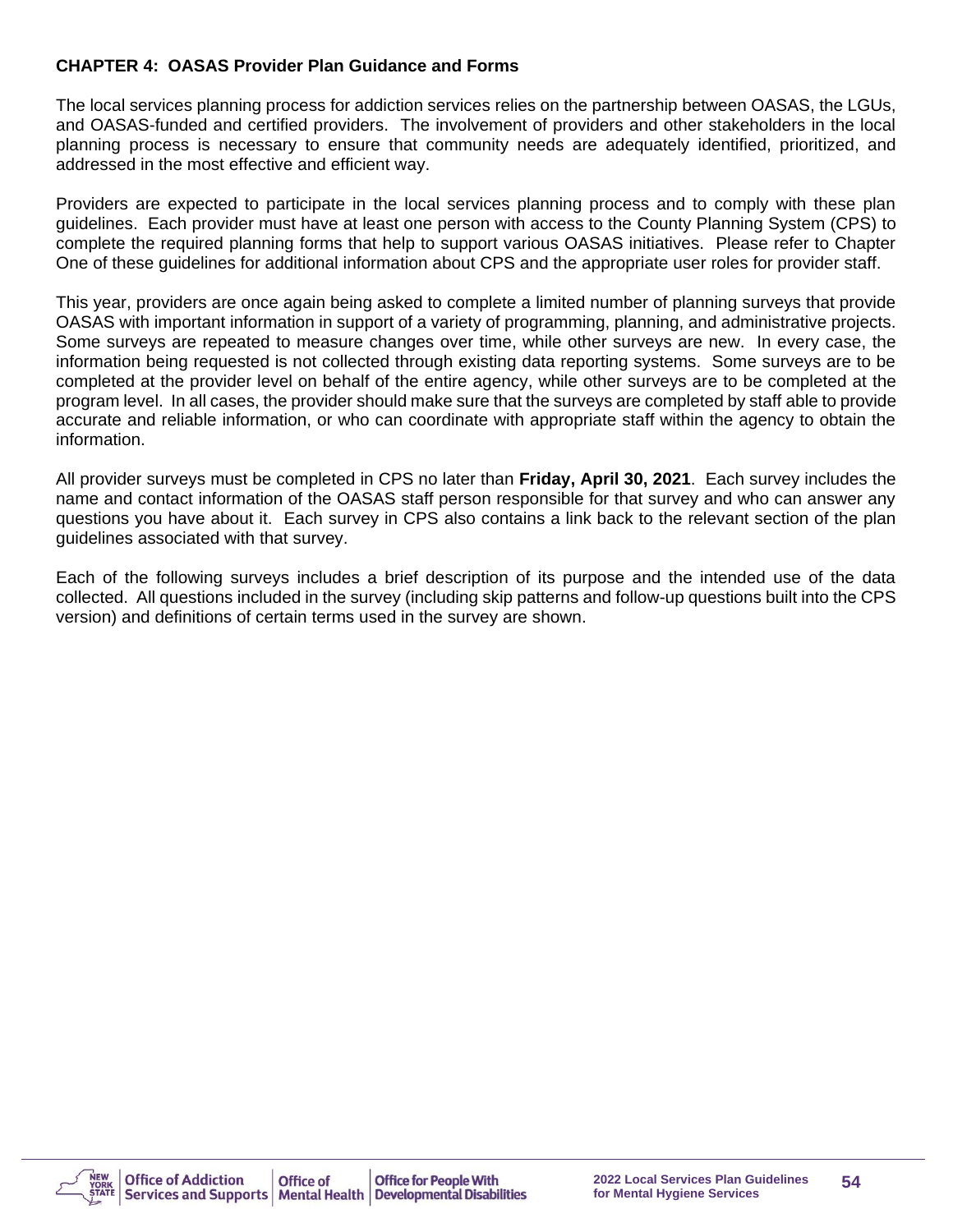**CHAPTER 4: OASAS Provider Plan Guidance and Forms**

The local services planning process for addiction services relies on the partnership between OASAS, the LGUs, and OASAS-funded and certified providers. The involvement of providers and other stakeholders in the local planning process is necessary to ensure that community needs are adequately identified, prioritized, and addressed in the most effective and efficient way.

Providers are expected to participate in the local services planning process and to comply with these plan guidelines. Each provider must have at least one person with access to the County Planning System (CPS) to complete the required planning forms that help to support various OASAS initiatives. Please refer to Chapter One of these guidelines for additional information about CPS and the appropriate user roles for provider staff.

This year, providers are once again being asked to complete a limited number of planning surveys that provide OASAS with important information in support of a variety of programming, planning, and administrative projects. Some surveys are repeated to measure changes over time, while other surveys are new. In every case, the information being requested is not collected through existing data reporting systems. Some surveys are to be completed at the provider level on behalf of the entire agency, while other surveys are to be completed at the program level. In all cases, the provider should make sure that the surveys are completed by staff able to provide accurate and reliable information, or who can coordinate with appropriate staff within the agency to obtain the information.

All provider surveys must be completed in CPS no later than **Friday, April 30, 2021**. Each survey includes the name and contact information of the OASAS staff person responsible for that survey and who can answer any questions you have about it. Each survey in CPS also contains a link back to the relevant section of the plan guidelines associated with that survey.

Each of the following surveys includes a brief description of its purpose and the intended use of the data collected. All questions included in the survey (including skip patterns and follow-up questions built into the CPS version) and definitions of certain terms used in the survey are shown.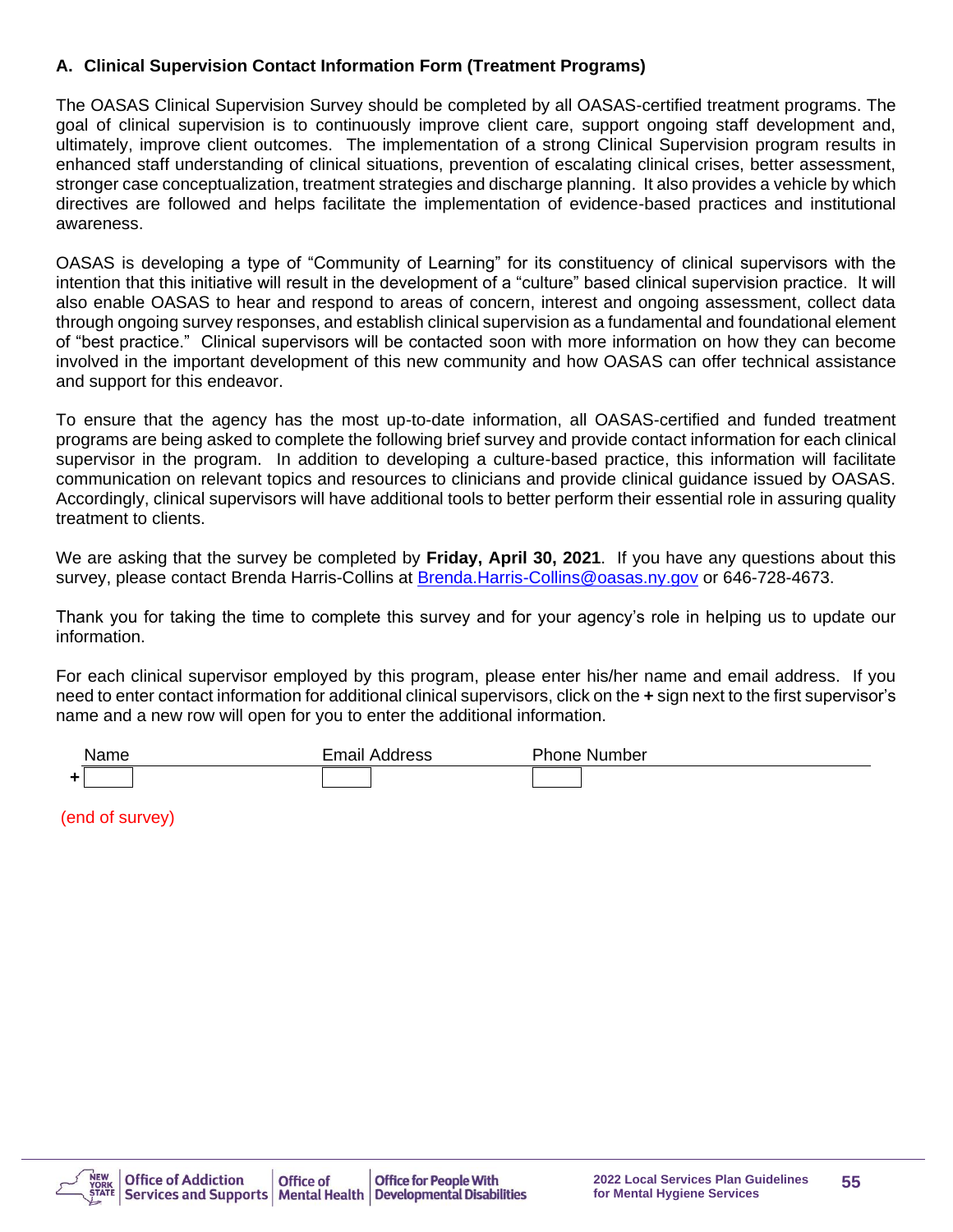### A. Clinical Supervision Contact Information Form (Treatment Programs)

The OASAS Clinical Supervision Survey should be completed by all OASAS-certified treatment programs. The goal of clinical supervision is to continuously improve client care, support ongoing staff development and, ultimately, improve client outcomes. The implementation of a strong Clinical Supervision program results in enhanced staff understanding of clinical situations, prevention of escalating clinical crises, better assessment, stronger case conceptualization, treatment strategies and discharge planning. It also provides a vehicle by which directives are followed and helps facilitate the implementation of evidence-based practices and institutional awareness.

OASAS is developing a type of "Community of Learning" for its constituency of clinical supervisors with the intention that this initiative will result in the development of a "culture" based clinical supervision practice. It will also enable OASAS to hear and respond to areas of concern, interest and ongoing assessment, collect data through ongoing survey responses, and establish clinical supervision as a fundamental and foundational element of "best practice." Clinical supervisors will be contacted soon with more information on how they can become involved in the important development of this new community and how OASAS can offer technical assistance and support for this endeavor.

To ensure that the agency has the most up-to-date information, all OASAS-certified and funded treatment programs are being asked to complete the following brief survey and provide contact information for each clinical supervisor in the program. In addition to developing a culture-based practice, this information will facilitate communication on relevant topics and resources to clinicians and provide clinical guidance issued by OASAS. Accordingly, clinical supervisors will have additional tools to better perform their essential role in assuring quality treatment to clients.

We are asking that the survey be completed by **Friday, April 30, 2021**. If you have any questions about this survey, please contact Brenda Harris-Collins at Brenda.Harris-Collins@oasas.ny.gov or 646-728-4673.

Thank you for taking the time to complete this survey and for your agency's role in helping us to update our information.

For each clinical supervisor employed by this program, please enter his/her name and email address. If you need to enter contact information for additional clinical supervisors, click on the **+** sign next to the first supervisor's name and a new row will open for you to enter the additional information.

| Name | Email Address | Phone Number |
|---|---|---|
| + | | |

(end of survey)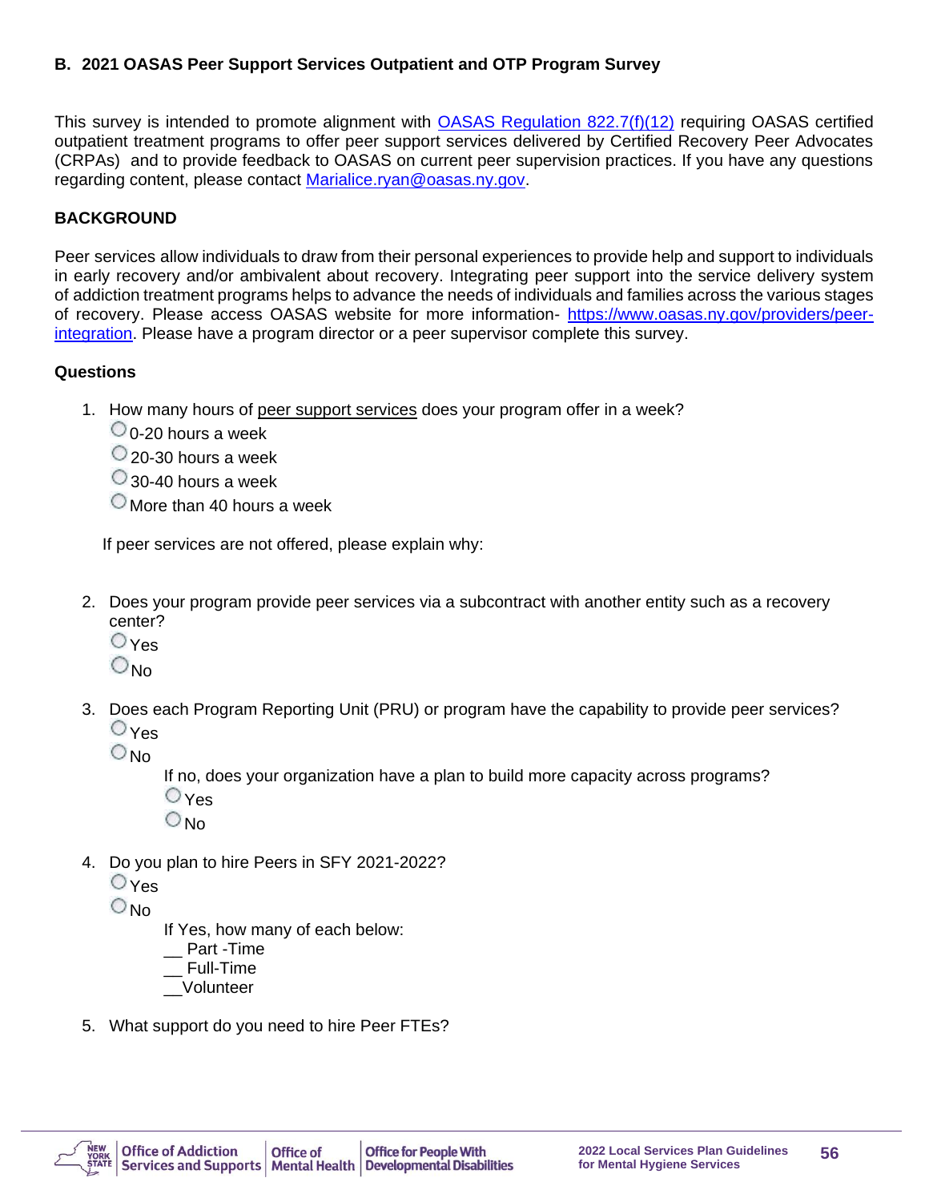### B. 2021 OASAS Peer Support Services Outpatient and OTP Program Survey

This survey is intended to promote alignment with [OASAS Regulation 822.7(f)(12)]() requiring OASAS certified outpatient treatment programs to offer peer support services delivered by Certified Recovery Peer Advocates (CRPAs) and to provide feedback to OASAS on current peer supervision practices. If you have any questions regarding content, please contact [Marialice.ryan@oasas.ny.gov](mailto:Marialice.ryan@oasas.ny.gov).

**BACKGROUND**

Peer services allow individuals to draw from their personal experiences to provide help and support to individuals in early recovery and/or ambivalent about recovery. Integrating peer support into the service delivery system of addiction treatment programs helps to advance the needs of individuals and families across the various stages of recovery. Please access OASAS website for more information- [https://www.oasas.ny.gov/providers/peer-integration](https://www.oasas.ny.gov/providers/peer-integration). Please have a program director or a peer supervisor complete this survey.

**Questions**

1. How many hours of peer support services does your program offer in a week?
   - ○ 0-20 hours a week
   - ○ 20-30 hours a week
   - ○ 30-40 hours a week
   - ○ More than 40 hours a week

   If peer services are not offered, please explain why:

2. Does your program provide peer services via a subcontract with another entity such as a recovery center?
   - ○ Yes
   - ○ No

3. Does each Program Reporting Unit (PRU) or program have the capability to provide peer services?
   - ○ Yes
   - ○ No

   If no, does your organization have a plan to build more capacity across programs?
   - ○ Yes
   - ○ No

4. Do you plan to hire Peers in SFY 2021-2022?
   - ○ Yes
   - ○ No

   If Yes, how many of each below:
   __ Part -Time
   __ Full-Time
   __Volunteer

5. What support do you need to hire Peer FTEs?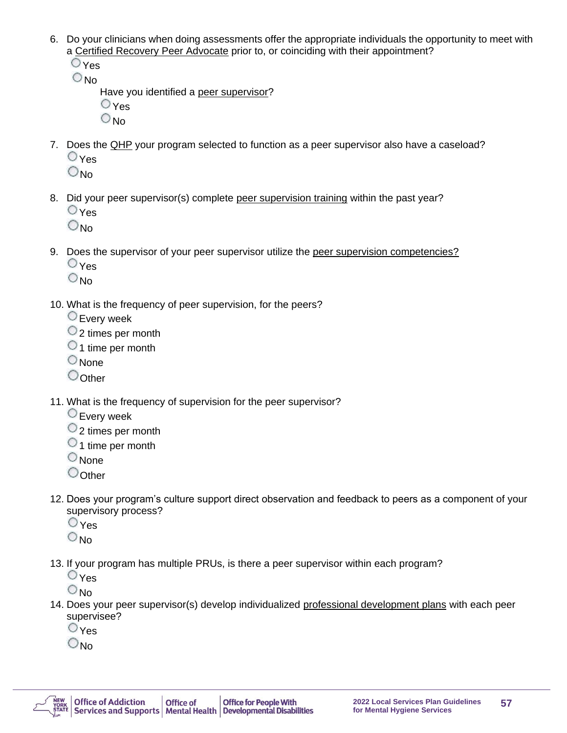6. Do your clinicians when doing assessments offer the appropriate individuals the opportunity to meet with a Certified Recovery Peer Advocate prior to, or coinciding with their appointment?
   - ○ Yes
   - ○ No
     - Have you identified a peer supervisor?
       - ○ Yes
       - ○ No

7. Does the QHP your program selected to function as a peer supervisor also have a caseload?
   - ○ Yes
   - ○ No

8. Did your peer supervisor(s) complete peer supervision training within the past year?
   - ○ Yes
   - ○ No

9. Does the supervisor of your peer supervisor utilize the peer supervision competencies?
   - ○ Yes
   - ○ No

10. What is the frequency of peer supervision, for the peers?
    - ○ Every week
    - ○ 2 times per month
    - ○ 1 time per month
    - ○ None
    - ○ Other

11. What is the frequency of supervision for the peer supervisor?
    - ○ Every week
    - ○ 2 times per month
    - ○ 1 time per month
    - ○ None
    - ○ Other

12. Does your program's culture support direct observation and feedback to peers as a component of your supervisory process?
    - ○ Yes
    - ○ No

13. If your program has multiple PRUs, is there a peer supervisor within each program?
    - ○ Yes
    - ○ No

14. Does your peer supervisor(s) develop individualized professional development plans with each peer supervisee?
    - ○ Yes
    - ○ No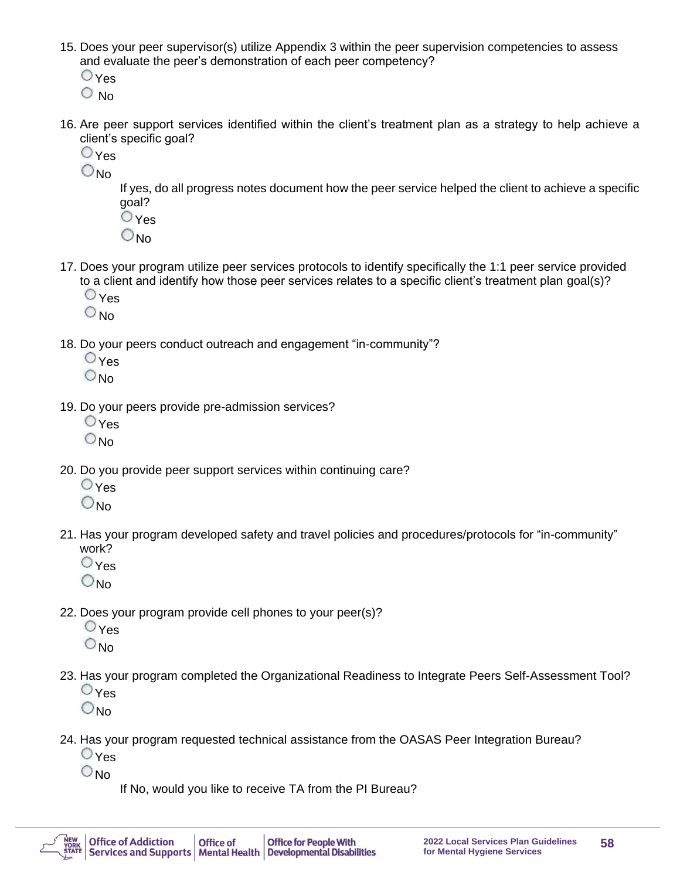15. Does your peer supervisor(s) utilize Appendix 3 within the peer supervision competencies to assess and evaluate the peer's demonstration of each peer competency?
   - ○ Yes
   - ○ No

16. Are peer support services identified within the client's treatment plan as a strategy to help achieve a client's specific goal?
   - ○ Yes
   - ○ No

   If yes, do all progress notes document how the peer service helped the client to achieve a specific goal?
   - ○ Yes
   - ○ No

17. Does your program utilize peer services protocols to identify specifically the 1:1 peer service provided to a client and identify how those peer services relates to a specific client's treatment plan goal(s)?
   - ○ Yes
   - ○ No

18. Do your peers conduct outreach and engagement "in-community"?
   - ○ Yes
   - ○ No

19. Do your peers provide pre-admission services?
   - ○ Yes
   - ○ No

20. Do you provide peer support services within continuing care?
   - ○ Yes
   - ○ No

21. Has your program developed safety and travel policies and procedures/protocols for "in-community" work?
   - ○ Yes
   - ○ No

22. Does your program provide cell phones to your peer(s)?
   - ○ Yes
   - ○ No

23. Has your program completed the Organizational Readiness to Integrate Peers Self-Assessment Tool?
   - ○ Yes
   - ○ No

24. Has your program requested technical assistance from the OASAS Peer Integration Bureau?
   - ○ Yes
   - ○ No

   If No, would you like to receive TA from the PI Bureau?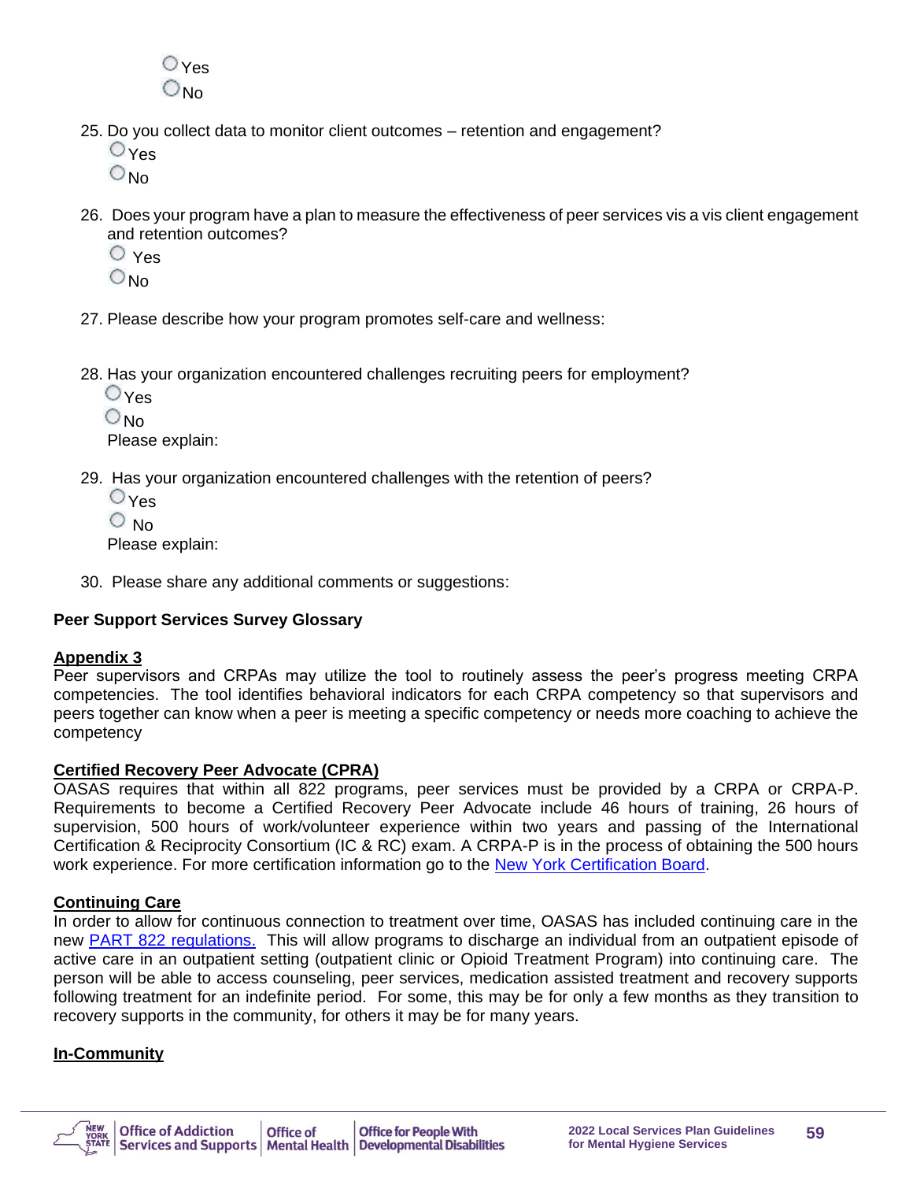○ Yes
○ No

25. Do you collect data to monitor client outcomes – retention and engagement?
   ○ Yes
   ○ No

26. Does your program have a plan to measure the effectiveness of peer services vis a vis client engagement and retention outcomes?
   ○ Yes
   ○ No

27. Please describe how your program promotes self-care and wellness:

28. Has your organization encountered challenges recruiting peers for employment?
   ○ Yes
   ○ No
   Please explain:

29. Has your organization encountered challenges with the retention of peers?
   ○ Yes
   ○ No
   Please explain:

30. Please share any additional comments or suggestions:

**Peer Support Services Survey Glossary**

**Appendix 3**
Peer supervisors and CRPAs may utilize the tool to routinely assess the peer's progress meeting CRPA competencies. The tool identifies behavioral indicators for each CRPA competency so that supervisors and peers together can know when a peer is meeting a specific competency or needs more coaching to achieve the competency

**Certified Recovery Peer Advocate (CPRA)**
OASAS requires that within all 822 programs, peer services must be provided by a CRPA or CRPA-P. Requirements to become a Certified Recovery Peer Advocate include 46 hours of training, 26 hours of supervision, 500 hours of work/volunteer experience within two years and passing of the International Certification & Reciprocity Consortium (IC & RC) exam. A CRPA-P is in the process of obtaining the 500 hours work experience. For more certification information go to the New York Certification Board.

**Continuing Care**
In order to allow for continuous connection to treatment over time, OASAS has included continuing care in the new PART 822 regulations. This will allow programs to discharge an individual from an outpatient episode of active care in an outpatient setting (outpatient clinic or Opioid Treatment Program) into continuing care. The person will be able to access counseling, peer services, medication assisted treatment and recovery supports following treatment for an indefinite period. For some, this may be for only a few months as they transition to recovery supports in the community, for others it may be for many years.

**In-Community**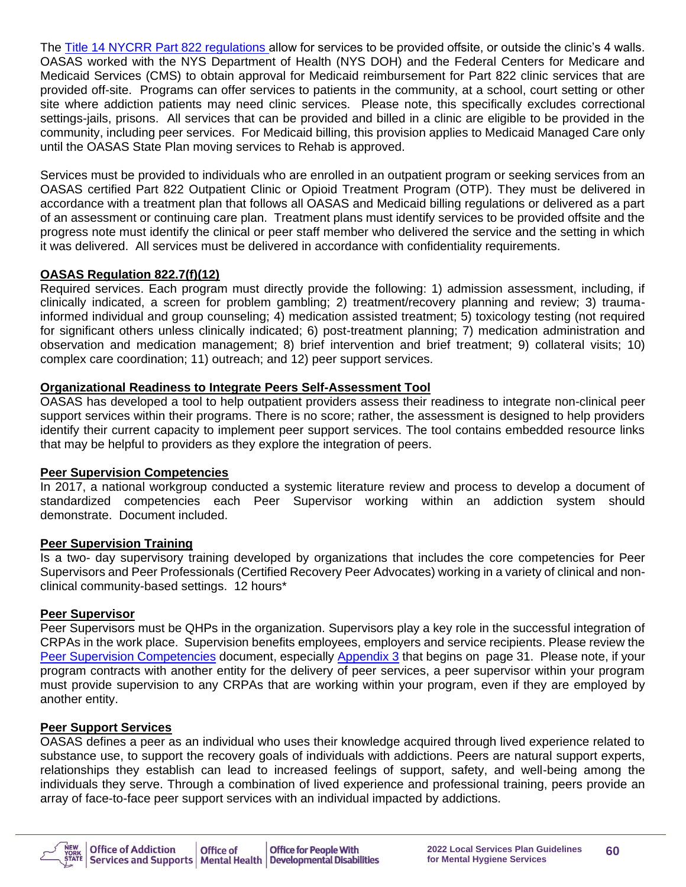The [Title 14 NYCRR Part 822 regulations](#) allow for services to be provided offsite, or outside the clinic's 4 walls. OASAS worked with the NYS Department of Health (NYS DOH) and the Federal Centers for Medicare and Medicaid Services (CMS) to obtain approval for Medicaid reimbursement for Part 822 clinic services that are provided off-site. Programs can offer services to patients in the community, at a school, court setting or other site where addiction patients may need clinic services. Please note, this specifically excludes correctional settings-jails, prisons. All services that can be provided and billed in a clinic are eligible to be provided in the community, including peer services. For Medicaid billing, this provision applies to Medicaid Managed Care only until the OASAS State Plan moving services to Rehab is approved.

Services must be provided to individuals who are enrolled in an outpatient program or seeking services from an OASAS certified Part 822 Outpatient Clinic or Opioid Treatment Program (OTP). They must be delivered in accordance with a treatment plan that follows all OASAS and Medicaid billing regulations or delivered as a part of an assessment or continuing care plan. Treatment plans must identify services to be provided offsite and the progress note must identify the clinical or peer staff member who delivered the service and the setting in which it was delivered. All services must be delivered in accordance with confidentiality requirements.

**OASAS Regulation 822.7(f)(12)**

Required services. Each program must directly provide the following: 1) admission assessment, including, if clinically indicated, a screen for problem gambling; 2) treatment/recovery planning and review; 3) trauma-informed individual and group counseling; 4) medication assisted treatment; 5) toxicology testing (not required for significant others unless clinically indicated; 6) post-treatment planning; 7) medication administration and observation and medication management; 8) brief intervention and brief treatment; 9) collateral visits; 10) complex care coordination; 11) outreach; and 12) peer support services.

**Organizational Readiness to Integrate Peers Self-Assessment Tool**

OASAS has developed a tool to help outpatient providers assess their readiness to integrate non-clinical peer support services within their programs. There is no score; rather, the assessment is designed to help providers identify their current capacity to implement peer support services. The tool contains embedded resource links that may be helpful to providers as they explore the integration of peers.

**Peer Supervision Competencies**

In 2017, a national workgroup conducted a systemic literature review and process to develop a document of standardized competencies each Peer Supervisor working within an addiction system should demonstrate. Document included.

**Peer Supervision Training**

Is a two- day supervisory training developed by organizations that includes the core competencies for Peer Supervisors and Peer Professionals (Certified Recovery Peer Advocates) working in a variety of clinical and non-clinical community-based settings. 12 hours*

**Peer Supervisor**

Peer Supervisors must be QHPs in the organization. Supervisors play a key role in the successful integration of CRPAs in the work place. Supervision benefits employees, employers and service recipients. Please review the [Peer Supervision Competencies](#) document, especially [Appendix 3](#) that begins on page 31. Please note, if your program contracts with another entity for the delivery of peer services, a peer supervisor within your program must provide supervision to any CRPAs that are working within your program, even if they are employed by another entity.

**Peer Support Services**

OASAS defines a peer as an individual who uses their knowledge acquired through lived experience related to substance use, to support the recovery goals of individuals with addictions. Peers are natural support experts, relationships they establish can lead to increased feelings of support, safety, and well-being among the individuals they serve. Through a combination of lived experience and professional training, peers provide an array of face-to-face peer support services with an individual impacted by addictions.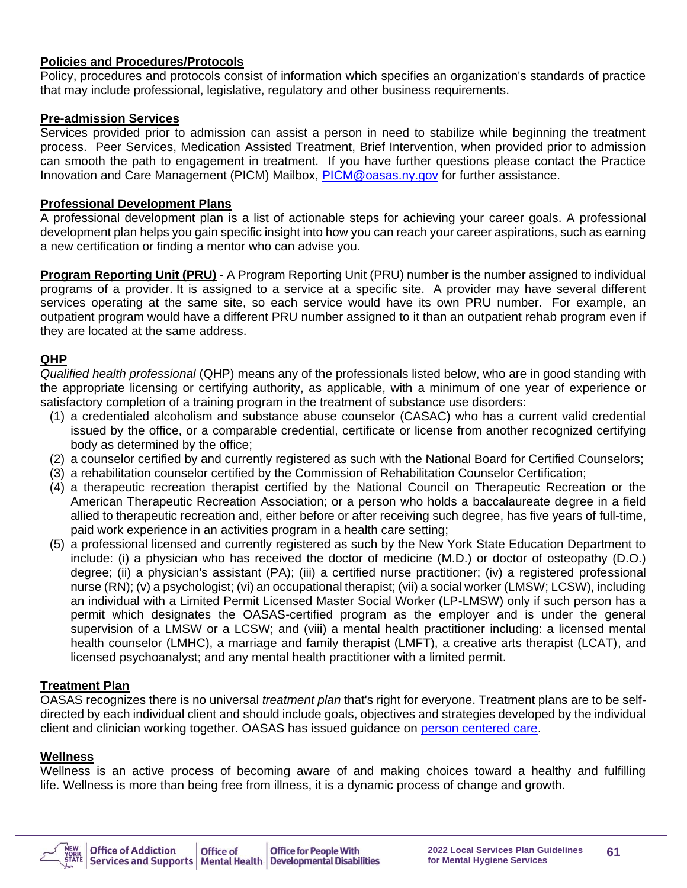**Policies and Procedures/Protocols**
Policy, procedures and protocols consist of information which specifies an organization's standards of practice that may include professional, legislative, regulatory and other business requirements.

**Pre-admission Services**
Services provided prior to admission can assist a person in need to stabilize while beginning the treatment process. Peer Services, Medication Assisted Treatment, Brief Intervention, when provided prior to admission can smooth the path to engagement in treatment. If you have further questions please contact the Practice Innovation and Care Management (PICM) Mailbox, [PICM@oasas.ny.gov](mailto:PICM@oasas.ny.gov) for further assistance.

**Professional Development Plans**
A professional development plan is a list of actionable steps for achieving your career goals. A professional development plan helps you gain specific insight into how you can reach your career aspirations, such as earning a new certification or finding a mentor who can advise you.

**Program Reporting Unit (PRU)** - A Program Reporting Unit (PRU) number is the number assigned to individual programs of a provider. It is assigned to a service at a specific site. A provider may have several different services operating at the same site, so each service would have its own PRU number. For example, an outpatient program would have a different PRU number assigned to it than an outpatient rehab program even if they are located at the same address.

**QHP**
*Qualified health professional* (QHP) means any of the professionals listed below, who are in good standing with the appropriate licensing or certifying authority, as applicable, with a minimum of one year of experience or satisfactory completion of a training program in the treatment of substance use disorders:

(1) a credentialed alcoholism and substance abuse counselor (CASAC) who has a current valid credential issued by the office, or a comparable credential, certificate or license from another recognized certifying body as determined by the office;
(2) a counselor certified by and currently registered as such with the National Board for Certified Counselors;
(3) a rehabilitation counselor certified by the Commission of Rehabilitation Counselor Certification;
(4) a therapeutic recreation therapist certified by the National Council on Therapeutic Recreation or the American Therapeutic Recreation Association; or a person who holds a baccalaureate degree in a field allied to therapeutic recreation and, either before or after receiving such degree, has five years of full-time, paid work experience in an activities program in a health care setting;
(5) a professional licensed and currently registered as such by the New York State Education Department to include: (i) a physician who has received the doctor of medicine (M.D.) or doctor of osteopathy (D.O.) degree; (ii) a physician's assistant (PA); (iii) a certified nurse practitioner; (iv) a registered professional nurse (RN); (v) a psychologist; (vi) an occupational therapist; (vii) a social worker (LMSW; LCSW), including an individual with a Limited Permit Licensed Master Social Worker (LP-LMSW) only if such person has a permit which designates the OASAS-certified program as the employer and is under the general supervision of a LMSW or a LCSW; and (viii) a mental health practitioner including: a licensed mental health counselor (LMHC), a marriage and family therapist (LMFT), a creative arts therapist (LCAT), and licensed psychoanalyst; and any mental health practitioner with a limited permit.

**Treatment Plan**
OASAS recognizes there is no universal *treatment plan* that's right for everyone. Treatment plans are to be self-directed by each individual client and should include goals, objectives and strategies developed by the individual client and clinician working together. OASAS has issued guidance on person centered care.

**Wellness**
Wellness is an active process of becoming aware of and making choices toward a healthy and fulfilling life. Wellness is more than being free from illness, it is a dynamic process of change and growth.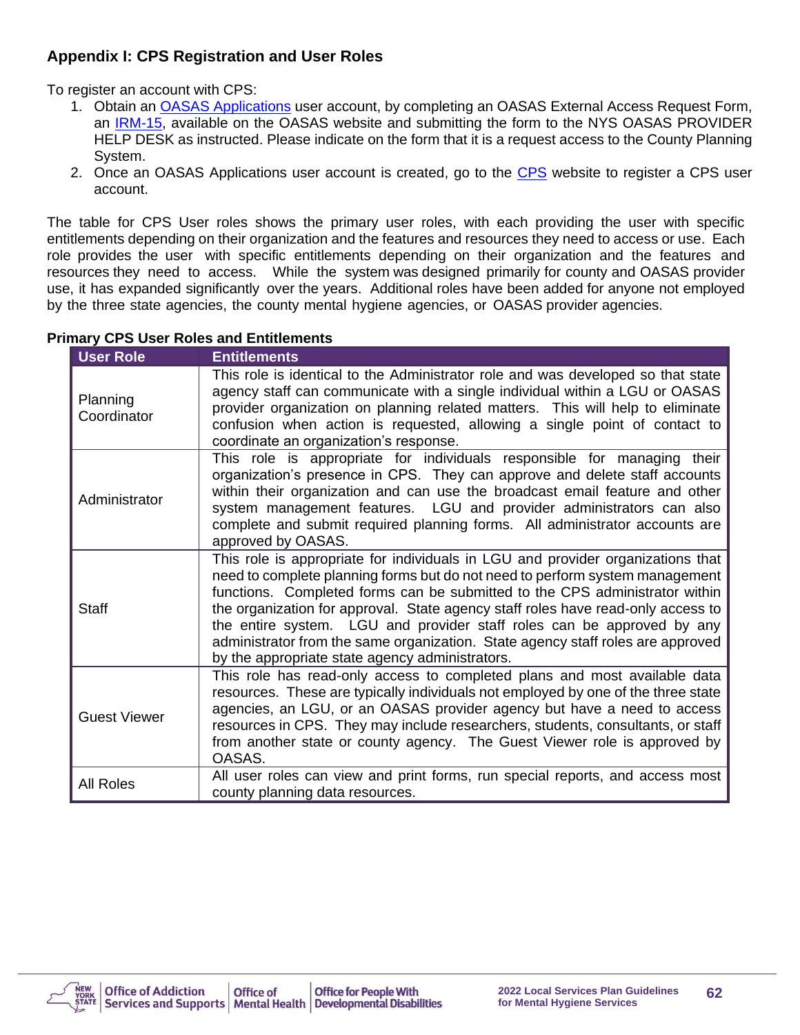## Appendix I: CPS Registration and User Roles

To register an account with CPS:

1. Obtain an OASAS Applications user account, by completing an OASAS External Access Request Form, an IRM-15, available on the OASAS website and submitting the form to the NYS OASAS PROVIDER HELP DESK as instructed. Please indicate on the form that it is a request access to the County Planning System.
2. Once an OASAS Applications user account is created, go to the CPS website to register a CPS user account.

The table for CPS User roles shows the primary user roles, with each providing the user with specific entitlements depending on their organization and the features and resources they need to access or use. Each role provides the user with specific entitlements depending on their organization and the features and resources they need to access. While the system was designed primarily for county and OASAS provider use, it has expanded significantly over the years. Additional roles have been added for anyone not employed by the three state agencies, the county mental hygiene agencies, or OASAS provider agencies.

**Primary CPS User Roles and Entitlements**

| User Role | Entitlements |
|---|---|
| Planning Coordinator | This role is identical to the Administrator role and was developed so that state agency staff can communicate with a single individual within a LGU or OASAS provider organization on planning related matters. This will help to eliminate confusion when action is requested, allowing a single point of contact to coordinate an organization's response. |
| Administrator | This role is appropriate for individuals responsible for managing their organization's presence in CPS. They can approve and delete staff accounts within their organization and can use the broadcast email feature and other system management features. LGU and provider administrators can also complete and submit required planning forms. All administrator accounts are approved by OASAS. |
| Staff | This role is appropriate for individuals in LGU and provider organizations that need to complete planning forms but do not need to perform system management functions. Completed forms can be submitted to the CPS administrator within the organization for approval. State agency staff roles have read-only access to the entire system. LGU and provider staff roles can be approved by any administrator from the same organization. State agency staff roles are approved by the appropriate state agency administrators. |
| Guest Viewer | This role has read-only access to completed plans and most available data resources. These are typically individuals not employed by one of the three state agencies, an LGU, or an OASAS provider agency but have a need to access resources in CPS. They may include researchers, students, consultants, or staff from another state or county agency. The Guest Viewer role is approved by OASAS. |
| All Roles | All user roles can view and print forms, run special reports, and access most county planning data resources. |